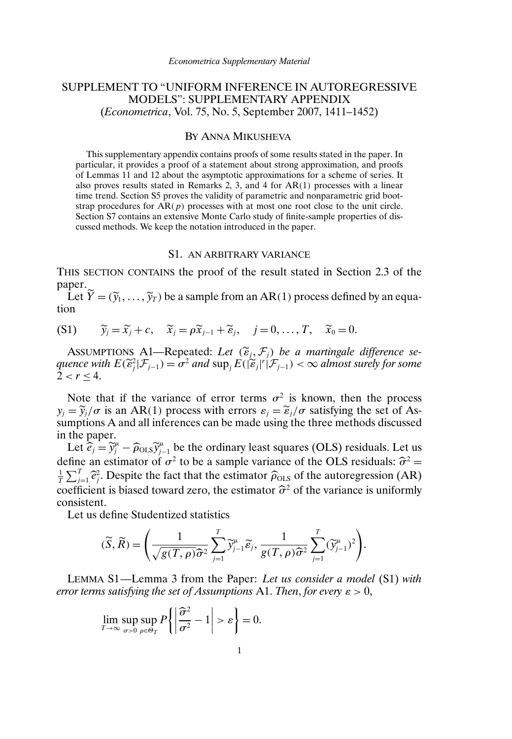# SUPPLEMENT TO "UNIFORM INFERENCE IN AUTOREGRESSIVE MODELS": SUPPLEMENTARY APPENDIX
(*Econometrica*, Vol. 75, No. 5, September 2007, 1411–1452)

BY ANNA MIKUSHEVA

This supplementary appendix contains proofs of some results stated in the paper. In particular, it provides a proof of a statement about strong approximation, and proofs of Lemmas 11 and 12 about the asymptotic approximations for a scheme of series. It also proves results stated in Remarks 2, 3, and 4 for AR(1) processes with a linear time trend. Section S5 proves the validity of parametric and nonparametric grid bootstrap procedures for AR($p$) processes with at most one root close to the unit circle. Section S7 contains an extensive Monte Carlo study of finite-sample properties of discussed methods. We keep the notation introduced in the paper.

## S1. AN ARBITRARY VARIANCE

THIS SECTION CONTAINS the proof of the result stated in Section 2.3 of the paper.

Let $\widetilde{Y} = (\widetilde{y}_1, \ldots, \widetilde{y}_T)$ be a sample from an AR(1) process defined by an equation

$$\text{(S1)} \qquad \widetilde{y}_j = \widetilde{x}_j + c, \quad \widetilde{x}_j = \rho \widetilde{x}_{j-1} + \widetilde{\varepsilon}_j, \quad j = 0, \ldots, T, \quad \widetilde{x}_0 = 0.$$

ASSUMPTIONS A1—Repeated: *Let $(\widetilde{\varepsilon}_j, \mathcal{F}_j)$ be a martingale difference sequence with $E(\widetilde{\varepsilon}_j^2 | \mathcal{F}_{j-1}) = \sigma^2$ and $\sup_j E(|\widetilde{\varepsilon}_j|^r | \mathcal{F}_{j-1}) < \infty$ almost surely for some $2 < r \leq 4$.*

Note that if the variance of error terms $\sigma^2$ is known, then the process $y_j = \widetilde{y}_j / \sigma$ is an AR(1) process with errors $\varepsilon_j = \widetilde{\varepsilon}_j / \sigma$ satisfying the set of Assumptions A and all inferences can be made using the three methods discussed in the paper.

Let $\widehat{e}_j = \widetilde{y}_j^\mu - \widehat{\rho}_{\text{OLS}} \widetilde{y}_{j-1}^\mu$ be the ordinary least squares (OLS) residuals. Let us define an estimator of $\sigma^2$ to be a sample variance of the OLS residuals: $\widehat{\sigma}^2 = \frac{1}{T} \sum_{j=1}^T \widehat{e}_j^2$. Despite the fact that the estimator $\widehat{\rho}_{\text{OLS}}$ of the autoregression (AR) coefficient is biased toward zero, the estimator $\widehat{\sigma}^2$ of the variance is uniformly consistent.

Let us define Studentized statistics

$$(\widetilde{S}, \widetilde{R}) = \left( \frac{1}{\sqrt{g(T, \rho) \widehat{\sigma}^2}} \sum_{j=1}^T \widetilde{y}_{j-1}^\mu \widetilde{\varepsilon}_j, \frac{1}{g(T, \rho) \widehat{\sigma}^2} \sum_{j=1}^T (\widetilde{y}_{j-1}^\mu)^2 \right).$$

LEMMA S1—Lemma 3 from the Paper: *Let us consider a model* (S1) *with error terms satisfying the set of Assumptions* A1. *Then, for every $\varepsilon > 0$,*

$$\lim_{T \to \infty} \sup_{\sigma > 0} \sup_{\rho \in \Theta_T} P\left\{ \left| \frac{\widehat{\sigma}^2}{\sigma^2} - 1 \right| > \varepsilon \right\} = 0.$$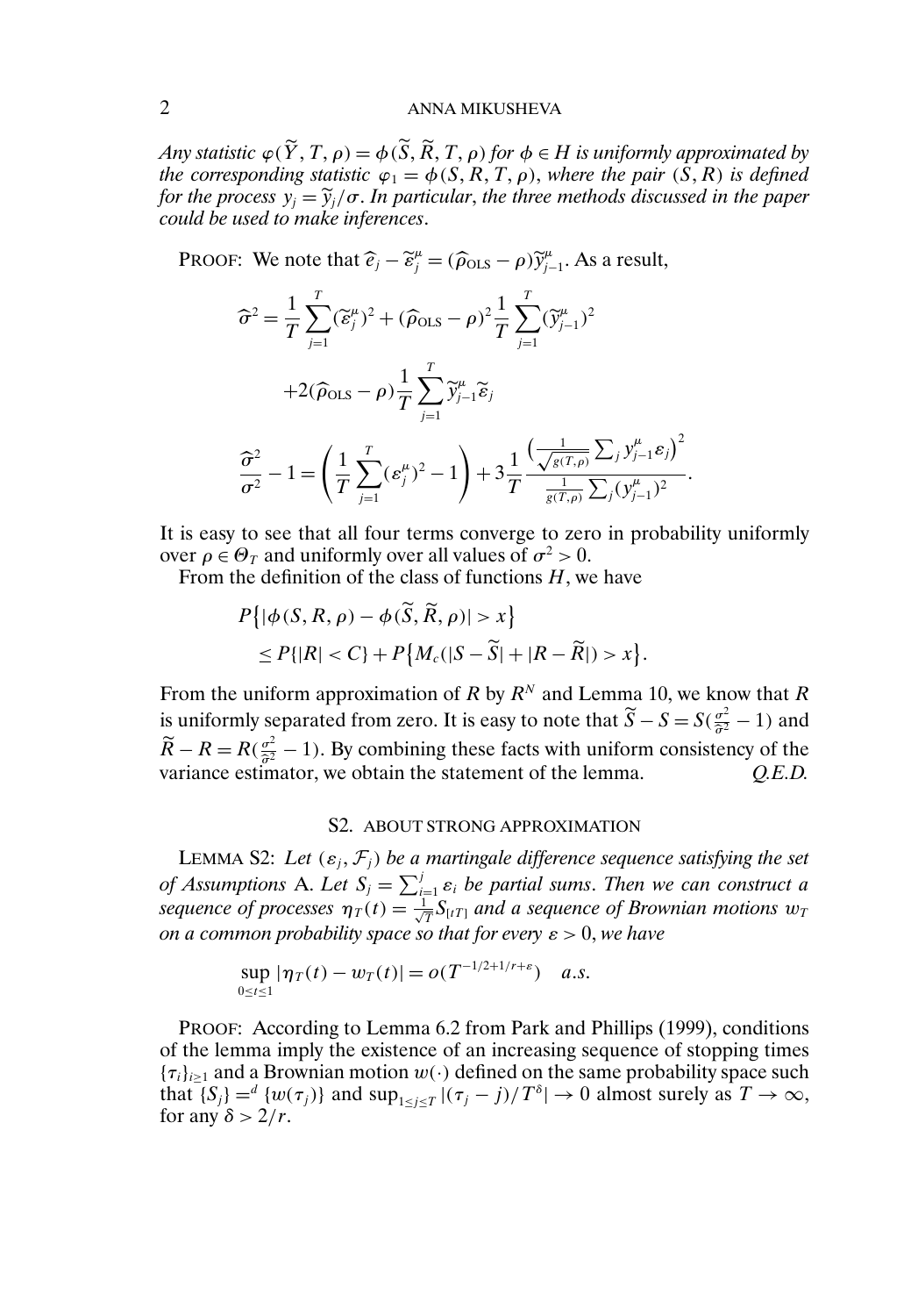*Any statistic $\varphi(\widetilde{Y}, T, \rho) = \phi(\widetilde{S}, \widetilde{R}, T, \rho)$ for $\phi \in H$ is uniformly approximated by the corresponding statistic $\varphi_1 = \phi(S, R, T, \rho)$, where the pair $(S, R)$ is defined for the process $y_j = \widetilde{y}_j/\sigma$. In particular, the three methods discussed in the paper could be used to make inferences.*

PROOF: We note that $\widehat{e}_j - \widetilde{\varepsilon}_j^\mu = (\widehat{\rho}_{\text{OLS}} - \rho)\widetilde{y}_{j-1}^\mu$. As a result,

$$
\begin{aligned}
\widehat{\sigma}^2 &= \frac{1}{T}\sum_{j=1}^{T}(\widetilde{\varepsilon}_j^\mu)^2 + (\widehat{\rho}_{\text{OLS}} - \rho)^2 \frac{1}{T}\sum_{j=1}^{T}(\widetilde{y}_{j-1}^\mu)^2 \\
&\quad + 2(\widehat{\rho}_{\text{OLS}} - \rho)\frac{1}{T}\sum_{j=1}^{T}\widetilde{y}_{j-1}^\mu \widetilde{\varepsilon}_j \\
\frac{\widehat{\sigma}^2}{\sigma^2} - 1 &= \left(\frac{1}{T}\sum_{j=1}^{T}(\varepsilon_j^\mu)^2 - 1\right) + 3\frac{1}{T}\frac{\left(\frac{1}{\sqrt{g(T,\rho)}}\sum_j y_{j-1}^\mu \varepsilon_j\right)^2}{\frac{1}{g(T,\rho)}\sum_j (y_{j-1}^\mu)^2}.
\end{aligned}
$$

It is easy to see that all four terms converge to zero in probability uniformly over $\rho \in \Theta_T$ and uniformly over all values of $\sigma^2 > 0$.

From the definition of the class of functions $H$, we have

$$
\begin{aligned}
&P\{|\phi(S, R, \rho) - \phi(\widetilde{S}, \widetilde{R}, \rho)| > x\} \\
&\quad \le P\{|R| < C\} + P\{M_c(|S - \widetilde{S}| + |R - \widetilde{R}|) > x\}.
\end{aligned}
$$

From the uniform approximation of $R$ by $R^N$ and Lemma 10, we know that $R$ is uniformly separated from zero. It is easy to note that $\widetilde{S} - S = S(\frac{\sigma^2}{\widehat{\sigma}^2} - 1)$ and $\widetilde{R} - R = R(\frac{\sigma^2}{\widehat{\sigma}^2} - 1)$. By combining these facts with uniform consistency of the variance estimator, we obtain the statement of the lemma. *Q.E.D.*

## S2. ABOUT STRONG APPROXIMATION

LEMMA S2: *Let $(\varepsilon_j, \mathcal{F}_j)$ be a martingale difference sequence satisfying the set of Assumptions* A. *Let $S_j = \sum_{i=1}^{j}\varepsilon_i$ be partial sums. Then we can construct a sequence of processes $\eta_T(t) = \frac{1}{\sqrt{T}}S_{[tT]}$ and a sequence of Brownian motions $w_T$ on a common probability space so that for every $\varepsilon > 0$, we have*

$$
\sup_{0 \le t \le 1}|\eta_T(t) - w_T(t)| = o(T^{-1/2+1/r+\varepsilon}) \quad a.s.
$$

PROOF: According to Lemma 6.2 from Park and Phillips (1999), conditions of the lemma imply the existence of an increasing sequence of stopping times $\{\tau_i\}_{i\ge1}$ and a Brownian motion $w(\cdot)$ defined on the same probability space such that $\{S_j\} =^d \{w(\tau_j)\}$ and $\sup_{1\le j\le T}|(\tau_j - j)/T^\delta| \to 0$ almost surely as $T \to \infty$, for any $\delta > 2/r$.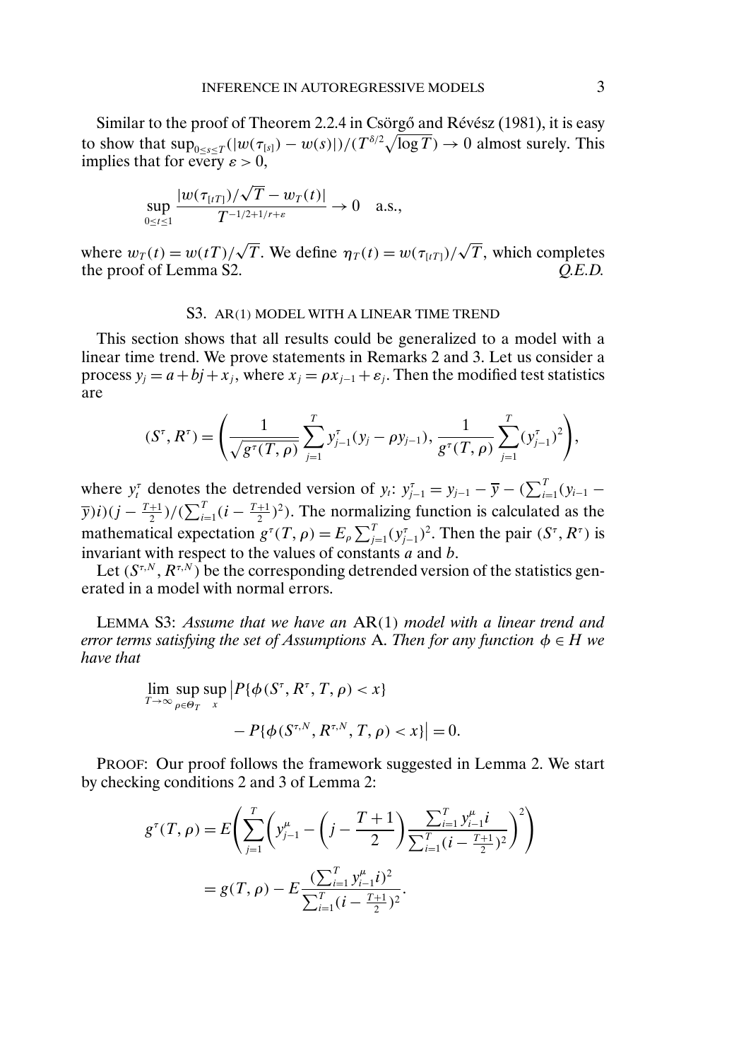Similar to the proof of Theorem 2.2.4 in Csörgő and Révész (1981), it is easy to show that $\sup_{0\le s\le T}(|w(\tau_{[s]}) - w(s)|)/(T^{\delta/2}\sqrt{\log T}) \to 0$ almost surely. This implies that for every $\varepsilon > 0$,

$$\sup_{0\le t\le 1} \frac{|w(\tau_{[tT]})/\sqrt{T} - w_T(t)|}{T^{-1/2+1/r+\varepsilon}} \to 0 \quad \text{a.s.,}$$

where $w_T(t) = w(tT)/\sqrt{T}$. We define $\eta_T(t) = w(\tau_{[tT]})/\sqrt{T}$, which completes the proof of Lemma S2. *Q.E.D.*

## S3. AR(1) MODEL WITH A LINEAR TIME TREND

This section shows that all results could be generalized to a model with a linear time trend. We prove statements in Remarks 2 and 3. Let us consider a process $y_j = a + bj + x_j$, where $x_j = \rho x_{j-1} + \varepsilon_j$. Then the modified test statistics are

$$(S^\tau, R^\tau) = \left( \frac{1}{\sqrt{g^\tau(T,\rho)}} \sum_{j=1}^T y_{j-1}^\tau (y_j - \rho y_{j-1}), \frac{1}{g^\tau(T,\rho)} \sum_{j=1}^T (y_{j-1}^\tau)^2 \right),$$

where $y_t^\tau$ denotes the detrended version of $y_t$: $y_{j-1}^\tau = y_{j-1} - \overline{y} - (\sum_{i=1}^T (y_{i-1} - \overline{y})i)(j - \frac{T+1}{2})/(\sum_{i=1}^T (i - \frac{T+1}{2})^2)$. The normalizing function is calculated as the mathematical expectation $g^\tau(T,\rho) = E_\rho \sum_{j=1}^T (y_{j-1}^\tau)^2$. Then the pair $(S^\tau, R^\tau)$ is invariant with respect to the values of constants $a$ and $b$.

Let $(S^{\tau,N}, R^{\tau,N})$ be the corresponding detrended version of the statistics generated in a model with normal errors.

LEMMA S3: *Assume that we have an* AR(1) *model with a linear trend and error terms satisfying the set of Assumptions* A. *Then for any function $\phi \in H$ we have that*

$$\lim_{T\to\infty} \sup_{\rho\in\Theta_T} \sup_x \big| P\{\phi(S^\tau, R^\tau, T, \rho) < x\} - P\{\phi(S^{\tau,N}, R^{\tau,N}, T, \rho) < x\}\big| = 0.$$

PROOF: Our proof follows the framework suggested in Lemma 2. We start by checking conditions 2 and 3 of Lemma 2:

$$\begin{aligned} g^\tau(T,\rho) &= E\left( \sum_{j=1}^T \left( y_{j-1}^\mu - \left(j - \frac{T+1}{2}\right) \frac{\sum_{i=1}^T y_{i-1}^\mu i}{\sum_{i=1}^T (i - \frac{T+1}{2})^2} \right)^2 \right) \\ &= g(T,\rho) - E\frac{(\sum_{i=1}^T y_{i-1}^\mu i)^2}{\sum_{i=1}^T (i - \frac{T+1}{2})^2}. \end{aligned}$$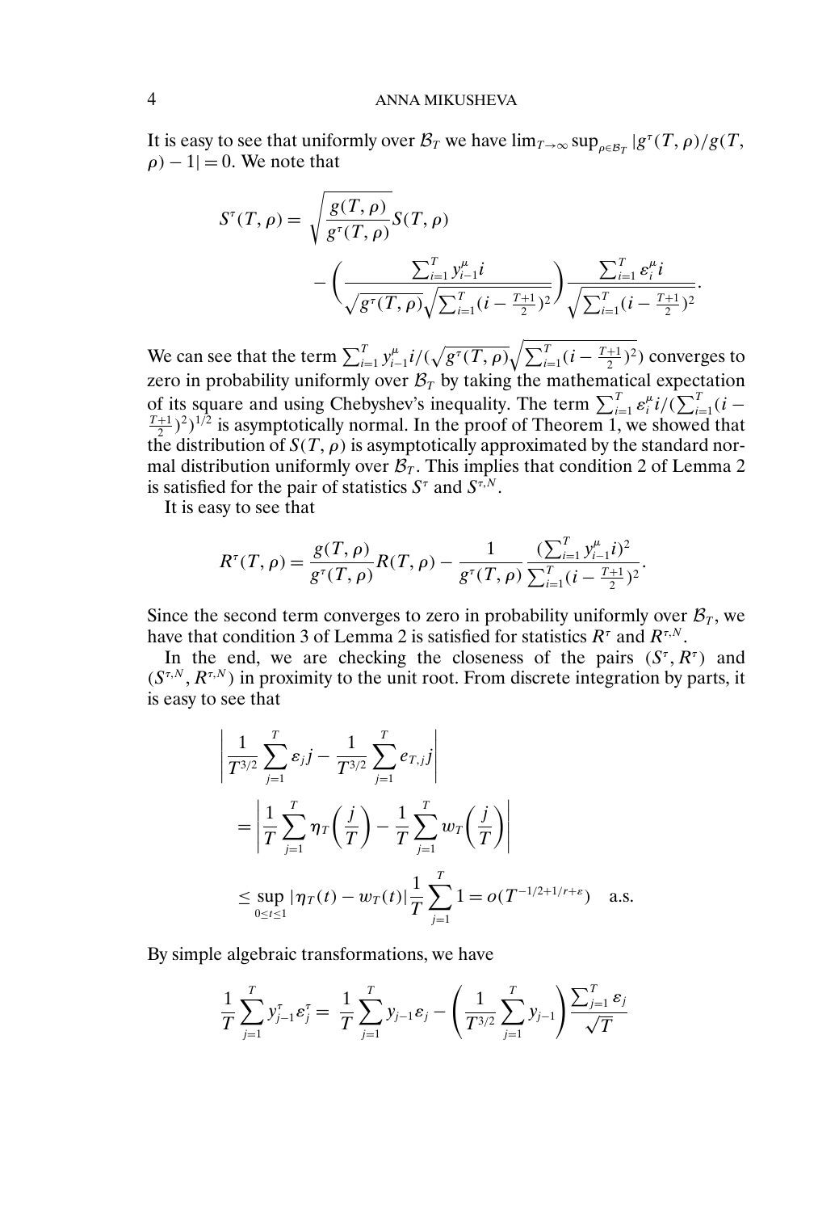It is easy to see that uniformly over $\mathcal{B}_T$ we have $\lim_{T\to\infty}\sup_{\rho\in\mathcal{B}_T}|g^\tau(T,\rho)/g(T,\rho)-1|=0$. We note that

$$S^\tau(T,\rho)=\sqrt{\frac{g(T,\rho)}{g^\tau(T,\rho)}}S(T,\rho)$$
$$-\left(\frac{\sum_{i=1}^T y_{i-1}^\mu i}{\sqrt{g^\tau(T,\rho)}\sqrt{\sum_{i=1}^T(i-\frac{T+1}{2})^2}}\right)\frac{\sum_{i=1}^T \varepsilon_i^\mu i}{\sqrt{\sum_{i=1}^T(i-\frac{T+1}{2})^2}}.$$

We can see that the term $\sum_{i=1}^T y_{i-1}^\mu i/(\sqrt{g^\tau(T,\rho)}\sqrt{\sum_{i=1}^T(i-\frac{T+1}{2})^2})$ converges to zero in probability uniformly over $\mathcal{B}_T$ by taking the mathematical expectation of its square and using Chebyshev's inequality. The term $\sum_{i=1}^T\varepsilon_i^\mu i/(\sum_{i=1}^T(i-\frac{T+1}{2})^2)^{1/2}$ is asymptotically normal. In the proof of Theorem 1, we showed that the distribution of $S(T,\rho)$ is asymptotically approximated by the standard normal distribution uniformly over $\mathcal{B}_T$. This implies that condition 2 of Lemma 2 is satisfied for the pair of statistics $S^\tau$ and $S^{\tau,N}$.

It is easy to see that

$$R^\tau(T,\rho)=\frac{g(T,\rho)}{g^\tau(T,\rho)}R(T,\rho)-\frac{1}{g^\tau(T,\rho)}\frac{(\sum_{i=1}^T y_{i-1}^\mu i)^2}{\sum_{i=1}^T(i-\frac{T+1}{2})^2}.$$

Since the second term converges to zero in probability uniformly over $\mathcal{B}_T$, we have that condition 3 of Lemma 2 is satisfied for statistics $R^\tau$ and $R^{\tau,N}$.

In the end, we are checking the closeness of the pairs $(S^\tau,R^\tau)$ and $(S^{\tau,N},R^{\tau,N})$ in proximity to the unit root. From discrete integration by parts, it is easy to see that

$$\left|\frac{1}{T^{3/2}}\sum_{j=1}^T\varepsilon_j j-\frac{1}{T^{3/2}}\sum_{j=1}^T e_{T,j}j\right|$$
$$=\left|\frac{1}{T}\sum_{j=1}^T\eta_T\left(\frac{j}{T}\right)-\frac{1}{T}\sum_{j=1}^T w_T\left(\frac{j}{T}\right)\right|$$
$$\le\sup_{0\le t\le 1}|\eta_T(t)-w_T(t)|\frac{1}{T}\sum_{j=1}^T 1=o(T^{-1/2+1/r+\varepsilon})\quad\text{a.s.}$$

By simple algebraic transformations, we have

$$\frac{1}{T}\sum_{j=1}^T y_{j-1}^\tau\varepsilon_j^\tau=\frac{1}{T}\sum_{j=1}^T y_{j-1}\varepsilon_j-\left(\frac{1}{T^{3/2}}\sum_{j=1}^T y_{j-1}\right)\frac{\sum_{j=1}^T\varepsilon_j}{\sqrt{T}}$$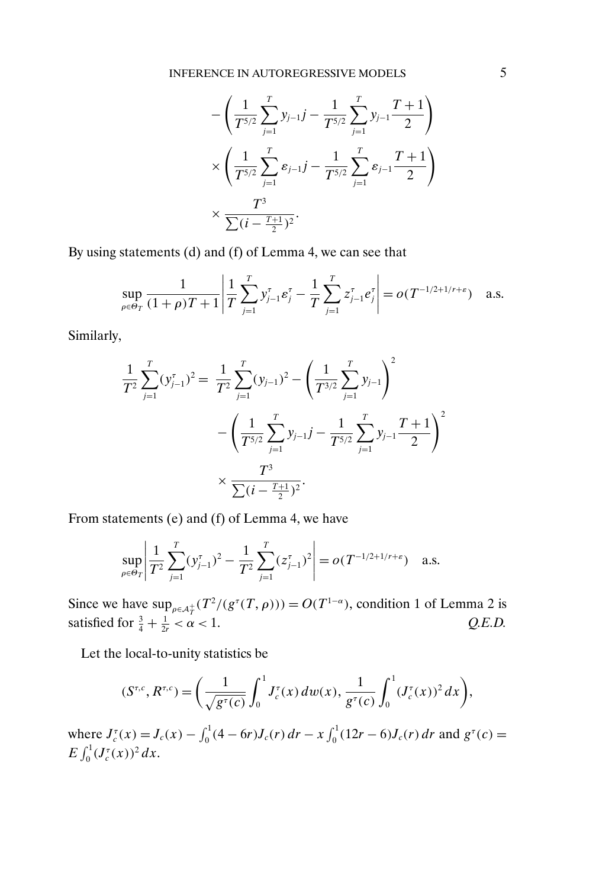$$
-\left(\frac{1}{T^{5/2}}\sum_{j=1}^{T} y_{j-1} j - \frac{1}{T^{5/2}}\sum_{j=1}^{T} y_{j-1}\frac{T+1}{2}\right)
$$

$$
\times\left(\frac{1}{T^{5/2}}\sum_{j=1}^{T} \varepsilon_{j-1} j - \frac{1}{T^{5/2}}\sum_{j=1}^{T} \varepsilon_{j-1}\frac{T+1}{2}\right)
$$

$$
\times \frac{T^3}{\sum(i-\frac{T+1}{2})^2}.
$$

By using statements (d) and (f) of Lemma 4, we can see that

$$
\sup_{\rho\in\Theta_T} \frac{1}{(1+\rho)T+1}\left|\frac{1}{T}\sum_{j=1}^{T} y_{j-1}^{\tau}\varepsilon_j^{\tau} - \frac{1}{T}\sum_{j=1}^{T} z_{j-1}^{\tau} e_j^{\tau}\right| = o(T^{-1/2+1/r+\varepsilon}) \quad \text{a.s.}
$$

Similarly,

$$
\frac{1}{T^2}\sum_{j=1}^{T}(y_{j-1}^{\tau})^2 = \frac{1}{T^2}\sum_{j=1}^{T}(y_{j-1})^2 - \left(\frac{1}{T^{3/2}}\sum_{j=1}^{T} y_{j-1}\right)^2
$$

$$
-\left(\frac{1}{T^{5/2}}\sum_{j=1}^{T} y_{j-1} j - \frac{1}{T^{5/2}}\sum_{j=1}^{T} y_{j-1}\frac{T+1}{2}\right)^2
$$

$$
\times \frac{T^3}{\sum(i-\frac{T+1}{2})^2}.
$$

From statements (e) and (f) of Lemma 4, we have

$$
\sup_{\rho\in\Theta_T}\left|\frac{1}{T^2}\sum_{j=1}^{T}(y_{j-1}^{\tau})^2 - \frac{1}{T^2}\sum_{j=1}^{T}(z_{j-1}^{\tau})^2\right| = o(T^{-1/2+1/r+\varepsilon}) \quad \text{a.s.}
$$

Since we have $\sup_{\rho\in\mathcal{A}_T^+}(T^2/(g^{\tau}(T,\rho))) = O(T^{1-\alpha})$, condition 1 of Lemma 2 is satisfied for $\frac{3}{4}+\frac{1}{2r} < \alpha < 1$. *Q.E.D.*

Let the local-to-unity statistics be

$$
(S^{\tau,c}, R^{\tau,c}) = \left(\frac{1}{\sqrt{g^{\tau}(c)}}\int_0^1 J_c^{\tau}(x)\,dw(x), \frac{1}{g^{\tau}(c)}\int_0^1 (J_c^{\tau}(x))^2\,dx\right),
$$

where $J_c^{\tau}(x) = J_c(x) - \int_0^1(4-6r)J_c(r)\,dr - x\int_0^1(12r-6)J_c(r)\,dr$ and $g^{\tau}(c) = E\int_0^1(J_c^{\tau}(x))^2\,dx$.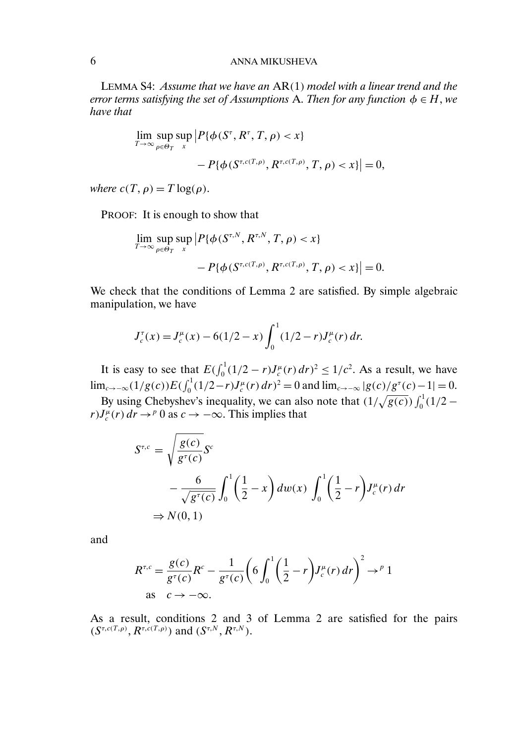LEMMA S4: *Assume that we have an* AR(1) *model with a linear trend and the error terms satisfying the set of Assumptions* A. *Then for any function* $\phi \in H$, *we have that*

$$\lim_{T\to\infty} \sup_{\rho\in\Theta_T} \sup_x \big| P\{\phi(S^\tau, R^\tau, T, \rho) < x\} - P\{\phi(S^{\tau,c(T,\rho)}, R^{\tau,c(T,\rho)}, T, \rho) < x\}\big| = 0,$$

*where* $c(T, \rho) = T\log(\rho)$.

PROOF: It is enough to show that

$$\lim_{T\to\infty} \sup_{\rho\in\Theta_T} \sup_x \big| P\{\phi(S^{\tau,N}, R^{\tau,N}, T, \rho) < x\} - P\{\phi(S^{\tau,c(T,\rho)}, R^{\tau,c(T,\rho)}, T, \rho) < x\}\big| = 0.$$

We check that the conditions of Lemma 2 are satisfied. By simple algebraic manipulation, we have

$$J_c^\tau(x) = J_c^\mu(x) - 6(1/2 - x)\int_0^1 (1/2 - r) J_c^\mu(r)\, dr.$$

It is easy to see that $E(\int_0^1 (1/2 - r)J_c^\mu(r)\, dr)^2 \le 1/c^2$. As a result, we have $\lim_{c\to-\infty}(1/g(c))E(\int_0^1(1/2-r)J_c^\mu(r)\, dr)^2 = 0$ and $\lim_{c\to-\infty}|g(c)/g^\tau(c) - 1| = 0$. By using Chebyshev's inequality, we can also note that $(1/\sqrt{g(c)})\int_0^1(1/2 - r)J_c^\mu(r)\, dr \to^p 0$ as $c \to -\infty$. This implies that

$$S^{\tau,c} = \sqrt{\frac{g(c)}{g^\tau(c)}} S^c - \frac{6}{\sqrt{g^\tau(c)}} \int_0^1 \left(\frac{1}{2} - x\right) dw(x) \int_0^1 \left(\frac{1}{2} - r\right) J_c^\mu(r)\, dr \Rightarrow N(0,1)$$

and

$$R^{\tau,c} = \frac{g(c)}{g^\tau(c)} R^c - \frac{1}{g^\tau(c)}\left(6\int_0^1 \left(\frac{1}{2} - r\right) J_c^\mu(r)\, dr\right)^2 \to^p 1 \quad \text{as} \quad c \to -\infty.$$

As a result, conditions 2 and 3 of Lemma 2 are satisfied for the pairs $(S^{\tau,c(T,\rho)}, R^{\tau,c(T,\rho)})$ and $(S^{\tau,N}, R^{\tau,N})$.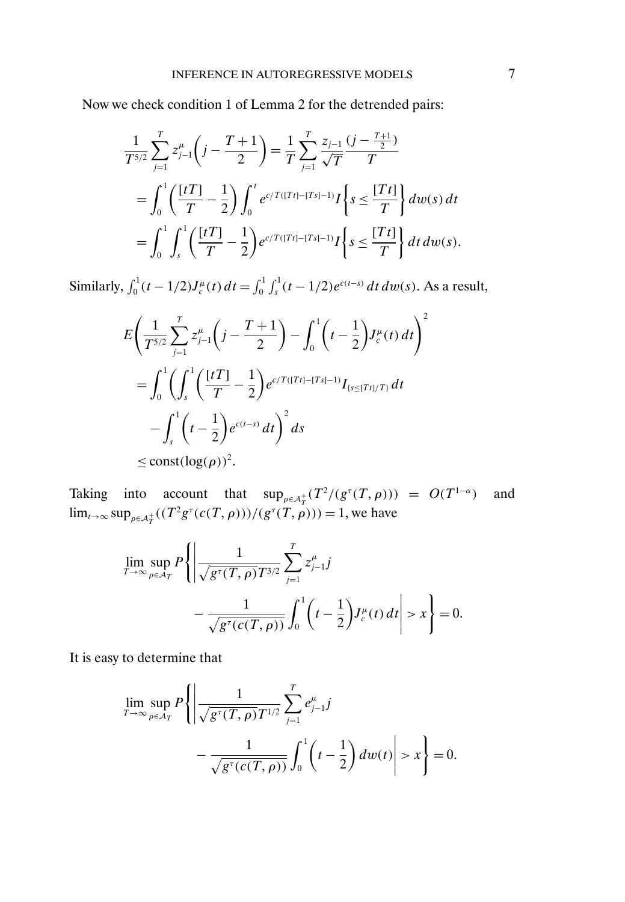Now we check condition 1 of Lemma 2 for the detrended pairs:

$$
\begin{aligned}
\frac{1}{T^{5/2}} \sum_{j=1}^{T} z_{j-1}^{\mu}\left(j - \frac{T+1}{2}\right) &= \frac{1}{T} \sum_{j=1}^{T} \frac{z_{j-1}}{\sqrt{T}} \frac{(j - \frac{T+1}{2})}{T} \\
&= \int_0^1 \left(\frac{[tT]}{T} - \frac{1}{2}\right) \int_0^t e^{c/T([Tt]-[Ts]-1)} I\left\{s \le \frac{[Tt]}{T}\right\} dw(s)\, dt \\
&= \int_0^1 \int_s^1 \left(\frac{[tT]}{T} - \frac{1}{2}\right) e^{c/T([Tt]-[Ts]-1)} I\left\{s \le \frac{[Tt]}{T}\right\} dt\, dw(s).
\end{aligned}
$$

Similarly, $\int_0^1 (t - 1/2) J_c^{\mu}(t)\, dt = \int_0^1 \int_s^1 (t - 1/2) e^{c(t-s)}\, dt\, dw(s)$. As a result,

$$
\begin{aligned}
&E\left(\frac{1}{T^{5/2}} \sum_{j=1}^{T} z_{j-1}^{\mu}\left(j - \frac{T+1}{2}\right) - \int_0^1 \left(t - \frac{1}{2}\right) J_c^{\mu}(t)\, dt\right)^2 \\
&\quad = \int_0^1 \left(\int_s^1 \left(\frac{[tT]}{T} - \frac{1}{2}\right) e^{c/T([Tt]-[Ts]-1)} I_{\{s \le [Tt]/T\}}\, dt \right. \\
&\qquad \left. - \int_s^1 \left(t - \frac{1}{2}\right) e^{c(t-s)}\, dt\right)^2 ds \\
&\quad \le \mathrm{const}(\log(\rho))^2.
\end{aligned}
$$

Taking into account that $\sup_{\rho \in \mathcal{A}_T^+}(T^2/(g^{\tau}(T,\rho))) = O(T^{1-\alpha})$ and $\lim_{t\to\infty} \sup_{\rho \in \mathcal{A}_T^+}((T^2 g^{\tau}(c(T,\rho)))/(g^{\tau}(T,\rho))) = 1$, we have

$$
\begin{aligned}
\lim_{T\to\infty} \sup_{\rho \in \mathcal{A}_T} P\Bigg\{\Bigg| &\frac{1}{\sqrt{g^{\tau}(T,\rho)} T^{3/2}} \sum_{j=1}^{T} z_{j-1}^{\mu} j \\
&- \frac{1}{\sqrt{g^{\tau}(c(T,\rho))}} \int_0^1 \left(t - \frac{1}{2}\right) J_c^{\mu}(t)\, dt\Bigg| > x\Bigg\} = 0.
\end{aligned}
$$

It is easy to determine that

$$
\begin{aligned}
\lim_{T\to\infty} \sup_{\rho \in \mathcal{A}_T} P\Bigg\{\Bigg| &\frac{1}{\sqrt{g^{\tau}(T,\rho)} T^{1/2}} \sum_{j=1}^{T} e_{j-1}^{\mu} j \\
&- \frac{1}{\sqrt{g^{\tau}(c(T,\rho))}} \int_0^1 \left(t - \frac{1}{2}\right) dw(t)\Bigg| > x\Bigg\} = 0.
\end{aligned}
$$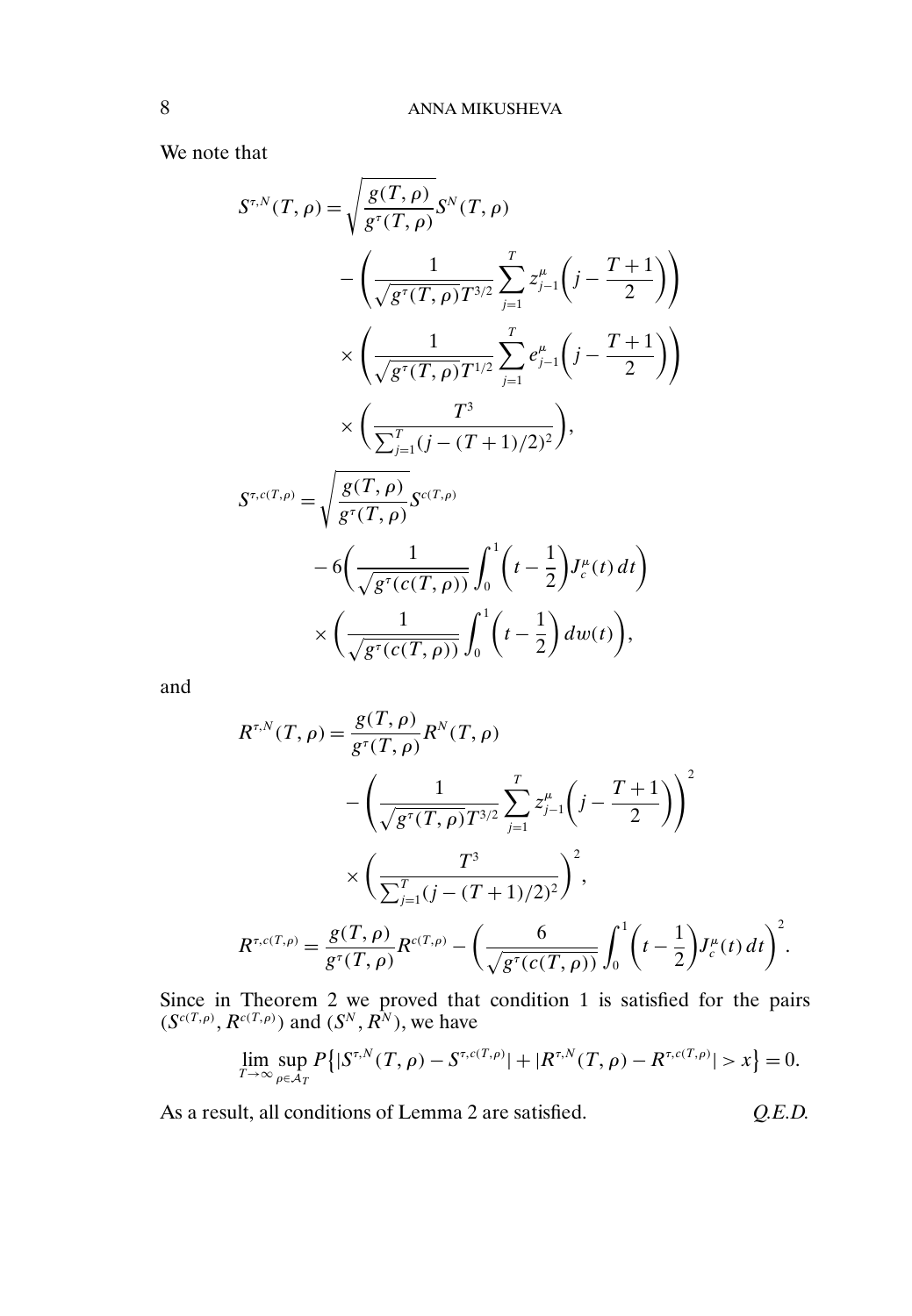We note that

$$
\begin{aligned}
S^{\tau,N}(T,\rho) = {} & \sqrt{\frac{g(T,\rho)}{g^{\tau}(T,\rho)}} S^{N}(T,\rho) \\
& - \left( \frac{1}{\sqrt{g^{\tau}(T,\rho)} T^{3/2}} \sum_{j=1}^{T} z_{j-1}^{\mu} \left( j - \frac{T+1}{2} \right) \right) \\
& \times \left( \frac{1}{\sqrt{g^{\tau}(T,\rho)} T^{1/2}} \sum_{j=1}^{T} e_{j-1}^{\mu} \left( j - \frac{T+1}{2} \right) \right) \\
& \times \left( \frac{T^3}{\sum_{j=1}^{T} (j-(T+1)/2)^2} \right),
\end{aligned}
$$

$$
\begin{aligned}
S^{\tau,c(T,\rho)} = {} & \sqrt{\frac{g(T,\rho)}{g^{\tau}(T,\rho)}} S^{c(T,\rho)} \\
& - 6 \left( \frac{1}{\sqrt{g^{\tau}(c(T,\rho))}} \int_0^1 \left( t - \frac{1}{2} \right) J_c^{\mu}(t)\, dt \right) \\
& \times \left( \frac{1}{\sqrt{g^{\tau}(c(T,\rho))}} \int_0^1 \left( t - \frac{1}{2} \right) dw(t) \right),
\end{aligned}
$$

and

$$
\begin{aligned}
R^{\tau,N}(T,\rho) = {} & \frac{g(T,\rho)}{g^{\tau}(T,\rho)} R^{N}(T,\rho) \\
& - \left( \frac{1}{\sqrt{g^{\tau}(T,\rho)} T^{3/2}} \sum_{j=1}^{T} z_{j-1}^{\mu} \left( j - \frac{T+1}{2} \right) \right)^2 \\
& \times \left( \frac{T^3}{\sum_{j=1}^{T} (j-(T+1)/2)^2} \right)^2,
\end{aligned}
$$

$$
R^{\tau,c(T,\rho)} = \frac{g(T,\rho)}{g^{\tau}(T,\rho)} R^{c(T,\rho)} - \left( \frac{6}{\sqrt{g^{\tau}(c(T,\rho))}} \int_0^1 \left( t - \frac{1}{2} \right) J_c^{\mu}(t)\, dt \right)^2.
$$

Since in Theorem 2 we proved that condition 1 is satisfied for the pairs $(S^{c(T,\rho)}, R^{c(T,\rho)})$ and $(S^N, R^N)$, we have

$$
\lim_{T\to\infty} \sup_{\rho\in\mathcal{A}_T} P\{|S^{\tau,N}(T,\rho) - S^{\tau,c(T,\rho)}| + |R^{\tau,N}(T,\rho) - R^{\tau,c(T,\rho)}| > x\} = 0.
$$

As a result, all conditions of Lemma 2 are satisfied. *Q.E.D.*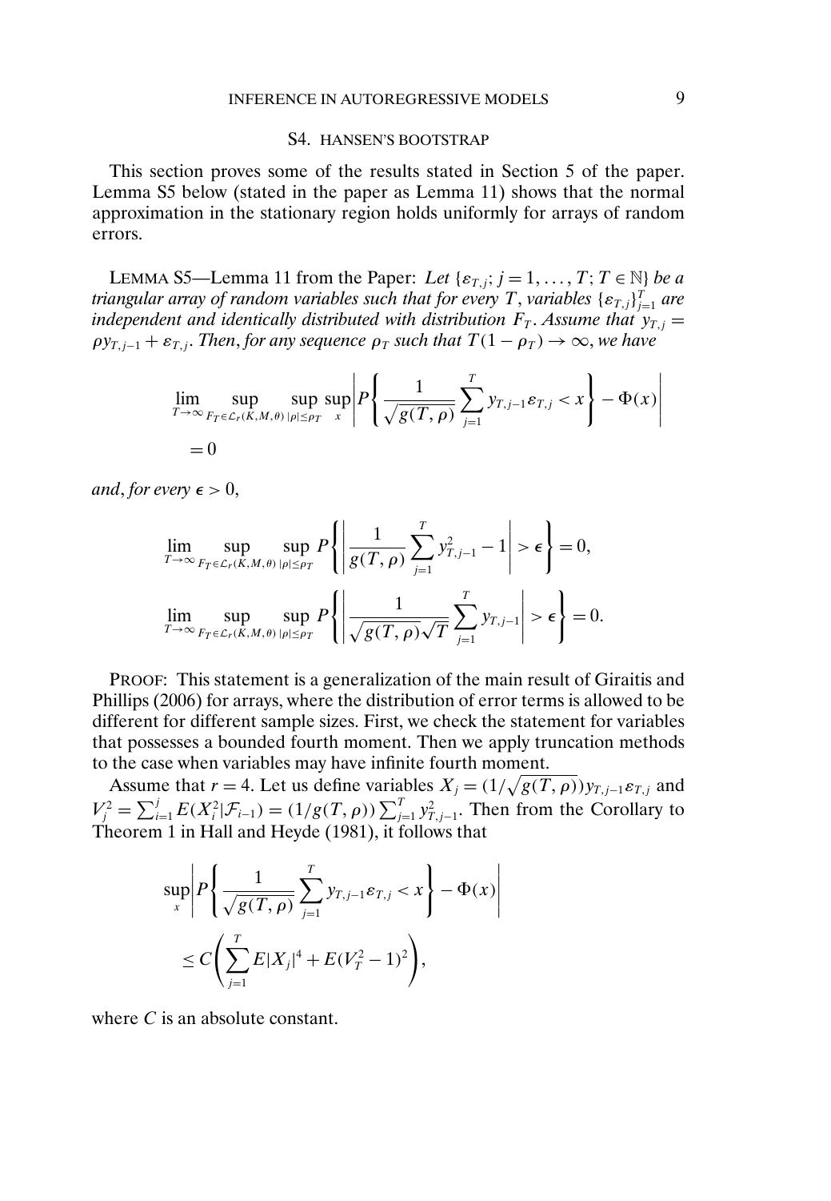## S4. HANSEN'S BOOTSTRAP

This section proves some of the results stated in Section 5 of the paper. Lemma S5 below (stated in the paper as Lemma 11) shows that the normal approximation in the stationary region holds uniformly for arrays of random errors.

LEMMA S5—Lemma 11 from the Paper: *Let $\{\varepsilon_{T,j}; j = 1, \dots, T; T \in \mathbb{N}\}$ be a triangular array of random variables such that for every $T$, variables $\{\varepsilon_{T,j}\}_{j=1}^{T}$ are independent and identically distributed with distribution $F_T$. Assume that $y_{T,j} = \rho y_{T,j-1} + \varepsilon_{T,j}$. Then, for any sequence $\rho_T$ such that $T(1 - \rho_T) \to \infty$, we have*

$$\lim_{T\to\infty} \sup_{F_T \in \mathcal{L}_r(K,M,\theta)} \sup_{|\rho| \le \rho_T} \sup_x \left| P\left\{ \frac{1}{\sqrt{g(T,\rho)}} \sum_{j=1}^{T} y_{T,j-1}\varepsilon_{T,j} < x \right\} - \Phi(x) \right| = 0$$

*and, for every $\epsilon > 0$,*

$$\lim_{T\to\infty} \sup_{F_T \in \mathcal{L}_r(K,M,\theta)} \sup_{|\rho| \le \rho_T} P\left\{ \left| \frac{1}{g(T,\rho)} \sum_{j=1}^{T} y_{T,j-1}^2 - 1 \right| > \epsilon \right\} = 0,$$

$$\lim_{T\to\infty} \sup_{F_T \in \mathcal{L}_r(K,M,\theta)} \sup_{|\rho| \le \rho_T} P\left\{ \left| \frac{1}{\sqrt{g(T,\rho)}\sqrt{T}} \sum_{j=1}^{T} y_{T,j-1} \right| > \epsilon \right\} = 0.$$

PROOF: This statement is a generalization of the main result of Giraitis and Phillips (2006) for arrays, where the distribution of error terms is allowed to be different for different sample sizes. First, we check the statement for variables that possesses a bounded fourth moment. Then we apply truncation methods to the case when variables may have infinite fourth moment.

Assume that $r = 4$. Let us define variables $X_j = (1/\sqrt{g(T,\rho)}) y_{T,j-1}\varepsilon_{T,j}$ and $V_j^2 = \sum_{i=1}^{j} E(X_i^2 | \mathcal{F}_{i-1}) = (1/g(T,\rho)) \sum_{j=1}^{T} y_{T,j-1}^2$. Then from the Corollary to Theorem 1 in Hall and Heyde (1981), it follows that

$$\sup_x \left| P\left\{ \frac{1}{\sqrt{g(T,\rho)}} \sum_{j=1}^{T} y_{T,j-1}\varepsilon_{T,j} < x \right\} - \Phi(x) \right| \le C\left( \sum_{j=1}^{T} E|X_j|^4 + E(V_T^2 - 1)^2 \right),$$

where $C$ is an absolute constant.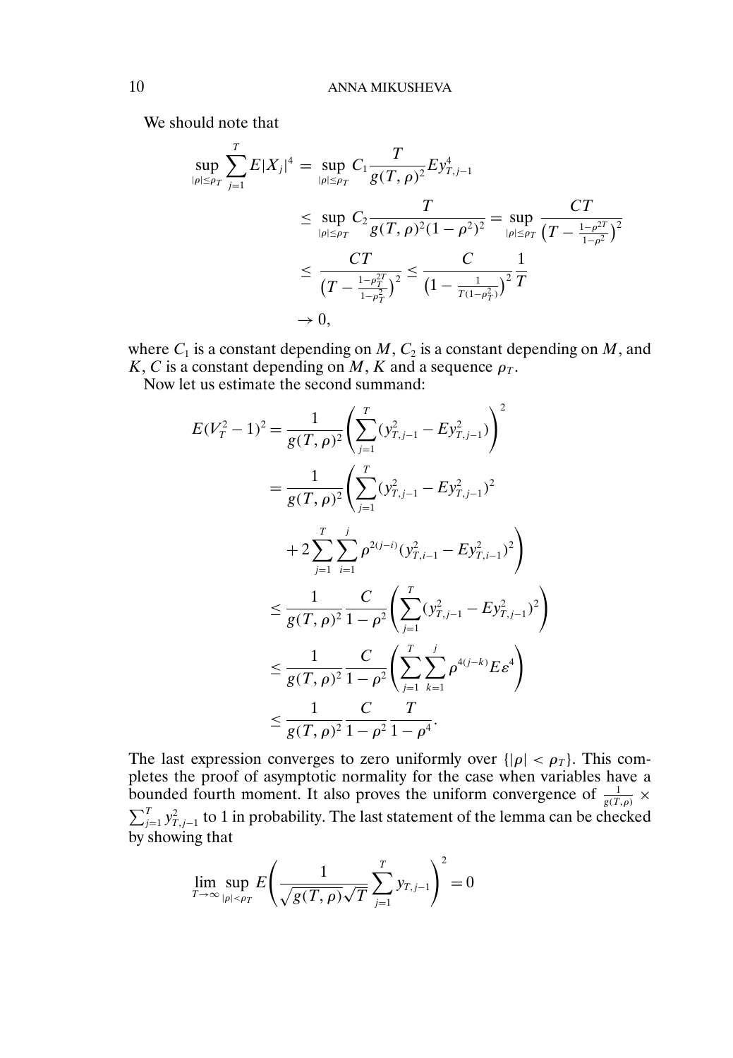We should note that

$$
\begin{aligned}
\sup_{|\rho|\le\rho_T}\sum_{j=1}^{T}E|X_j|^4 &= \sup_{|\rho|\le\rho_T} C_1\frac{T}{g(T,\rho)^2}Ey_{T,j-1}^4\\
&\le \sup_{|\rho|\le\rho_T} C_2\frac{T}{g(T,\rho)^2(1-\rho^2)^2} = \sup_{|\rho|\le\rho_T}\frac{CT}{\left(T-\frac{1-\rho^{2T}}{1-\rho^2}\right)^2}\\
&\le \frac{CT}{\left(T-\frac{1-\rho_T^{2T}}{1-\rho_T^2}\right)^2} \le \frac{C}{\left(1-\frac{1}{T(1-\rho_T^2)}\right)^2}\frac{1}{T}\\
&\to 0,
\end{aligned}
$$

where $C_1$ is a constant depending on $M$, $C_2$ is a constant depending on $M$, and $K$, $C$ is a constant depending on $M$, $K$ and a sequence $\rho_T$.

Now let us estimate the second summand:

$$
\begin{aligned}
E(V_T^2-1)^2 &= \frac{1}{g(T,\rho)^2}\left(\sum_{j=1}^{T}(y_{T,j-1}^2 - Ey_{T,j-1}^2)\right)^2\\
&= \frac{1}{g(T,\rho)^2}\left(\sum_{j=1}^{T}(y_{T,j-1}^2 - Ey_{T,j-1}^2)^2\right.\\
&\qquad\left. + 2\sum_{j=1}^{T}\sum_{i=1}^{j}\rho^{2(j-i)}(y_{T,i-1}^2 - Ey_{T,i-1}^2)^2\right)\\
&\le \frac{1}{g(T,\rho)^2}\frac{C}{1-\rho^2}\left(\sum_{j=1}^{T}(y_{T,j-1}^2 - Ey_{T,j-1}^2)^2\right)\\
&\le \frac{1}{g(T,\rho)^2}\frac{C}{1-\rho^2}\left(\sum_{j=1}^{T}\sum_{k=1}^{j}\rho^{4(j-k)}E\varepsilon^4\right)\\
&\le \frac{1}{g(T,\rho)^2}\frac{C}{1-\rho^2}\frac{T}{1-\rho^4}.
\end{aligned}
$$

The last expression converges to zero uniformly over $\{|\rho| < \rho_T\}$. This completes the proof of asymptotic normality for the case when variables have a bounded fourth moment. It also proves the uniform convergence of $\frac{1}{g(T,\rho)} \times \sum_{j=1}^{T} y_{T,j-1}^2$ to 1 in probability. The last statement of the lemma can be checked by showing that

$$
\lim_{T\to\infty}\sup_{|\rho|<\rho_T} E\left(\frac{1}{\sqrt{g(T,\rho)}\sqrt{T}}\sum_{j=1}^{T} y_{T,j-1}\right)^2 = 0
$$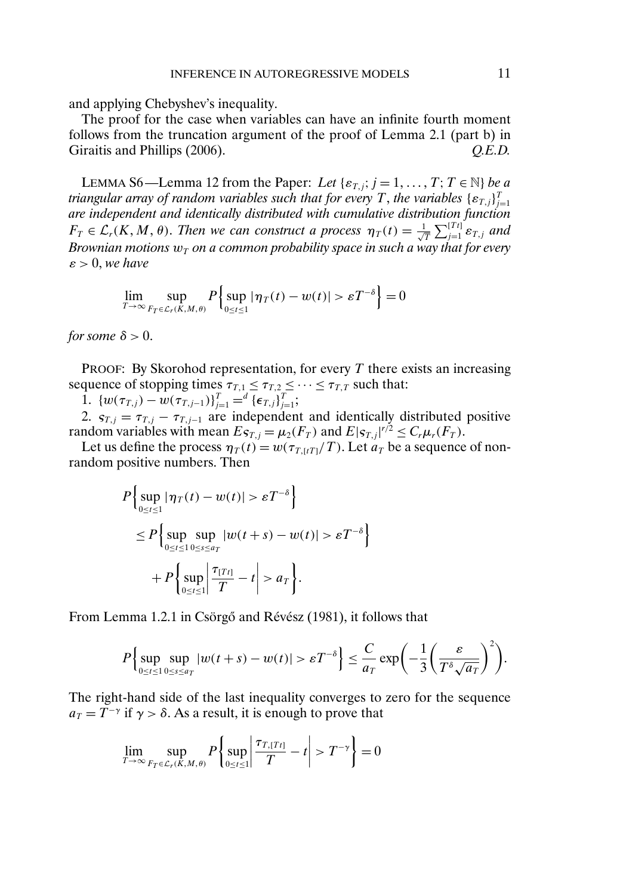and applying Chebyshev's inequality.

The proof for the case when variables can have an infinite fourth moment follows from the truncation argument of the proof of Lemma 2.1 (part b) in Giraitis and Phillips (2006). *Q.E.D.*

LEMMA S6—Lemma 12 from the Paper: *Let $\{\varepsilon_{T,j}; j = 1, \dots, T; T \in \mathbb{N}\}$ be a triangular array of random variables such that for every $T$, the variables $\{\varepsilon_{T,j}\}_{j=1}^{T}$ are independent and identically distributed with cumulative distribution function $F_T \in \mathcal{L}_r(K, M, \theta)$. Then we can construct a process $\eta_T(t) = \frac{1}{\sqrt{T}} \sum_{j=1}^{[Tt]} \varepsilon_{T,j}$ and Brownian motions $w_T$ on a common probability space in such a way that for every $\varepsilon > 0$, we have*

$$\lim_{T \to \infty} \sup_{F_T \in \mathcal{L}_r(K,M,\theta)} P\Big\{ \sup_{0 \le t \le 1} |\eta_T(t) - w(t)| > \varepsilon T^{-\delta} \Big\} = 0$$

*for some $\delta > 0$.*

PROOF: By Skorohod representation, for every $T$ there exists an increasing sequence of stopping times $\tau_{T,1} \le \tau_{T,2} \le \cdots \le \tau_{T,T}$ such that:

1. $\{w(\tau_{T,j}) - w(\tau_{T,j-1})\}_{j=1}^{T} =^{d} \{\epsilon_{T,j}\}_{j=1}^{T}$;
2. $\varsigma_{T,j} = \tau_{T,j} - \tau_{T,j-1}$ are independent and identically distributed positive random variables with mean $E\varsigma_{T,j} = \mu_2(F_T)$ and $E|\varsigma_{T,j}|^{r/2} \le C_r \mu_r(F_T)$.

Let us define the process $\eta_T(t) = w(\tau_{T,[tT]}/T)$. Let $a_T$ be a sequence of nonrandom positive numbers. Then

$$\begin{aligned}
&P\Big\{ \sup_{0 \le t \le 1} |\eta_T(t) - w(t)| > \varepsilon T^{-\delta} \Big\} \\
&\quad \le P\Big\{ \sup_{0 \le t \le 1} \sup_{0 \le s \le a_T} |w(t+s) - w(t)| > \varepsilon T^{-\delta} \Big\} \\
&\qquad + P\Big\{ \sup_{0 \le t \le 1} \Big| \frac{\tau_{[Tt]}}{T} - t \Big| > a_T \Big\}.
\end{aligned}$$

From Lemma 1.2.1 in Csörgő and Révész (1981), it follows that

$$P\Big\{ \sup_{0 \le t \le 1} \sup_{0 \le s \le a_T} |w(t+s) - w(t)| > \varepsilon T^{-\delta} \Big\} \le \frac{C}{a_T} \exp\bigg( -\frac{1}{3} \bigg( \frac{\varepsilon}{T^{\delta} \sqrt{a_T}} \bigg)^2 \bigg).$$

The right-hand side of the last inequality converges to zero for the sequence $a_T = T^{-\gamma}$ if $\gamma > \delta$. As a result, it is enough to prove that

$$\lim_{T \to \infty} \sup_{F_T \in \mathcal{L}_r(K,M,\theta)} P\Big\{ \sup_{0 \le t \le 1} \Big| \frac{\tau_{T,[Tt]}}{T} - t \Big| > T^{-\gamma} \Big\} = 0$$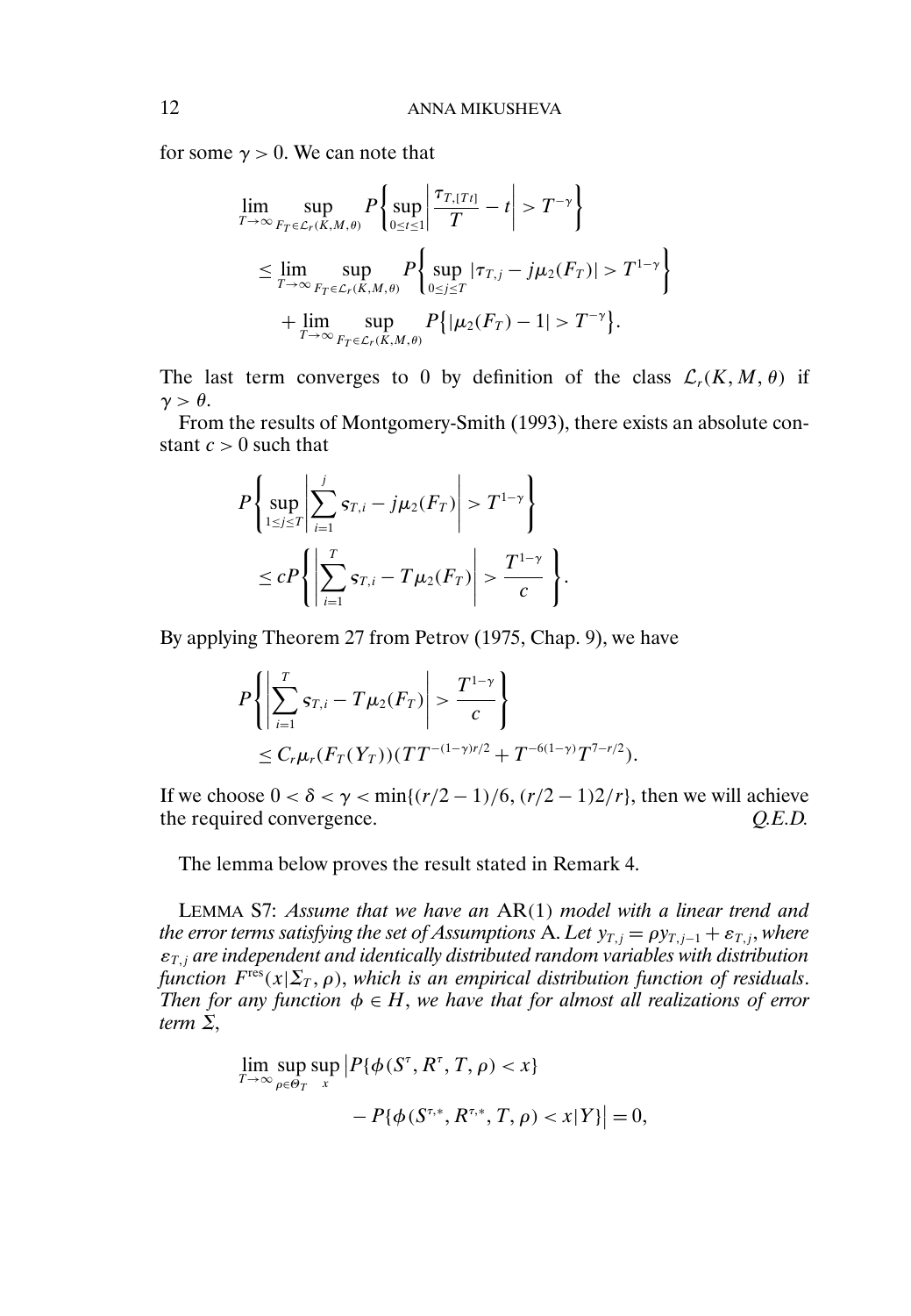for some $\gamma > 0$. We can note that

$$
\begin{aligned}
&\lim_{T\to\infty} \sup_{F_T \in \mathcal{L}_r(K,M,\theta)} P\left\{ \sup_{0\le t\le 1} \left| \frac{\tau_{T,[Tt]}}{T} - t \right| > T^{-\gamma} \right\} \\
&\quad \le \lim_{T\to\infty} \sup_{F_T \in \mathcal{L}_r(K,M,\theta)} P\left\{ \sup_{0\le j\le T} |\tau_{T,j} - j\mu_2(F_T)| > T^{1-\gamma} \right\} \\
&\qquad + \lim_{T\to\infty} \sup_{F_T \in \mathcal{L}_r(K,M,\theta)} P\big\{ |\mu_2(F_T) - 1| > T^{-\gamma} \big\}.
\end{aligned}
$$

The last term converges to 0 by definition of the class $\mathcal{L}_r(K, M, \theta)$ if $\gamma > \theta$.

From the results of Montgomery-Smith (1993), there exists an absolute constant $c > 0$ such that

$$
\begin{aligned}
&P\left\{ \sup_{1\le j\le T} \left| \sum_{i=1}^{j} \varsigma_{T,i} - j\mu_2(F_T) \right| > T^{1-\gamma} \right\} \\
&\quad \le cP\left\{ \left| \sum_{i=1}^{T} \varsigma_{T,i} - T\mu_2(F_T) \right| > \frac{T^{1-\gamma}}{c} \right\}.
\end{aligned}
$$

By applying Theorem 27 from Petrov (1975, Chap. 9), we have

$$
\begin{aligned}
&P\left\{ \left| \sum_{i=1}^{T} \varsigma_{T,i} - T\mu_2(F_T) \right| > \frac{T^{1-\gamma}}{c} \right\} \\
&\quad \le C_r \mu_r(F_T(Y_T))(TT^{-(1-\gamma)r/2} + T^{-6(1-\gamma)}T^{7-r/2}).
\end{aligned}
$$

If we choose $0 < \delta < \gamma < \min\{(r/2-1)/6, (r/2-1)2/r\}$, then we will achieve the required convergence. *Q.E.D.*

The lemma below proves the result stated in Remark 4.

LEMMA S7: *Assume that we have an* AR(1) *model with a linear trend and the error terms satisfying the set of Assumptions* A. *Let* $y_{T,j} = \rho y_{T,j-1} + \varepsilon_{T,j}$, *where* $\varepsilon_{T,j}$ *are independent and identically distributed random variables with distribution function* $F^{\text{res}}(x|\Sigma_T, \rho)$, *which is an empirical distribution function of residuals. Then for any function* $\phi \in H$, *we have that for almost all realizations of error term* $\Sigma$,

$$
\begin{aligned}
\lim_{T\to\infty} \sup_{\rho\in\Theta_T} \sup_{x} \big| &P\{\phi(S^\tau, R^\tau, T, \rho) < x\} \\
&- P\{\phi(S^{\tau,*}, R^{\tau,*}, T, \rho) < x | Y\} \big| = 0,
\end{aligned}
$$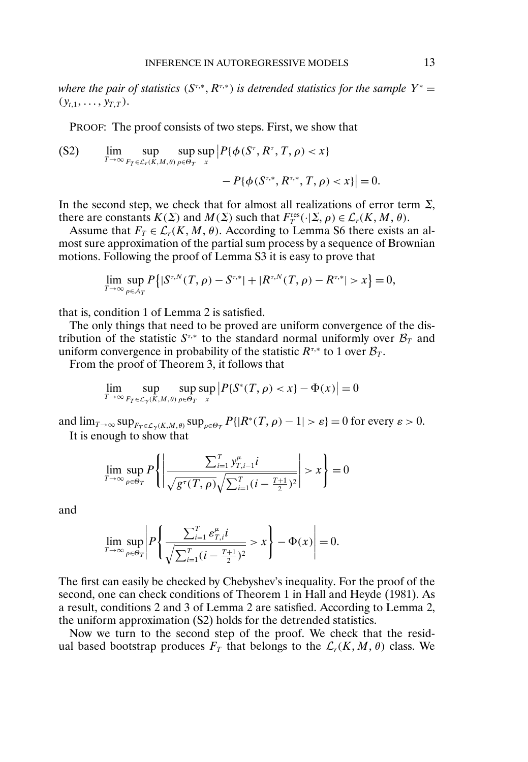*where the pair of statistics* $(S^{\tau,*}, R^{\tau,*})$ *is detrended statistics for the sample* $Y^* = (y_{t,1}, \dots, y_{T,T})$.

PROOF: The proof consists of two steps. First, we show that

$$\text{(S2)} \qquad \lim_{T\to\infty} \sup_{F_T \in \mathcal{L}_r(K,M,\theta)} \sup_{\rho\in\Theta_T} \sup_x \big| P\{\phi(S^\tau, R^\tau, T, \rho) < x\} - P\{\phi(S^{\tau,*}, R^{\tau,*}, T, \rho) < x\} \big| = 0.$$

In the second step, we check that for almost all realizations of error term $\Sigma$, there are constants $K(\Sigma)$ and $M(\Sigma)$ such that $F_T^{\text{res}}(\cdot|\Sigma, \rho) \in \mathcal{L}_r(K, M, \theta)$.

Assume that $F_T \in \mathcal{L}_r(K, M, \theta)$. According to Lemma S6 there exists an almost sure approximation of the partial sum process by a sequence of Brownian motions. Following the proof of Lemma S3 it is easy to prove that

$$\lim_{T\to\infty} \sup_{\rho\in\mathcal{A}_T} P\big\{|S^{\tau,N}(T,\rho) - S^{\tau,*}| + |R^{\tau,N}(T,\rho) - R^{\tau,*}| > x\big\} = 0,$$

that is, condition 1 of Lemma 2 is satisfied.

The only things that need to be proved are uniform convergence of the distribution of the statistic $S^{\tau,*}$ to the standard normal uniformly over $\mathcal{B}_T$ and uniform convergence in probability of the statistic $R^{\tau,*}$ to 1 over $\mathcal{B}_T$.

From the proof of Theorem 3, it follows that

$$\lim_{T\to\infty} \sup_{F_T \in \mathcal{L}_\gamma(K,M,\theta)} \sup_{\rho\in\Theta_T} \sup_x \big| P\{S^*(T,\rho) < x\} - \Phi(x) \big| = 0$$

and $\lim_{T\to\infty} \sup_{F_T\in\mathcal{L}_\gamma(K,M,\theta)} \sup_{\rho\in\Theta_T} P\{|R^*(T,\rho) - 1| > \varepsilon\} = 0$ for every $\varepsilon > 0$.

It is enough to show that

$$\lim_{T\to\infty} \sup_{\rho\in\Theta_T} P\left\{ \left| \frac{\sum_{i=1}^T y_{T,i-1}^\mu i}{\sqrt{g^\tau(T,\rho)}\sqrt{\sum_{i=1}^T (i - \frac{T+1}{2})^2}} \right| > x \right\} = 0$$

and

$$\lim_{T\to\infty} \sup_{\rho\in\Theta_T} \left| P\left\{ \frac{\sum_{i=1}^T \varepsilon_{T,i}^\mu i}{\sqrt{\sum_{i=1}^T (i - \frac{T+1}{2})^2}} > x \right\} - \Phi(x) \right| = 0.$$

The first can easily be checked by Chebyshev's inequality. For the proof of the second, one can check conditions of Theorem 1 in Hall and Heyde (1981). As a result, conditions 2 and 3 of Lemma 2 are satisfied. According to Lemma 2, the uniform approximation (S2) holds for the detrended statistics.

Now we turn to the second step of the proof. We check that the residual based bootstrap produces $F_T$ that belongs to the $\mathcal{L}_r(K, M, \theta)$ class. We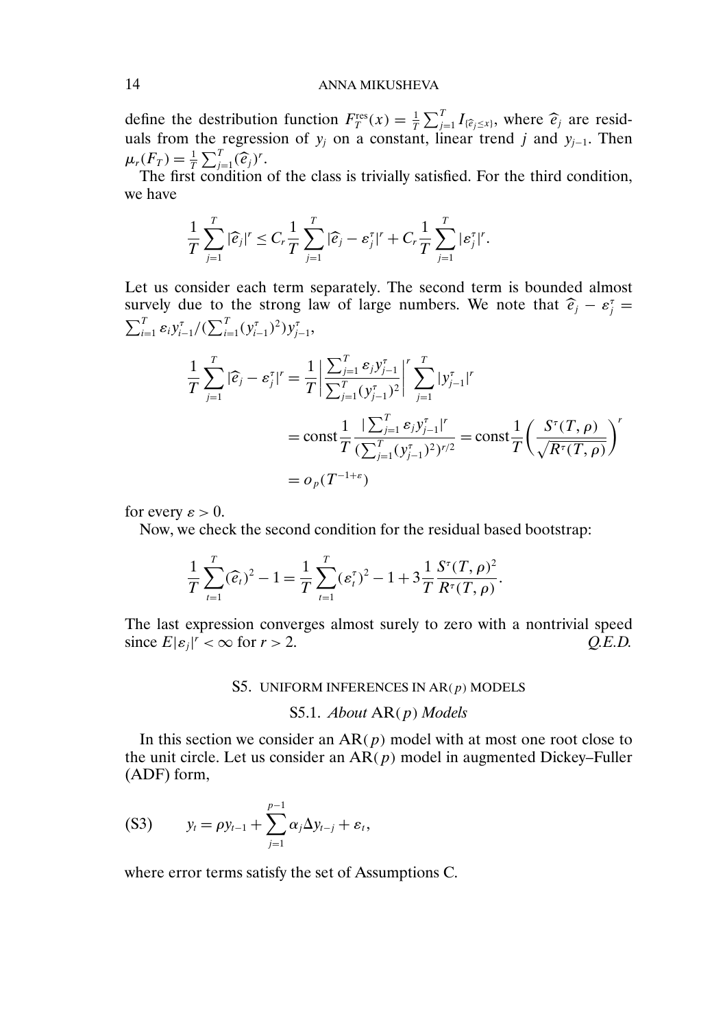define the destribution function $F_T^{\text{res}}(x) = \frac{1}{T}\sum_{j=1}^T I_{\{\widehat{e}_j \le x\}}$, where $\widehat{e}_j$ are residuals from the regression of $y_j$ on a constant, linear trend $j$ and $y_{j-1}$. Then $\mu_r(F_T) = \frac{1}{T}\sum_{j=1}^T (\widehat{e}_j)^r$.

The first condition of the class is trivially satisfied. For the third condition, we have

$$\frac{1}{T}\sum_{j=1}^T |\widehat{e}_j|^r \le C_r \frac{1}{T}\sum_{j=1}^T |\widehat{e}_j - \varepsilon_j^\tau|^r + C_r \frac{1}{T}\sum_{j=1}^T |\varepsilon_j^\tau|^r.$$

Let us consider each term separately. The second term is bounded almost survely due to the strong law of large numbers. We note that $\widehat{e}_j - \varepsilon_j^\tau = \sum_{i=1}^T \varepsilon_i y_{i-1}^\tau / (\sum_{i=1}^T (y_{i-1}^\tau)^2) y_{j-1}^\tau$,

$$\begin{aligned}
\frac{1}{T}\sum_{j=1}^T |\widehat{e}_j - \varepsilon_j^\tau|^r &= \frac{1}{T}\left|\frac{\sum_{j=1}^T \varepsilon_j y_{j-1}^\tau}{\sum_{j=1}^T (y_{j-1}^\tau)^2}\right|^r \sum_{j=1}^T |y_{j-1}^\tau|^r \\
&= \text{const}\frac{1}{T}\frac{|\sum_{j=1}^T \varepsilon_j y_{j-1}^\tau|^r}{(\sum_{j=1}^T (y_{j-1}^\tau)^2)^{r/2}} = \text{const}\frac{1}{T}\left(\frac{S^\tau(T,\rho)}{\sqrt{R^\tau(T,\rho)}}\right)^r \\
&= o_p(T^{-1+\varepsilon})
\end{aligned}$$

for every $\varepsilon > 0$.

Now, we check the second condition for the residual based bootstrap:

$$\frac{1}{T}\sum_{t=1}^T (\widehat{e}_t)^2 - 1 = \frac{1}{T}\sum_{t=1}^T (\varepsilon_t^\tau)^2 - 1 + 3\frac{1}{T}\frac{S^\tau(T,\rho)^2}{R^\tau(T,\rho)}.$$

The last expression converges almost surely to zero with a nontrivial speed since $E|\varepsilon_j|^r < \infty$ for $r > 2$. *Q.E.D.*

## S5. UNIFORM INFERENCES IN AR($p$) MODELS

### S5.1. *About* AR($p$) *Models*

In this section we consider an AR($p$) model with at most one root close to the unit circle. Let us consider an AR($p$) model in augmented Dickey–Fuller (ADF) form,

$$(\text{S3}) \qquad y_t = \rho y_{t-1} + \sum_{j=1}^{p-1} \alpha_j \Delta y_{t-j} + \varepsilon_t,$$

where error terms satisfy the set of Assumptions C.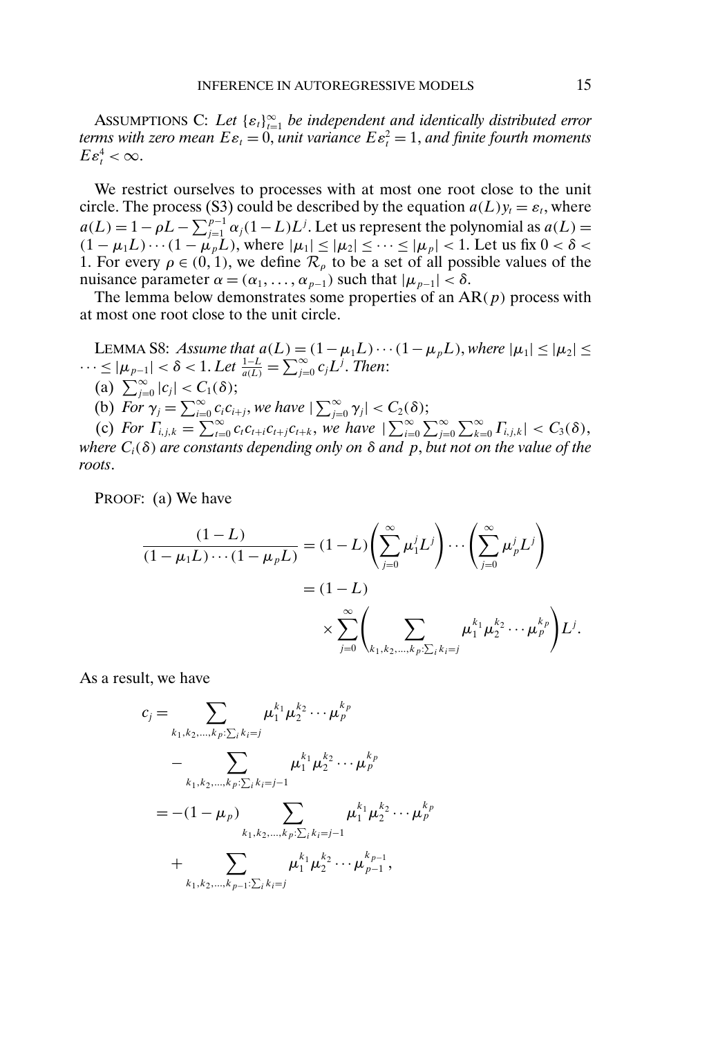ASSUMPTIONS C: *Let $\{\varepsilon_t\}_{t=1}^{\infty}$ be independent and identically distributed error terms with zero mean $E\varepsilon_t = 0$, unit variance $E\varepsilon_t^2 = 1$, and finite fourth moments $E\varepsilon_t^4 < \infty$.*

We restrict ourselves to processes with at most one root close to the unit circle. The process (S3) could be described by the equation $a(L)y_t = \varepsilon_t$, where $a(L) = 1 - \rho L - \sum_{j=1}^{p-1} \alpha_j (1-L)L^j$. Let us represent the polynomial as $a(L) = (1-\mu_1 L)\cdots(1-\mu_p L)$, where $|\mu_1| \leq |\mu_2| \leq \cdots \leq |\mu_p| < 1$. Let us fix $0 < \delta < 1$. For every $\rho \in (0, 1)$, we define $\mathcal{R}_\rho$ to be a set of all possible values of the nuisance parameter $\alpha = (\alpha_1, \ldots, \alpha_{p-1})$ such that $|\mu_{p-1}| < \delta$.

The lemma below demonstrates some properties of an AR($p$) process with at most one root close to the unit circle.

LEMMA S8: *Assume that $a(L) = (1-\mu_1 L)\cdots(1-\mu_p L)$, where $|\mu_1| \leq |\mu_2| \leq \cdots \leq |\mu_{p-1}| < \delta < 1$. Let $\frac{1-L}{a(L)} = \sum_{j=0}^{\infty} c_j L^j$. Then:*

(a) $\sum_{j=0}^{\infty} |c_j| < C_1(\delta)$;

(b) *For $\gamma_j = \sum_{i=0}^{\infty} c_i c_{i+j}$, we have $|\sum_{j=0}^{\infty} \gamma_j| < C_2(\delta)$;*

(c) *For $\Gamma_{i,j,k} = \sum_{t=0}^{\infty} c_t c_{t+i} c_{t+j} c_{t+k}$, we have $|\sum_{i=0}^{\infty}\sum_{j=0}^{\infty}\sum_{k=0}^{\infty} \Gamma_{i,j,k}| < C_3(\delta)$, where $C_i(\delta)$ are constants depending only on $\delta$ and $p$, but not on the value of the roots.*

PROOF: (a) We have

$$
\begin{aligned}
\frac{(1-L)}{(1-\mu_1 L)\cdots(1-\mu_p L)} &= (1-L)\left(\sum_{j=0}^{\infty} \mu_1^j L^j\right)\cdots\left(\sum_{j=0}^{\infty} \mu_p^j L^j\right) \\
&= (1-L) \\
&\quad \times \sum_{j=0}^{\infty}\left(\sum_{k_1,k_2,\ldots,k_p:\sum_i k_i = j} \mu_1^{k_1}\mu_2^{k_2}\cdots\mu_p^{k_p}\right) L^j.
\end{aligned}
$$

As a result, we have

$$
\begin{aligned}
c_j &= \sum_{k_1,k_2,\ldots,k_p:\sum_i k_i = j} \mu_1^{k_1}\mu_2^{k_2}\cdots\mu_p^{k_p} \\
&\quad - \sum_{k_1,k_2,\ldots,k_p:\sum_i k_i = j-1} \mu_1^{k_1}\mu_2^{k_2}\cdots\mu_p^{k_p} \\
&= -(1-\mu_p) \sum_{k_1,k_2,\ldots,k_p:\sum_i k_i = j-1} \mu_1^{k_1}\mu_2^{k_2}\cdots\mu_p^{k_p} \\
&\quad + \sum_{k_1,k_2,\ldots,k_{p-1}:\sum_i k_i = j} \mu_1^{k_1}\mu_2^{k_2}\cdots\mu_{p-1}^{k_{p-1}},
\end{aligned}
$$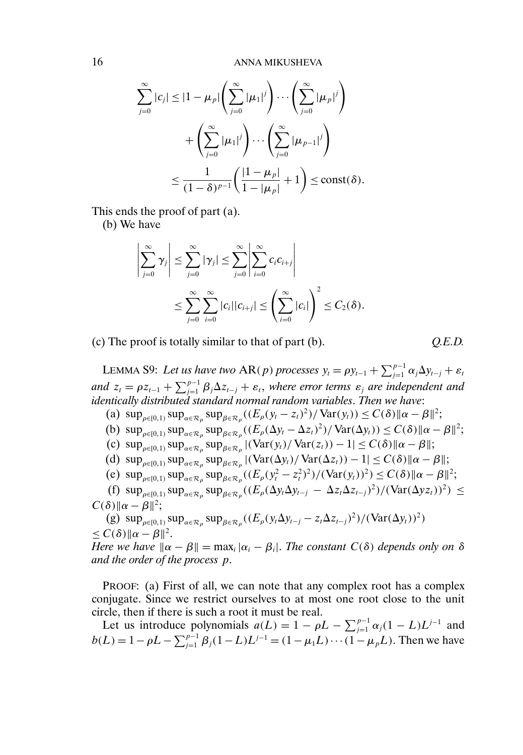$$\sum_{j=0}^{\infty}|c_j| \le |1-\mu_p|\left(\sum_{j=0}^{\infty}|\mu_1|^j\right)\cdots\left(\sum_{j=0}^{\infty}|\mu_p|^j\right)$$

$$+\left(\sum_{j=0}^{\infty}|\mu_1|^j\right)\cdots\left(\sum_{j=0}^{\infty}|\mu_{p-1}|^j\right)$$

$$\le \frac{1}{(1-\delta)^{p-1}}\left(\frac{|1-\mu_p|}{1-|\mu_p|}+1\right) \le \text{const}(\delta).$$

This ends the proof of part (a).

(b) We have

$$\left|\sum_{j=0}^{\infty}\gamma_j\right| \le \sum_{j=0}^{\infty}|\gamma_j| \le \sum_{j=0}^{\infty}\left|\sum_{i=0}^{\infty}c_i c_{i+j}\right|$$

$$\le \sum_{j=0}^{\infty}\sum_{i=0}^{\infty}|c_i||c_{i+j}| \le \left(\sum_{i=0}^{\infty}|c_i|\right)^2 \le C_2(\delta).$$

(c) The proof is totally similar to that of part (b). *Q.E.D.*

LEMMA S9: *Let us have two* AR$(p)$ *processes* $y_t = \rho y_{t-1} + \sum_{j=1}^{p-1}\alpha_j \Delta y_{t-j} + \varepsilon_t$ *and* $z_t = \rho z_{t-1} + \sum_{j=1}^{p-1}\beta_j \Delta z_{t-j} + \varepsilon_t$, *where error terms* $\varepsilon_j$ *are independent and identically distributed standard normal random variables. Then we have*:

(a) $\sup_{\rho\in[0,1)}\sup_{\alpha\in\mathcal{R}_\rho}\sup_{\beta\in\mathcal{R}_\rho}((E_\rho(y_t - z_t)^2)/\operatorname{Var}(y_t)) \le C(\delta)\|\alpha-\beta\|^2$;

(b) $\sup_{\rho\in[0,1)}\sup_{\alpha\in\mathcal{R}_\rho}\sup_{\beta\in\mathcal{R}_\rho}((E_\rho(\Delta y_t - \Delta z_t)^2)/\operatorname{Var}(\Delta y_t)) \le C(\delta)\|\alpha-\beta\|^2$;

(c) $\sup_{\rho\in[0,1)}\sup_{\alpha\in\mathcal{R}_\rho}\sup_{\beta\in\mathcal{R}_\rho}|(\operatorname{Var}(y_t)/\operatorname{Var}(z_t)) - 1| \le C(\delta)\|\alpha-\beta\|$;

(d) $\sup_{\rho\in[0,1)}\sup_{\alpha\in\mathcal{R}_\rho}\sup_{\beta\in\mathcal{R}_\rho}|(\operatorname{Var}(\Delta y_t)/\operatorname{Var}(\Delta z_t)) - 1| \le C(\delta)\|\alpha-\beta\|$;

(e) $\sup_{\rho\in[0,1)}\sup_{\alpha\in\mathcal{R}_\rho}\sup_{\beta\in\mathcal{R}_\rho}((E_\rho(y_t^2 - z_t^2)^2)/(\operatorname{Var}(y_t))^2) \le C(\delta)\|\alpha-\beta\|^2$;

(f) $\sup_{\rho\in[0,1)}\sup_{\alpha\in\mathcal{R}_\rho}\sup_{\beta\in\mathcal{R}_\rho}((E_\rho(\Delta y_t \Delta y_{t-j} - \Delta z_t \Delta z_{t-j})^2)/(\operatorname{Var}(\Delta y z_t))^2) \le C(\delta)\|\alpha-\beta\|^2$;

(g) $\sup_{\rho\in[0,1)}\sup_{\alpha\in\mathcal{R}_\rho}\sup_{\beta\in\mathcal{R}_\rho}((E_\rho(y_t \Delta y_{t-j} - z_t \Delta z_{t-j})^2)/(\operatorname{Var}(\Delta y_t))^2)$ $\le C(\delta)\|\alpha-\beta\|^2$.

*Here we have* $\|\alpha-\beta\| = \max_i|\alpha_i - \beta_i|$. *The constant* $C(\delta)$ *depends only on* $\delta$ *and the order of the process* $p$.

PROOF: (a) First of all, we can note that any complex root has a complex conjugate. Since we restrict ourselves to at most one root close to the unit circle, then if there is such a root it must be real.

Let us introduce polynomials $a(L) = 1 - \rho L - \sum_{j=1}^{p-1}\alpha_j(1-L)L^{j-1}$ and $b(L) = 1 - \rho L - \sum_{j=1}^{p-1}\beta_j(1-L)L^{j-1} = (1-\mu_1 L)\cdots(1-\mu_p L)$. Then we have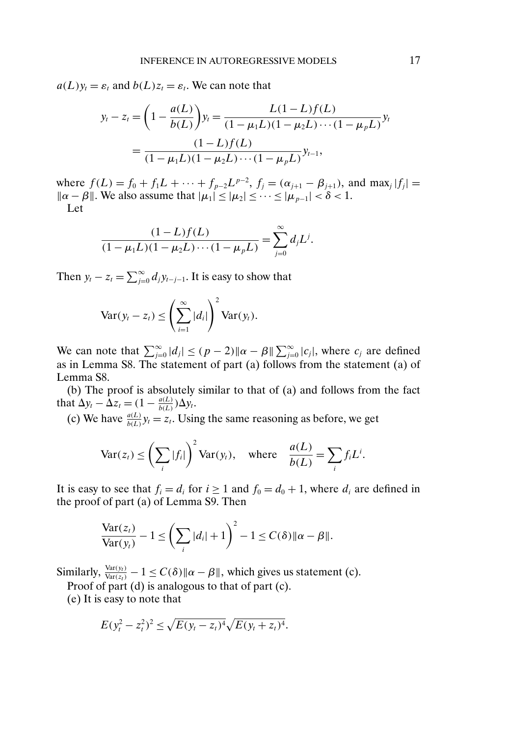$a(L)y_t = \varepsilon_t$ and $b(L)z_t = \varepsilon_t$. We can note that

$$y_t - z_t = \left(1 - \frac{a(L)}{b(L)}\right)y_t = \frac{L(1-L)f(L)}{(1-\mu_1 L)(1-\mu_2 L)\cdots(1-\mu_p L)}y_t$$
$$= \frac{(1-L)f(L)}{(1-\mu_1 L)(1-\mu_2 L)\cdots(1-\mu_p L)}y_{t-1},$$

where $f(L) = f_0 + f_1 L + \cdots + f_{p-2}L^{p-2}$, $f_j = (\alpha_{j+1} - \beta_{j+1})$, and $\max_j |f_j| = \|\alpha - \beta\|$. We also assume that $|\mu_1| \leq |\mu_2| \leq \cdots \leq |\mu_{p-1}| < \delta < 1$.

Let

$$\frac{(1-L)f(L)}{(1-\mu_1 L)(1-\mu_2 L)\cdots(1-\mu_p L)} = \sum_{j=0}^{\infty} d_j L^j.$$

Then $y_t - z_t = \sum_{j=0}^{\infty} d_j y_{t-j-1}$. It is easy to show that

$$\operatorname{Var}(y_t - z_t) \leq \left(\sum_{i=1}^{\infty} |d_i|\right)^2 \operatorname{Var}(y_t).$$

We can note that $\sum_{j=0}^{\infty} |d_j| \leq (p-2)\|\alpha - \beta\| \sum_{j=0}^{\infty} |c_j|$, where $c_j$ are defined as in Lemma S8. The statement of part (a) follows from the statement (a) of Lemma S8.

(b) The proof is absolutely similar to that of (a) and follows from the fact that $\Delta y_t - \Delta z_t = (1 - \frac{a(L)}{b(L)})\Delta y_t$.

(c) We have $\frac{a(L)}{b(L)} y_t = z_t$. Using the same reasoning as before, we get

$$\operatorname{Var}(z_t) \leq \left(\sum_i |f_i|\right)^2 \operatorname{Var}(y_t), \quad \text{where} \quad \frac{a(L)}{b(L)} = \sum_i f_i L^i.$$

It is easy to see that $f_i = d_i$ for $i \geq 1$ and $f_0 = d_0 + 1$, where $d_i$ are defined in the proof of part (a) of Lemma S9. Then

$$\frac{\operatorname{Var}(z_t)}{\operatorname{Var}(y_t)} - 1 \leq \left(\sum_i |d_i| + 1\right)^2 - 1 \leq C(\delta)\|\alpha - \beta\|.$$

Similarly, $\frac{\operatorname{Var}(y_t)}{\operatorname{Var}(z_t)} - 1 \leq C(\delta)\|\alpha - \beta\|$, which gives us statement (c).

Proof of part (d) is analogous to that of part (c).

(e) It is easy to note that

$$E(y_t^2 - z_t^2)^2 \leq \sqrt{E(y_t - z_t)^4}\sqrt{E(y_t + z_t)^4}.$$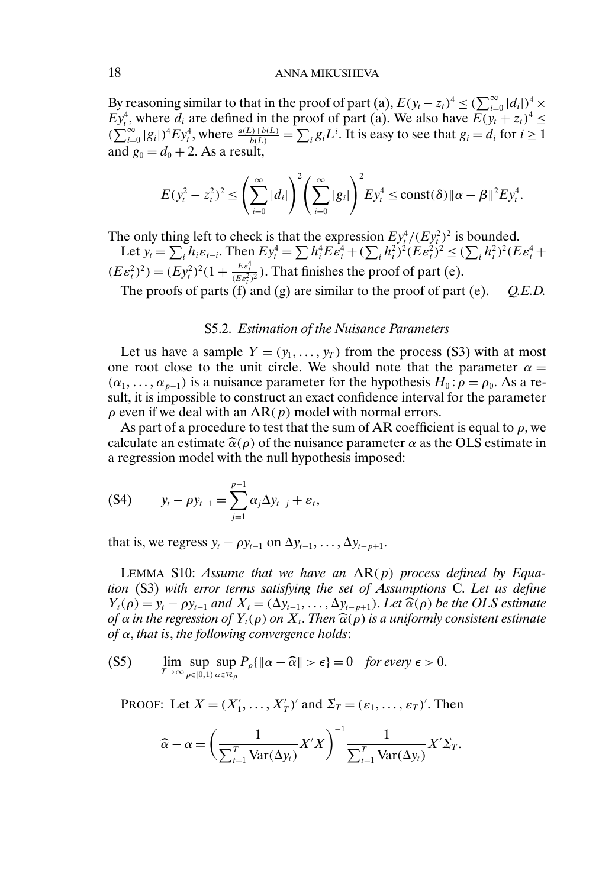By reasoning similar to that in the proof of part (a), $E(y_t - z_t)^4 \leq (\sum_{i=0}^{\infty} |d_i|)^4 \times Ey_t^4$, where $d_i$ are defined in the proof of part (a). We also have $E(y_t + z_t)^4 \leq (\sum_{i=0}^{\infty} |g_i|)^4 Ey_t^4$, where $\frac{a(L)+b(L)}{b(L)} = \sum_i g_i L^i$. It is easy to see that $g_i = d_i$ for $i \geq 1$ and $g_0 = d_0 + 2$. As a result,

$$E(y_t^2 - z_t^2)^2 \leq \left(\sum_{i=0}^{\infty} |d_i|\right)^2 \left(\sum_{i=0}^{\infty} |g_i|\right)^2 Ey_t^4 \leq \text{const}(\delta)\|\alpha - \beta\|^2 Ey_t^4.$$

The only thing left to check is that the expression $Ey_t^4/(Ey_t^2)^2$ is bounded.

Let $y_t = \sum_i h_i \varepsilon_{t-i}$. Then $Ey_t^4 = \sum h_i^4 E\varepsilon_t^4 + (\sum_i h_i^2)^2 (E\varepsilon_t^2)^2 \leq (\sum_i h_i^2)^2 (E\varepsilon_t^4 + (E\varepsilon_t^2)^2) = (Ey_t^2)^2 (1 + \frac{E\varepsilon_t^4}{(E\varepsilon_t^2)^2})$. That finishes the proof of part (e).

The proofs of parts (f) and (g) are similar to the proof of part (e). *Q.E.D.*

### S5.2. *Estimation of the Nuisance Parameters*

Let us have a sample $Y = (y_1, \dots, y_T)$ from the process (S3) with at most one root close to the unit circle. We should note that the parameter $\alpha = (\alpha_1, \dots, \alpha_{p-1})$ is a nuisance parameter for the hypothesis $H_0 : \rho = \rho_0$. As a result, it is impossible to construct an exact confidence interval for the parameter $\rho$ even if we deal with an AR($p$) model with normal errors.

As part of a procedure to test that the sum of AR coefficient is equal to $\rho$, we calculate an estimate $\widehat{\alpha}(\rho)$ of the nuisance parameter $\alpha$ as the OLS estimate in a regression model with the null hypothesis imposed:

$$\text{(S4)} \qquad y_t - \rho y_{t-1} = \sum_{j=1}^{p-1} \alpha_j \Delta y_{t-j} + \varepsilon_t,$$

that is, we regress $y_t - \rho y_{t-1}$ on $\Delta y_{t-1}, \dots, \Delta y_{t-p+1}$.

LEMMA S10: *Assume that we have an* AR($p$) *process defined by Equation* (S3) *with error terms satisfying the set of Assumptions* C. *Let us define* $Y_t(\rho) = y_t - \rho y_{t-1}$ *and* $X_t = (\Delta y_{t-1}, \dots, \Delta y_{t-p+1})$. *Let* $\widehat{\alpha}(\rho)$ *be the OLS estimate of* $\alpha$ *in the regression of* $Y_t(\rho)$ *on* $X_t$. *Then* $\widehat{\alpha}(\rho)$ *is a uniformly consistent estimate of* $\alpha$, *that is*, *the following convergence holds*:

$$\text{(S5)} \qquad \lim_{T\to\infty} \sup_{\rho\in[0,1)} \sup_{\alpha\in\mathcal{R}_\rho} P_\rho\{\|\alpha - \widehat{\alpha}\| > \epsilon\} = 0 \quad \textit{for every } \epsilon > 0.$$

PROOF: Let $X = (X_1', \dots, X_T')'$ and $\Sigma_T = (\varepsilon_1, \dots, \varepsilon_T)'$. Then

$$\widehat{\alpha} - \alpha = \left(\frac{1}{\sum_{t=1}^{T} \text{Var}(\Delta y_t)} X'X\right)^{-1} \frac{1}{\sum_{t=1}^{T} \text{Var}(\Delta y_t)} X'\Sigma_T.$$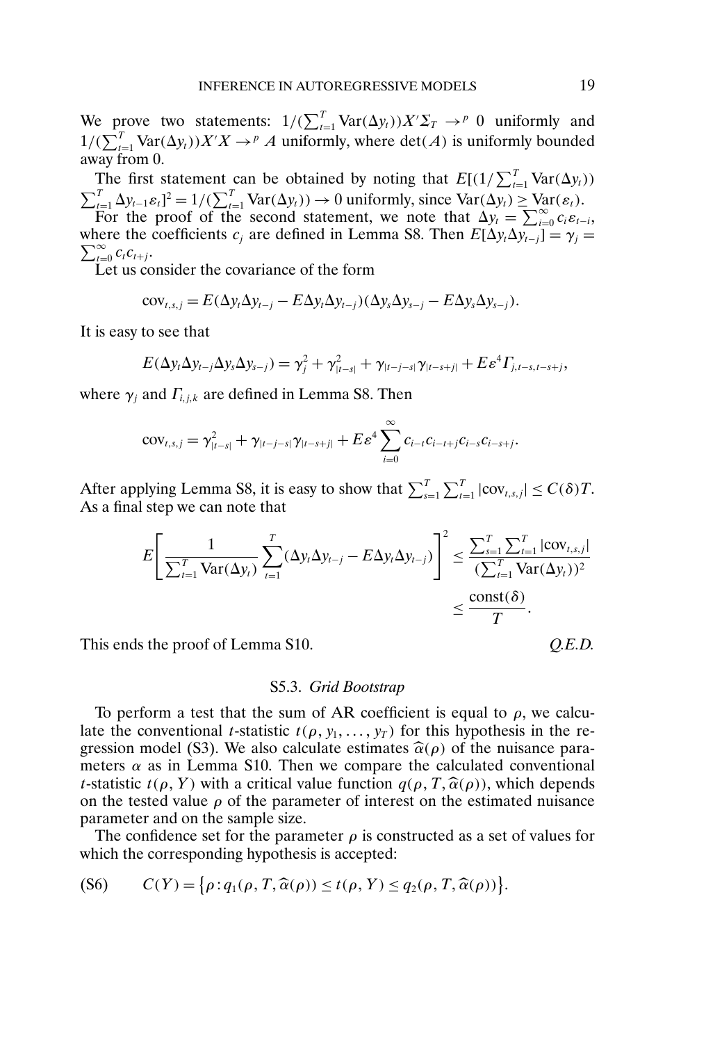We prove two statements: $1/(\sum_{t=1}^T \mathrm{Var}(\Delta y_t))X'\Sigma_T \to^p 0$ uniformly and $1/(\sum_{t=1}^T \mathrm{Var}(\Delta y_t))X'X \to^p A$ uniformly, where $\det(A)$ is uniformly bounded away from 0.

The first statement can be obtained by noting that $E[(1/\sum_{t=1}^T \mathrm{Var}(\Delta y_t)) \sum_{t=1}^T \Delta y_{t-1}\varepsilon_t]^2 = 1/(\sum_{t=1}^T \mathrm{Var}(\Delta y_t)) \to 0$ uniformly, since $\mathrm{Var}(\Delta y_t) \geq \mathrm{Var}(\varepsilon_t)$.

For the proof of the second statement, we note that $\Delta y_t = \sum_{i=0}^\infty c_i \varepsilon_{t-i}$, where the coefficients $c_j$ are defined in Lemma S8. Then $E[\Delta y_t \Delta y_{t-j}] = \gamma_j = \sum_{t=0}^\infty c_t c_{t+j}$.

Let us consider the covariance of the form

$$\mathrm{cov}_{t,s,j} = E(\Delta y_t \Delta y_{t-j} - E\Delta y_t \Delta y_{t-j})(\Delta y_s \Delta y_{s-j} - E\Delta y_s \Delta y_{s-j}).$$

It is easy to see that

$$E(\Delta y_t \Delta y_{t-j} \Delta y_s \Delta y_{s-j}) = \gamma_j^2 + \gamma_{|t-s|}^2 + \gamma_{|t-j-s|}\gamma_{|t-s+j|} + E\varepsilon^4 \Gamma_{j,t-s,t-s+j},$$

where $\gamma_j$ and $\Gamma_{i,j,k}$ are defined in Lemma S8. Then

$$\mathrm{cov}_{t,s,j} = \gamma_{|t-s|}^2 + \gamma_{|t-j-s|}\gamma_{|t-s+j|} + E\varepsilon^4 \sum_{i=0}^\infty c_{i-t}c_{i-t+j}c_{i-s}c_{i-s+j}.$$

After applying Lemma S8, it is easy to show that $\sum_{s=1}^T \sum_{t=1}^T |\mathrm{cov}_{t,s,j}| \leq C(\delta)T$. As a final step we can note that

$$E\left[\frac{1}{\sum_{t=1}^T \mathrm{Var}(\Delta y_t)} \sum_{t=1}^T (\Delta y_t \Delta y_{t-j} - E\Delta y_t \Delta y_{t-j})\right]^2 \leq \frac{\sum_{s=1}^T \sum_{t=1}^T |\mathrm{cov}_{t,s,j}|}{(\sum_{t=1}^T \mathrm{Var}(\Delta y_t))^2} \leq \frac{\mathrm{const}(\delta)}{T}.$$

This ends the proof of Lemma S10. *Q.E.D.*

### S5.3. *Grid Bootstrap*

To perform a test that the sum of AR coefficient is equal to $\rho$, we calculate the conventional $t$-statistic $t(\rho, y_1, \ldots, y_T)$ for this hypothesis in the regression model (S3). We also calculate estimates $\widehat{\alpha}(\rho)$ of the nuisance parameters $\alpha$ as in Lemma S10. Then we compare the calculated conventional $t$-statistic $t(\rho, Y)$ with a critical value function $q(\rho, T, \widehat{\alpha}(\rho))$, which depends on the tested value $\rho$ of the parameter of interest on the estimated nuisance parameter and on the sample size.

The confidence set for the parameter $\rho$ is constructed as a set of values for which the corresponding hypothesis is accepted:

$$C(Y) = \{\rho : q_1(\rho, T, \widehat{\alpha}(\rho)) \leq t(\rho, Y) \leq q_2(\rho, T, \widehat{\alpha}(\rho))\}. \tag{S6}$$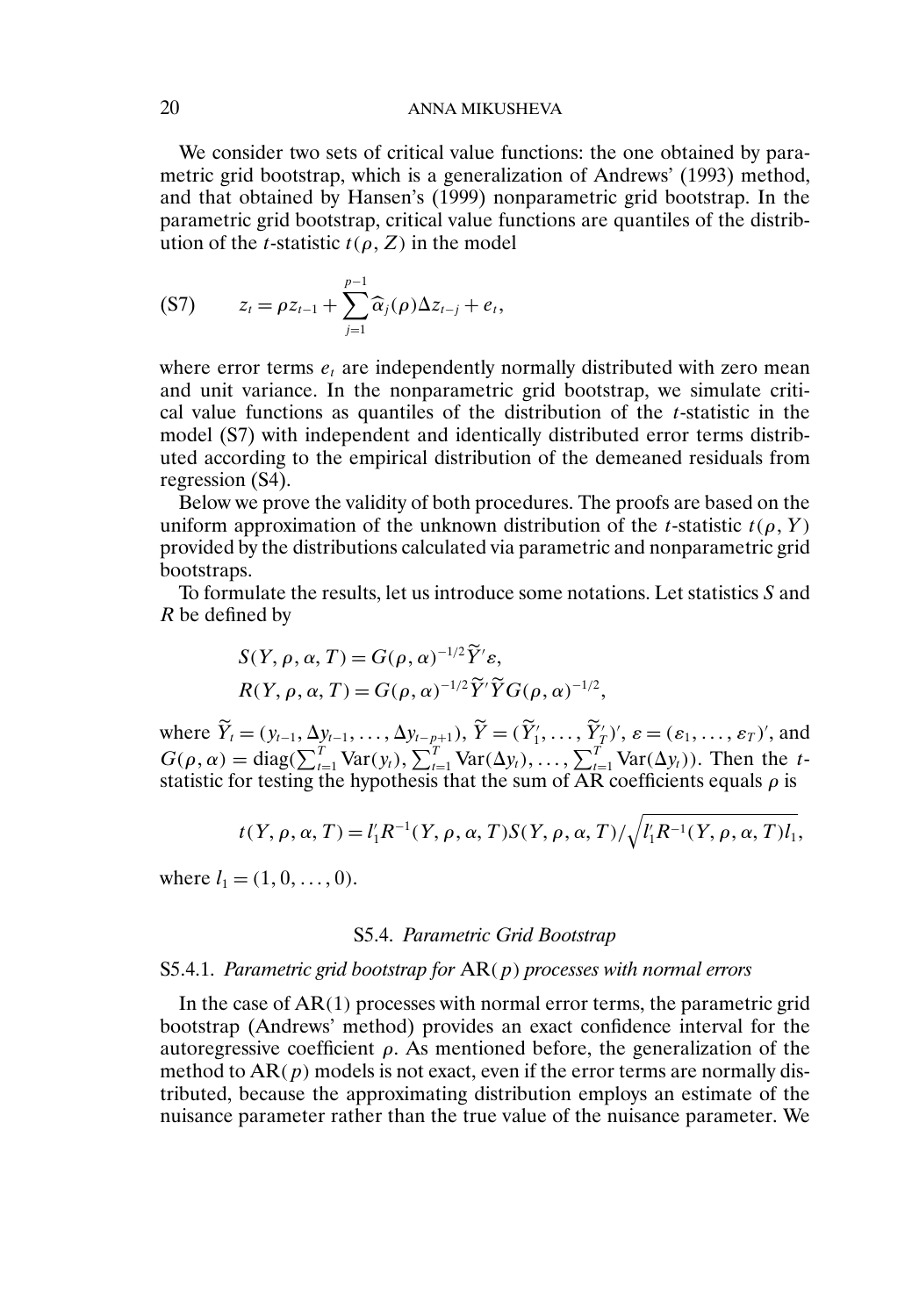We consider two sets of critical value functions: the one obtained by parametric grid bootstrap, which is a generalization of Andrews' (1993) method, and that obtained by Hansen's (1999) nonparametric grid bootstrap. In the parametric grid bootstrap, critical value functions are quantiles of the distribution of the $t$-statistic $t(\rho, Z)$ in the model

$$z_t = \rho z_{t-1} + \sum_{j=1}^{p-1} \widehat{\alpha}_j(\rho) \Delta z_{t-j} + e_t, \tag{S7}$$

where error terms $e_t$ are independently normally distributed with zero mean and unit variance. In the nonparametric grid bootstrap, we simulate critical value functions as quantiles of the distribution of the $t$-statistic in the model (S7) with independent and identically distributed error terms distributed according to the empirical distribution of the demeaned residuals from regression (S4).

Below we prove the validity of both procedures. The proofs are based on the uniform approximation of the unknown distribution of the $t$-statistic $t(\rho, Y)$ provided by the distributions calculated via parametric and nonparametric grid bootstraps.

To formulate the results, let us introduce some notations. Let statistics $S$ and $R$ be defined by

$$S(Y, \rho, \alpha, T) = G(\rho, \alpha)^{-1/2} \widetilde{Y}' \varepsilon,$$
$$R(Y, \rho, \alpha, T) = G(\rho, \alpha)^{-1/2} \widetilde{Y}' \widetilde{Y} G(\rho, \alpha)^{-1/2},$$

where $\widetilde{Y}_t = (y_{t-1}, \Delta y_{t-1}, \dots, \Delta y_{t-p+1})$, $\widetilde{Y} = (\widetilde{Y}_1', \dots, \widetilde{Y}_T')'$, $\varepsilon = (\varepsilon_1, \dots, \varepsilon_T)'$, and $G(\rho, \alpha) = \operatorname{diag}(\sum_{t=1}^T \operatorname{Var}(y_t), \sum_{t=1}^T \operatorname{Var}(\Delta y_t), \dots, \sum_{t=1}^T \operatorname{Var}(\Delta y_t))$. Then the $t$-statistic for testing the hypothesis that the sum of AR coefficients equals $\rho$ is

$$t(Y, \rho, \alpha, T) = l_1' R^{-1}(Y, \rho, \alpha, T) S(Y, \rho, \alpha, T) \Big/ \sqrt{l_1' R^{-1}(Y, \rho, \alpha, T) l_1},$$

where $l_1 = (1, 0, \dots, 0)$.

## S5.4. *Parametric Grid Bootstrap*

### S5.4.1. *Parametric grid bootstrap for* AR($p$) *processes with normal errors*

In the case of AR(1) processes with normal error terms, the parametric grid bootstrap (Andrews' method) provides an exact confidence interval for the autoregressive coefficient $\rho$. As mentioned before, the generalization of the method to AR($p$) models is not exact, even if the error terms are normally distributed, because the approximating distribution employs an estimate of the nuisance parameter rather than the true value of the nuisance parameter. We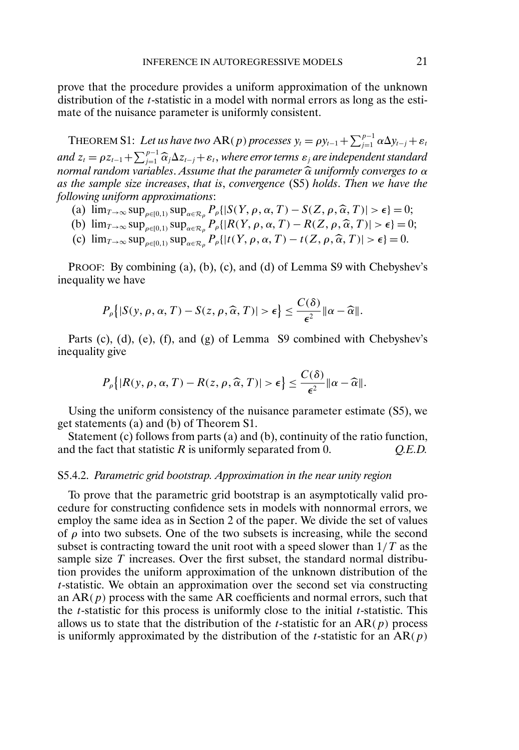prove that the procedure provides a uniform approximation of the unknown distribution of the $t$-statistic in a model with normal errors as long as the estimate of the nuisance parameter is uniformly consistent.

THEOREM S1: *Let us have two* $\mathrm{AR}(p)$ *processes* $y_t = \rho y_{t-1} + \sum_{j=1}^{p-1} \alpha \Delta y_{t-j} + \varepsilon_t$ *and* $z_t = \rho z_{t-1} + \sum_{j=1}^{p-1} \widehat{\alpha}_j \Delta z_{t-j} + \varepsilon_t$, *where error terms* $\varepsilon_j$ *are independent standard normal random variables*. *Assume that the parameter* $\widehat{\alpha}$ *uniformly converges to* $\alpha$ *as the sample size increases*, *that is*, *convergence* (S5) *holds*. *Then we have the following uniform approximations*:

(a) $\lim_{T\to\infty} \sup_{\rho\in[0,1)} \sup_{\alpha\in\mathcal{R}_\rho} P_\rho\{|S(Y,\rho,\alpha,T) - S(Z,\rho,\widehat{\alpha},T)| > \epsilon\} = 0$;

(b) $\lim_{T\to\infty} \sup_{\rho\in[0,1)} \sup_{\alpha\in\mathcal{R}_\rho} P_\rho\{|R(Y,\rho,\alpha,T) - R(Z,\rho,\widehat{\alpha},T)| > \epsilon\} = 0$;

(c) $\lim_{T\to\infty} \sup_{\rho\in[0,1)} \sup_{\alpha\in\mathcal{R}_\rho} P_\rho\{|t(Y,\rho,\alpha,T) - t(Z,\rho,\widehat{\alpha},T)| > \epsilon\} = 0$.

PROOF: By combining (a), (b), (c), and (d) of Lemma S9 with Chebyshev's inequality we have

$$P_\rho\big\{|S(y,\rho,\alpha,T) - S(z,\rho,\widehat{\alpha},T)| > \epsilon\big\} \le \frac{C(\delta)}{\epsilon^2}\|\alpha - \widehat{\alpha}\|.$$

Parts (c), (d), (e), (f), and (g) of Lemma S9 combined with Chebyshev's inequality give

$$P_\rho\big\{|R(y,\rho,\alpha,T) - R(z,\rho,\widehat{\alpha},T)| > \epsilon\big\} \le \frac{C(\delta)}{\epsilon^2}\|\alpha - \widehat{\alpha}\|.$$

Using the uniform consistency of the nuisance parameter estimate (S5), we get statements (a) and (b) of Theorem S1.

Statement (c) follows from parts (a) and (b), continuity of the ratio function, and the fact that statistic $R$ is uniformly separated from 0. *Q.E.D.*

### S5.4.2. *Parametric grid bootstrap. Approximation in the near unity region*

To prove that the parametric grid bootstrap is an asymptotically valid procedure for constructing confidence sets in models with nonnormal errors, we employ the same idea as in Section 2 of the paper. We divide the set of values of $\rho$ into two subsets. One of the two subsets is increasing, while the second subset is contracting toward the unit root with a speed slower than $1/T$ as the sample size $T$ increases. Over the first subset, the standard normal distribution provides the uniform approximation of the unknown distribution of the $t$-statistic. We obtain an approximation over the second set via constructing an $\mathrm{AR}(p)$ process with the same AR coefficients and normal errors, such that the $t$-statistic for this process is uniformly close to the initial $t$-statistic. This allows us to state that the distribution of the $t$-statistic for an $\mathrm{AR}(p)$ process is uniformly approximated by the distribution of the $t$-statistic for an $\mathrm{AR}(p)$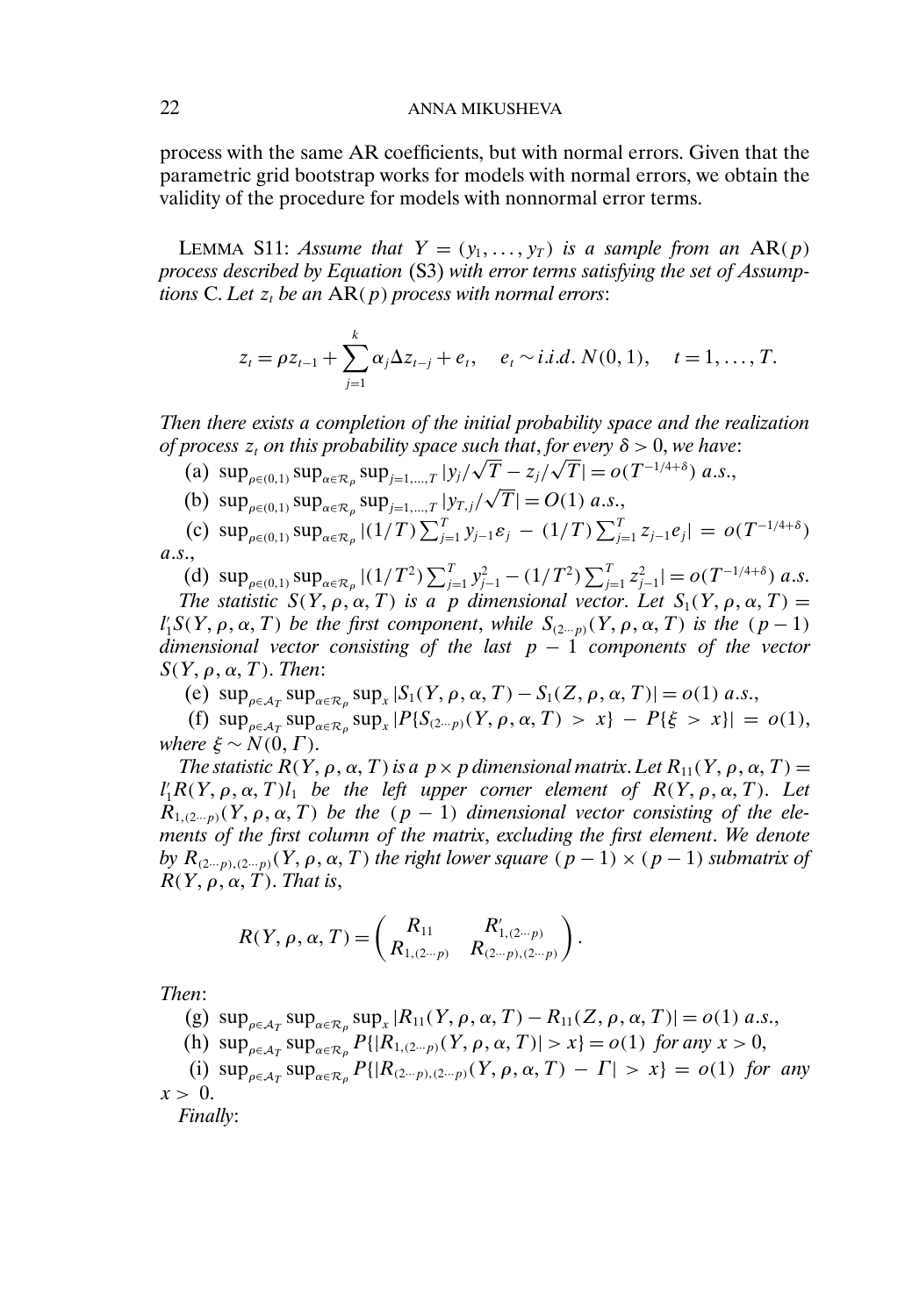process with the same AR coefficients, but with normal errors. Given that the parametric grid bootstrap works for models with normal errors, we obtain the validity of the procedure for models with nonnormal error terms.

LEMMA S11: *Assume that $Y = (y_1, \dots, y_T)$ is a sample from an* $\mathrm{AR}(p)$ *process described by Equation* (S3) *with error terms satisfying the set of Assumptions* C. *Let $z_t$ be an* $\mathrm{AR}(p)$ *process with normal errors*:

$$z_t = \rho z_{t-1} + \sum_{j=1}^{k} \alpha_j \Delta z_{t-j} + e_t, \quad e_t \sim i.i.d.\ N(0,1), \quad t = 1, \dots, T.$$

*Then there exists a completion of the initial probability space and the realization of process $z_t$ on this probability space such that, for every $\delta > 0$, we have*:

(a) $\sup_{\rho\in(0,1)} \sup_{\alpha\in\mathcal{R}_\rho} \sup_{j=1,\dots,T} |y_j/\sqrt{T} - z_j/\sqrt{T}| = o(T^{-1/4+\delta})$ *a.s.*,

(b) $\sup_{\rho\in(0,1)} \sup_{\alpha\in\mathcal{R}_\rho} \sup_{j=1,\dots,T} |y_{T,j}/\sqrt{T}| = O(1)$ *a.s.*,

(c) $\sup_{\rho\in(0,1)} \sup_{\alpha\in\mathcal{R}_\rho} |(1/T)\sum_{j=1}^{T} y_{j-1}\varepsilon_j - (1/T)\sum_{j=1}^{T} z_{j-1}e_j| = o(T^{-1/4+\delta})$ *a.s.*,

(d) $\sup_{\rho\in(0,1)} \sup_{\alpha\in\mathcal{R}_\rho} |(1/T^2)\sum_{j=1}^{T} y_{j-1}^2 - (1/T^2)\sum_{j=1}^{T} z_{j-1}^2| = o(T^{-1/4+\delta})$ *a.s.*

*The statistic $S(Y,\rho,\alpha,T)$ is a $p$ dimensional vector. Let $S_1(Y,\rho,\alpha,T) = l_1'S(Y,\rho,\alpha,T)$ be the first component, while $S_{(2\cdots p)}(Y,\rho,\alpha,T)$ is the $(p-1)$ dimensional vector consisting of the last $p-1$ components of the vector $S(Y,\rho,\alpha,T)$. Then*:

(e) $\sup_{\rho\in\mathcal{A}_T} \sup_{\alpha\in\mathcal{R}_\rho} \sup_x |S_1(Y,\rho,\alpha,T) - S_1(Z,\rho,\alpha,T)| = o(1)$ *a.s.*,

(f) $\sup_{\rho\in\mathcal{A}_T} \sup_{\alpha\in\mathcal{R}_\rho} \sup_x |P\{S_{(2\cdots p)}(Y,\rho,\alpha,T) > x\} - P\{\xi > x\}| = o(1)$, *where $\xi \sim N(0,\Gamma)$.*

*The statistic $R(Y,\rho,\alpha,T)$ is a $p\times p$ dimensional matrix. Let $R_{11}(Y,\rho,\alpha,T) = l_1'R(Y,\rho,\alpha,T)l_1$ be the left upper corner element of $R(Y,\rho,\alpha,T)$. Let $R_{1,(2\cdots p)}(Y,\rho,\alpha,T)$ be the $(p-1)$ dimensional vector consisting of the elements of the first column of the matrix, excluding the first element. We denote by $R_{(2\cdots p),(2\cdots p)}(Y,\rho,\alpha,T)$ the right lower square $(p-1)\times(p-1)$ submatrix of $R(Y,\rho,\alpha,T)$. That is*,

$$R(Y,\rho,\alpha,T) = \begin{pmatrix} R_{11} & R_{1,(2\cdots p)}' \\ R_{1,(2\cdots p)} & R_{(2\cdots p),(2\cdots p)} \end{pmatrix}.$$

*Then*:

(g) $\sup_{\rho\in\mathcal{A}_T} \sup_{\alpha\in\mathcal{R}_\rho} \sup_x |R_{11}(Y,\rho,\alpha,T) - R_{11}(Z,\rho,\alpha,T)| = o(1)$ *a.s.*,

(h) $\sup_{\rho\in\mathcal{A}_T} \sup_{\alpha\in\mathcal{R}_\rho} P\{|R_{1,(2\cdots p)}(Y,\rho,\alpha,T)| > x\} = o(1)$ *for any $x > 0$*,

(i) $\sup_{\rho\in\mathcal{A}_T} \sup_{\alpha\in\mathcal{R}_\rho} P\{|R_{(2\cdots p),(2\cdots p)}(Y,\rho,\alpha,T) - \Gamma| > x\} = o(1)$ *for any $x > 0$.*

*Finally*: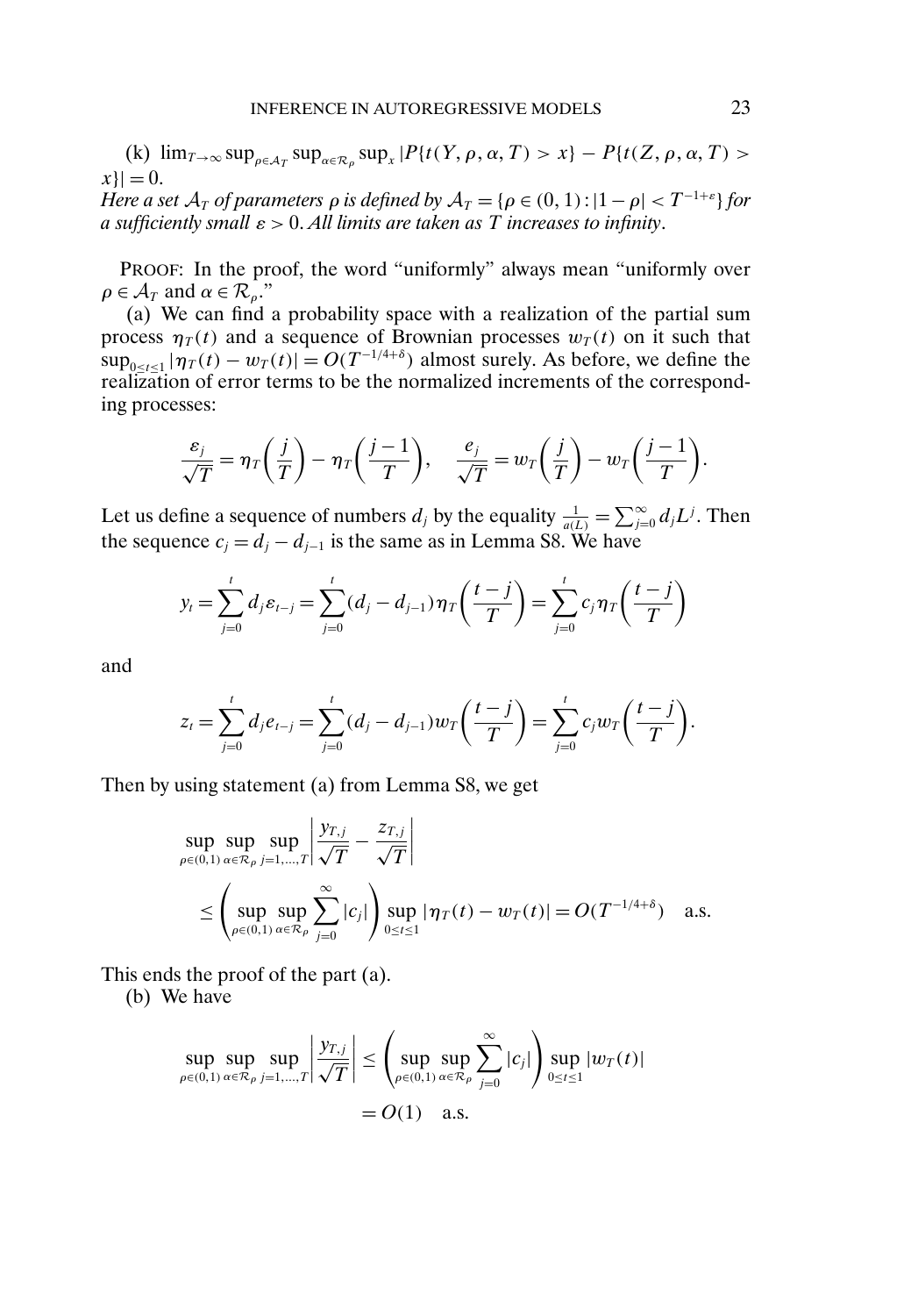(k) $\lim_{T\to\infty} \sup_{\rho\in\mathcal{A}_T} \sup_{\alpha\in\mathcal{R}_\rho} \sup_x |P\{t(Y,\rho,\alpha,T) > x\} - P\{t(Z,\rho,\alpha,T) > x\}| = 0$.

*Here a set $\mathcal{A}_T$ of parameters $\rho$ is defined by $\mathcal{A}_T = \{\rho \in (0,1) : |1-\rho| < T^{-1+\varepsilon}\}$ for a sufficiently small $\varepsilon > 0$. All limits are taken as $T$ increases to infinity.*

PROOF: In the proof, the word "uniformly" always mean "uniformly over $\rho \in \mathcal{A}_T$ and $\alpha \in \mathcal{R}_\rho$."

(a) We can find a probability space with a realization of the partial sum process $\eta_T(t)$ and a sequence of Brownian processes $w_T(t)$ on it such that $\sup_{0\le t\le 1} |\eta_T(t) - w_T(t)| = O(T^{-1/4+\delta})$ almost surely. As before, we define the realization of error terms to be the normalized increments of the corresponding processes:

$$\frac{\varepsilon_j}{\sqrt{T}} = \eta_T\left(\frac{j}{T}\right) - \eta_T\left(\frac{j-1}{T}\right), \quad \frac{e_j}{\sqrt{T}} = w_T\left(\frac{j}{T}\right) - w_T\left(\frac{j-1}{T}\right).$$

Let us define a sequence of numbers $d_j$ by the equality $\frac{1}{a(L)} = \sum_{j=0}^{\infty} d_j L^j$. Then the sequence $c_j = d_j - d_{j-1}$ is the same as in Lemma S8. We have

$$y_t = \sum_{j=0}^{t} d_j \varepsilon_{t-j} = \sum_{j=0}^{t} (d_j - d_{j-1}) \eta_T\left(\frac{t-j}{T}\right) = \sum_{j=0}^{t} c_j \eta_T\left(\frac{t-j}{T}\right)$$

and

$$z_t = \sum_{j=0}^{t} d_j e_{t-j} = \sum_{j=0}^{t} (d_j - d_{j-1}) w_T\left(\frac{t-j}{T}\right) = \sum_{j=0}^{t} c_j w_T\left(\frac{t-j}{T}\right).$$

Then by using statement (a) from Lemma S8, we get

$$\begin{aligned}
&\sup_{\rho\in(0,1)} \sup_{\alpha\in\mathcal{R}_\rho} \sup_{j=1,\dots,T} \left| \frac{y_{T,j}}{\sqrt{T}} - \frac{z_{T,j}}{\sqrt{T}} \right| \\
&\quad \le \left( \sup_{\rho\in(0,1)} \sup_{\alpha\in\mathcal{R}_\rho} \sum_{j=0}^{\infty} |c_j| \right) \sup_{0\le t\le 1} |\eta_T(t) - w_T(t)| = O(T^{-1/4+\delta}) \quad \text{a.s.}
\end{aligned}$$

This ends the proof of the part (a).

(b) We have

$$\begin{aligned}
\sup_{\rho\in(0,1)} \sup_{\alpha\in\mathcal{R}_\rho} \sup_{j=1,\dots,T} \left| \frac{y_{T,j}}{\sqrt{T}} \right| &\le \left( \sup_{\rho\in(0,1)} \sup_{\alpha\in\mathcal{R}_\rho} \sum_{j=0}^{\infty} |c_j| \right) \sup_{0\le t\le 1} |w_T(t)| \\
&= O(1) \quad \text{a.s.}
\end{aligned}$$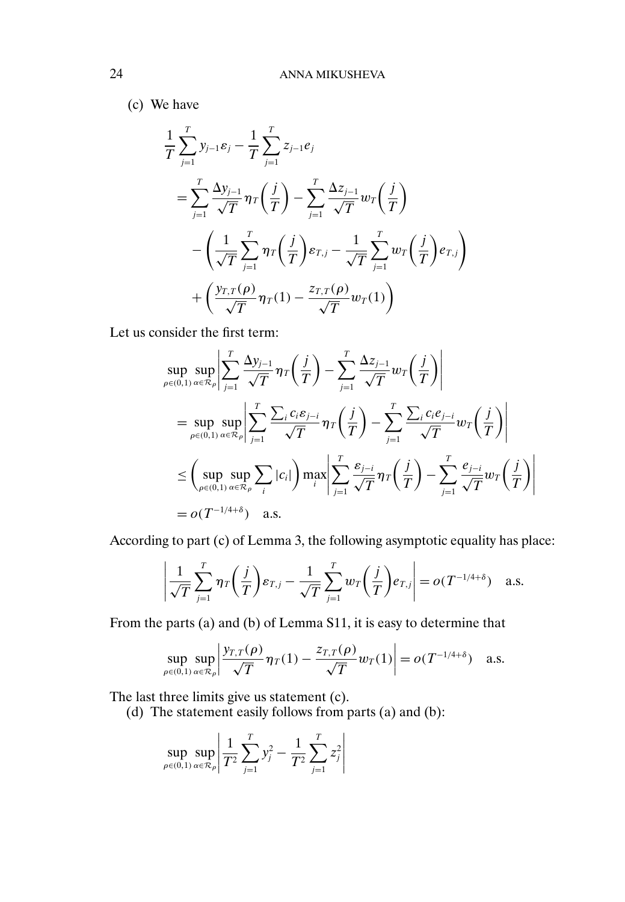(c) We have

$$
\begin{aligned}
&\frac{1}{T}\sum_{j=1}^{T} y_{j-1}\varepsilon_j - \frac{1}{T}\sum_{j=1}^{T} z_{j-1}e_j \\
&= \sum_{j=1}^{T} \frac{\Delta y_{j-1}}{\sqrt{T}} \eta_T\left(\frac{j}{T}\right) - \sum_{j=1}^{T} \frac{\Delta z_{j-1}}{\sqrt{T}} w_T\left(\frac{j}{T}\right) \\
&\quad - \left( \frac{1}{\sqrt{T}} \sum_{j=1}^{T} \eta_T\left(\frac{j}{T}\right)\varepsilon_{T,j} - \frac{1}{\sqrt{T}} \sum_{j=1}^{T} w_T\left(\frac{j}{T}\right) e_{T,j} \right) \\
&\quad + \left( \frac{y_{T,T}(\rho)}{\sqrt{T}} \eta_T(1) - \frac{z_{T,T}(\rho)}{\sqrt{T}} w_T(1) \right)
\end{aligned}
$$

Let us consider the first term:

$$
\begin{aligned}
&\sup_{\rho\in(0,1)} \sup_{\alpha\in\mathcal{R}_\rho} \left| \sum_{j=1}^{T} \frac{\Delta y_{j-1}}{\sqrt{T}} \eta_T\left(\frac{j}{T}\right) - \sum_{j=1}^{T} \frac{\Delta z_{j-1}}{\sqrt{T}} w_T\left(\frac{j}{T}\right) \right| \\
&= \sup_{\rho\in(0,1)} \sup_{\alpha\in\mathcal{R}_\rho} \left| \sum_{j=1}^{T} \frac{\sum_i c_i \varepsilon_{j-i}}{\sqrt{T}} \eta_T\left(\frac{j}{T}\right) - \sum_{j=1}^{T} \frac{\sum_i c_i e_{j-i}}{\sqrt{T}} w_T\left(\frac{j}{T}\right) \right| \\
&\leq \left( \sup_{\rho\in(0,1)} \sup_{\alpha\in\mathcal{R}_\rho} \sum_i |c_i| \right) \max_i \left| \sum_{j=1}^{T} \frac{\varepsilon_{j-i}}{\sqrt{T}} \eta_T\left(\frac{j}{T}\right) - \sum_{j=1}^{T} \frac{e_{j-i}}{\sqrt{T}} w_T\left(\frac{j}{T}\right) \right| \\
&= o(T^{-1/4+\delta}) \quad \text{a.s.}
\end{aligned}
$$

According to part (c) of Lemma 3, the following asymptotic equality has place:

$$
\left| \frac{1}{\sqrt{T}} \sum_{j=1}^{T} \eta_T\left(\frac{j}{T}\right)\varepsilon_{T,j} - \frac{1}{\sqrt{T}} \sum_{j=1}^{T} w_T\left(\frac{j}{T}\right) e_{T,j} \right| = o(T^{-1/4+\delta}) \quad \text{a.s.}
$$

From the parts (a) and (b) of Lemma S11, it is easy to determine that

$$
\sup_{\rho\in(0,1)} \sup_{\alpha\in\mathcal{R}_\rho} \left| \frac{y_{T,T}(\rho)}{\sqrt{T}} \eta_T(1) - \frac{z_{T,T}(\rho)}{\sqrt{T}} w_T(1) \right| = o(T^{-1/4+\delta}) \quad \text{a.s.}
$$

The last three limits give us statement (c).

(d) The statement easily follows from parts (a) and (b):

$$
\sup_{\rho\in(0,1)} \sup_{\alpha\in\mathcal{R}_\rho} \left| \frac{1}{T^2} \sum_{j=1}^{T} y_j^2 - \frac{1}{T^2} \sum_{j=1}^{T} z_j^2 \right|
$$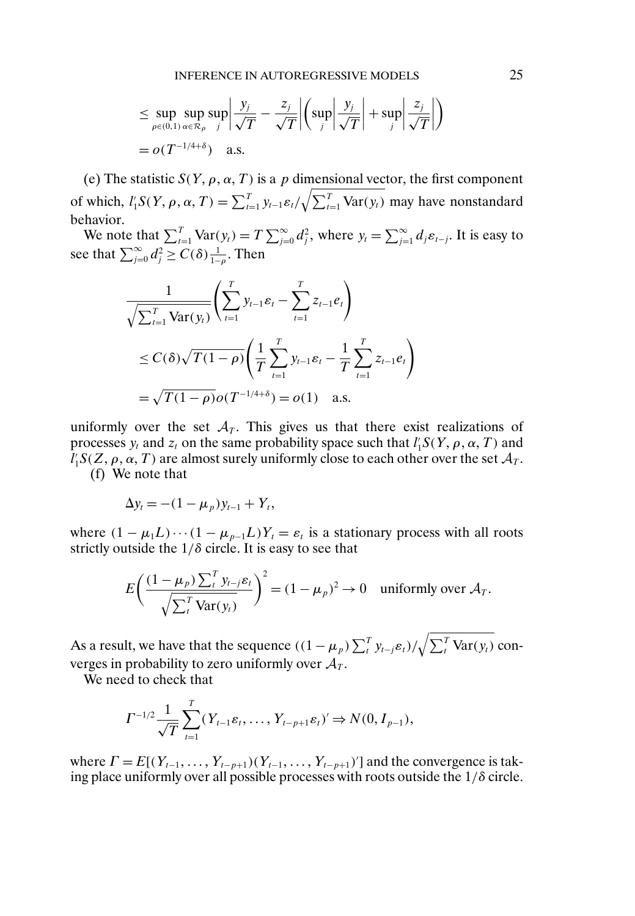$$\leq \sup_{\rho\in(0,1)} \sup_{\alpha\in\mathcal{R}_\rho} \sup_j \left|\frac{y_j}{\sqrt{T}} - \frac{z_j}{\sqrt{T}}\right| \left(\sup_j \left|\frac{y_j}{\sqrt{T}}\right| + \sup_j \left|\frac{z_j}{\sqrt{T}}\right|\right)$$

$$= o(T^{-1/4+\delta}) \quad \text{a.s.}$$

(e) The statistic $S(Y, \rho, \alpha, T)$ is a $p$ dimensional vector, the first component of which, $l_1' S(Y, \rho, \alpha, T) = \sum_{t=1}^T y_{t-1}\varepsilon_t / \sqrt{\sum_{t=1}^T \operatorname{Var}(y_t)}$ may have nonstandard behavior.

We note that $\sum_{t=1}^T \operatorname{Var}(y_t) = T\sum_{j=0}^\infty d_j^2$, where $y_t = \sum_{j=1}^\infty d_j \varepsilon_{t-j}$. It is easy to see that $\sum_{j=0}^\infty d_j^2 \geq C(\delta)\frac{1}{1-\rho}$. Then

$$\frac{1}{\sqrt{\sum_{t=1}^T \operatorname{Var}(y_t)}} \left(\sum_{t=1}^T y_{t-1}\varepsilon_t - \sum_{t=1}^T z_{t-1}e_t\right)$$

$$\leq C(\delta)\sqrt{T(1-\rho)}\left(\frac{1}{T}\sum_{t=1}^T y_{t-1}\varepsilon_t - \frac{1}{T}\sum_{t=1}^T z_{t-1}e_t\right)$$

$$= \sqrt{T(1-\rho)}\, o(T^{-1/4+\delta}) = o(1) \quad \text{a.s.}$$

uniformly over the set $\mathcal{A}_T$. This gives us that there exist realizations of processes $y_t$ and $z_t$ on the same probability space such that $l_1' S(Y, \rho, \alpha, T)$ and $l_1' S(Z, \rho, \alpha, T)$ are almost surely uniformly close to each other over the set $\mathcal{A}_T$.

(f) We note that

$$\Delta y_t = -(1-\mu_p)y_{t-1} + Y_t,$$

where $(1-\mu_1 L)\cdots(1-\mu_{p-1}L)Y_t = \varepsilon_t$ is a stationary process with all roots strictly outside the $1/\delta$ circle. It is easy to see that

$$E\left(\frac{(1-\mu_p)\sum_t^T y_{t-j}\varepsilon_t}{\sqrt{\sum_t^T \operatorname{Var}(y_t)}}\right)^2 = (1-\mu_p)^2 \to 0 \quad \text{uniformly over } \mathcal{A}_T.$$

As a result, we have that the sequence $((1-\mu_p)\sum_t^T y_{t-j}\varepsilon_t)/\sqrt{\sum_t^T \operatorname{Var}(y_t)}$ converges in probability to zero uniformly over $\mathcal{A}_T$.

We need to check that

$$\Gamma^{-1/2}\frac{1}{\sqrt{T}}\sum_{t=1}^T (Y_{t-1}\varepsilon_t, \ldots, Y_{t-p+1}\varepsilon_t)' \Rightarrow N(0, I_{p-1}),$$

where $\Gamma = E[(Y_{t-1}, \ldots, Y_{t-p+1})(Y_{t-1}, \ldots, Y_{t-p+1})']$ and the convergence is taking place uniformly over all possible processes with roots outside the $1/\delta$ circle.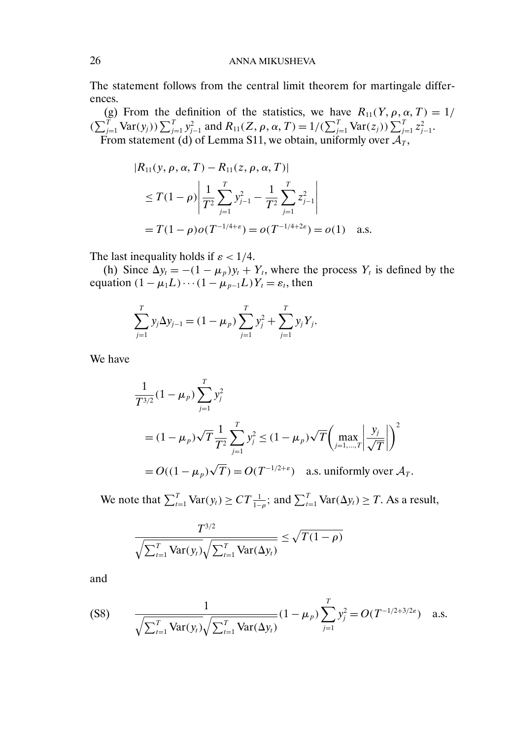The statement follows from the central limit theorem for martingale differences.

(g) From the definition of the statistics, we have $R_{11}(Y, \rho, \alpha, T) = 1/(\sum_{j=1}^{T} \mathrm{Var}(y_j)) \sum_{j=1}^{T} y_{j-1}^2$ and $R_{11}(Z, \rho, \alpha, T) = 1/(\sum_{j=1}^{T} \mathrm{Var}(z_j)) \sum_{j=1}^{T} z_{j-1}^2$. From statement (d) of Lemma S11, we obtain, uniformly over $\mathcal{A}_T$,

$$
\begin{aligned}
&|R_{11}(y, \rho, \alpha, T) - R_{11}(z, \rho, \alpha, T)| \\
&\quad \leq T(1-\rho)\left| \frac{1}{T^2}\sum_{j=1}^{T} y_{j-1}^2 - \frac{1}{T^2}\sum_{j=1}^{T} z_{j-1}^2 \right| \\
&\quad = T(1-\rho) o(T^{-1/4+\varepsilon}) = o(T^{-1/4+2\varepsilon}) = o(1) \quad \text{a.s.}
\end{aligned}
$$

The last inequality holds if $\varepsilon < 1/4$.

(h) Since $\Delta y_t = -(1-\mu_p) y_t + Y_t$, where the process $Y_t$ is defined by the equation $(1-\mu_1 L)\cdots(1-\mu_{p-1}L)Y_t = \varepsilon_t$, then

$$
\sum_{j=1}^{T} y_j \Delta y_{j-1} = (1-\mu_p)\sum_{j=1}^{T} y_j^2 + \sum_{j=1}^{T} y_j Y_j.
$$

We have

$$
\begin{aligned}
&\frac{1}{T^{3/2}}(1-\mu_p)\sum_{j=1}^{T} y_j^2 \\
&\quad = (1-\mu_p)\sqrt{T}\frac{1}{T^2}\sum_{j=1}^{T} y_j^2 \leq (1-\mu_p)\sqrt{T}\left(\max_{j=1,\dots,T}\left|\frac{y_j}{\sqrt{T}}\right|\right)^2 \\
&\quad = O((1-\mu_p)\sqrt{T}) = O(T^{-1/2+\varepsilon}) \quad \text{a.s. uniformly over } \mathcal{A}_T.
\end{aligned}
$$

We note that $\sum_{t=1}^{T} \mathrm{Var}(y_t) \geq CT\frac{1}{1-\rho}$; and $\sum_{t=1}^{T} \mathrm{Var}(\Delta y_t) \geq T$. As a result,

$$
\frac{T^{3/2}}{\sqrt{\sum_{t=1}^{T} \mathrm{Var}(y_t)}\sqrt{\sum_{t=1}^{T} \mathrm{Var}(\Delta y_t)}} \leq \sqrt{T(1-\rho)}
$$

and

$$
\text{(S8)} \qquad \frac{1}{\sqrt{\sum_{t=1}^{T} \mathrm{Var}(y_t)}\sqrt{\sum_{t=1}^{T} \mathrm{Var}(\Delta y_t)}}(1-\mu_p)\sum_{j=1}^{T} y_j^2 = O(T^{-1/2+3/2\varepsilon}) \quad \text{a.s.}
$$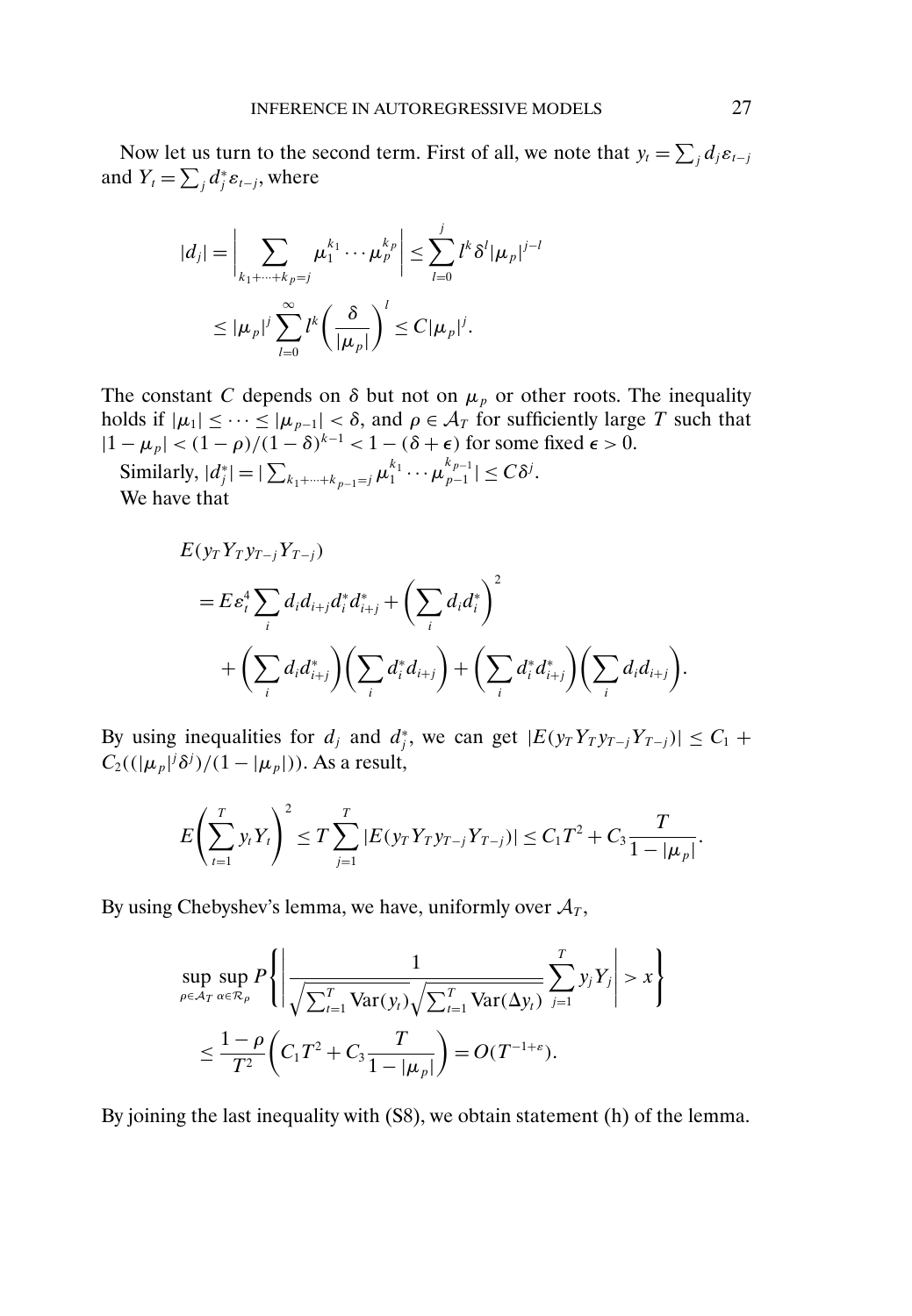Now let us turn to the second term. First of all, we note that $y_t = \sum_j d_j \varepsilon_{t-j}$ and $Y_t = \sum_j d_j^* \varepsilon_{t-j}$, where

$$
\begin{aligned}
|d_j| &= \left| \sum_{k_1+\cdots+k_p=j} \mu_1^{k_1} \cdots \mu_p^{k_p} \right| \leq \sum_{l=0}^{j} l^k \delta^l |\mu_p|^{j-l} \\
&\leq |\mu_p|^j \sum_{l=0}^{\infty} l^k \left( \frac{\delta}{|\mu_p|} \right)^l \leq C |\mu_p|^j.
\end{aligned}
$$

The constant $C$ depends on $\delta$ but not on $\mu_p$ or other roots. The inequality holds if $|\mu_1| \leq \cdots \leq |\mu_{p-1}| < \delta$, and $\rho \in \mathcal{A}_T$ for sufficiently large $T$ such that $|1 - \mu_p| < (1-\rho)/(1-\delta)^{k-1} < 1 - (\delta + \epsilon)$ for some fixed $\epsilon > 0$.

Similarly, $|d_j^*| = |\sum_{k_1+\cdots+k_{p-1}=j} \mu_1^{k_1} \cdots \mu_{p-1}^{k_{p-1}}| \leq C\delta^j$.

We have that

$$
\begin{aligned}
&E(y_T Y_T y_{T-j} Y_{T-j}) \\
&= E\varepsilon_t^4 \sum_i d_i d_{i+j} d_i^* d_{i+j}^* + \left( \sum_i d_i d_i^* \right)^2 \\
&\quad + \left( \sum_i d_i d_{i+j}^* \right) \left( \sum_i d_i^* d_{i+j} \right) + \left( \sum_i d_i^* d_{i+j}^* \right) \left( \sum_i d_i d_{i+j} \right).
\end{aligned}
$$

By using inequalities for $d_j$ and $d_j^*$, we can get $|E(y_T Y_T y_{T-j} Y_{T-j})| \leq C_1 + C_2((|\mu_p|^j \delta^j)/(1 - |\mu_p|))$. As a result,

$$
E\left( \sum_{t=1}^{T} y_t Y_t \right)^2 \leq T \sum_{j=1}^{T} |E(y_T Y_T y_{T-j} Y_{T-j})| \leq C_1 T^2 + C_3 \frac{T}{1 - |\mu_p|}.
$$

By using Chebyshev's lemma, we have, uniformly over $\mathcal{A}_T$,

$$
\begin{aligned}
&\sup_{\rho \in \mathcal{A}_T} \sup_{\alpha \in \mathcal{R}_\rho} P\left\{ \left| \frac{1}{\sqrt{\sum_{t=1}^{T} \operatorname{Var}(y_t)} \sqrt{\sum_{t=1}^{T} \operatorname{Var}(\Delta y_t)}} \sum_{j=1}^{T} y_j Y_j \right| > x \right\} \\
&\leq \frac{1-\rho}{T^2} \left( C_1 T^2 + C_3 \frac{T}{1 - |\mu_p|} \right) = O(T^{-1+\varepsilon}).
\end{aligned}
$$

By joining the last inequality with (S8), we obtain statement (h) of the lemma.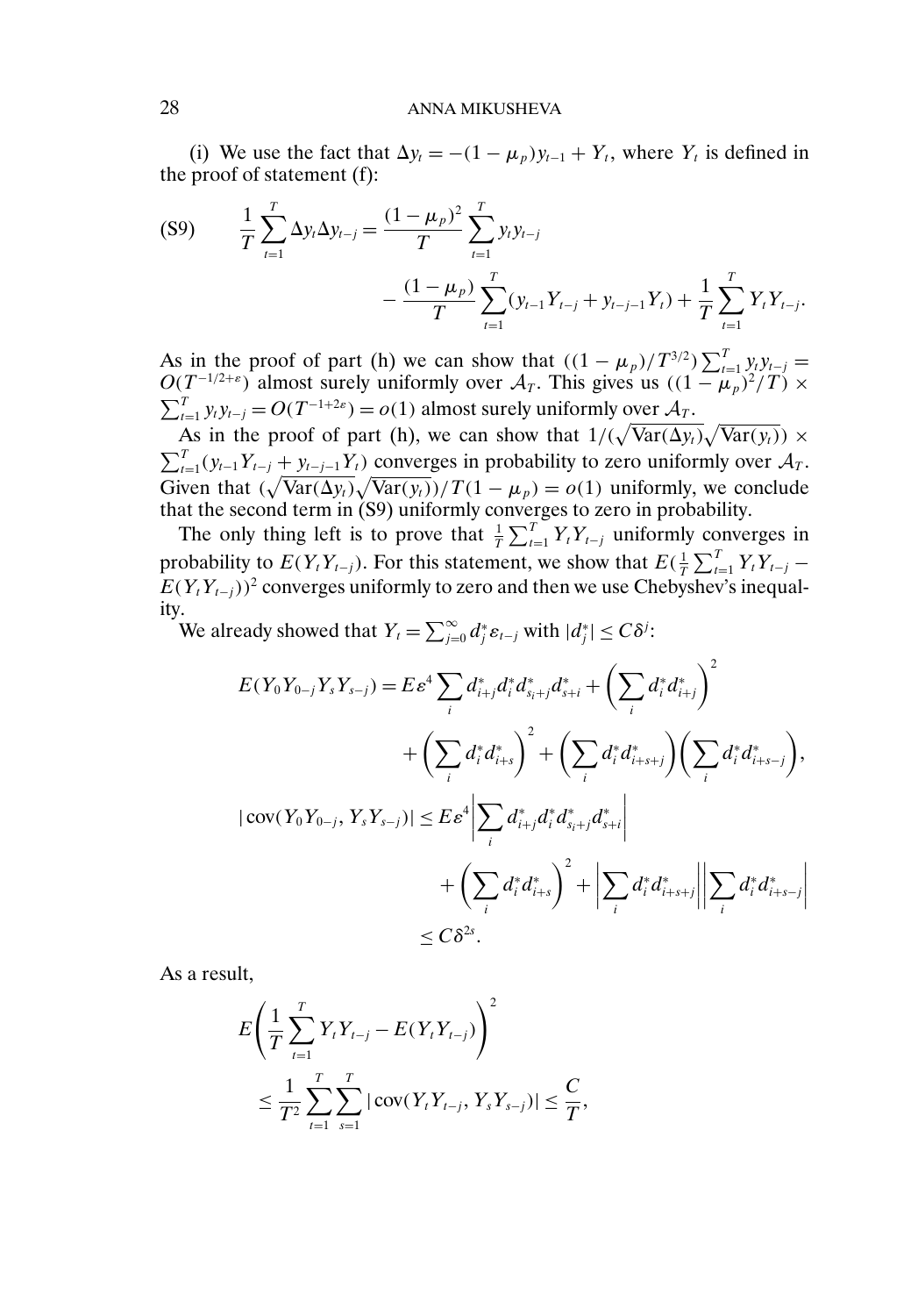(i) We use the fact that $\Delta y_t = -(1-\mu_p)y_{t-1} + Y_t$, where $Y_t$ is defined in the proof of statement (f):

$$
\text{(S9)} \qquad \frac{1}{T}\sum_{t=1}^{T} \Delta y_t \Delta y_{t-j} = \frac{(1-\mu_p)^2}{T}\sum_{t=1}^{T} y_t y_{t-j} - \frac{(1-\mu_p)}{T}\sum_{t=1}^{T}(y_{t-1}Y_{t-j} + y_{t-j-1}Y_t) + \frac{1}{T}\sum_{t=1}^{T} Y_t Y_{t-j}.
$$

As in the proof of part (h) we can show that $((1-\mu_p)/T^{3/2})\sum_{t=1}^{T} y_t y_{t-j} = O(T^{-1/2+\varepsilon})$ almost surely uniformly over $\mathcal{A}_T$. This gives us $((1-\mu_p)^2/T) \times \sum_{t=1}^{T} y_t y_{t-j} = O(T^{-1+2\varepsilon}) = o(1)$ almost surely uniformly over $\mathcal{A}_T$.

As in the proof of part (h), we can show that $1/(\sqrt{\operatorname{Var}(\Delta y_t)}\sqrt{\operatorname{Var}(y_t)}) \times \sum_{t=1}^{T}(y_{t-1}Y_{t-j} + y_{t-j-1}Y_t)$ converges in probability to zero uniformly over $\mathcal{A}_T$. Given that $(\sqrt{\operatorname{Var}(\Delta y_t)}\sqrt{\operatorname{Var}(y_t)})/T(1-\mu_p) = o(1)$ uniformly, we conclude that the second term in (S9) uniformly converges to zero in probability.

The only thing left is to prove that $\frac{1}{T}\sum_{t=1}^{T} Y_t Y_{t-j}$ uniformly converges in probability to $E(Y_t Y_{t-j})$. For this statement, we show that $E(\frac{1}{T}\sum_{t=1}^{T} Y_t Y_{t-j} - E(Y_t Y_{t-j}))^2$ converges uniformly to zero and then we use Chebyshev's inequality.

We already showed that $Y_t = \sum_{j=0}^{\infty} d_j^* \varepsilon_{t-j}$ with $|d_j^*| \le C\delta^j$:

$$
\begin{aligned}
E(Y_0 Y_{0-j} Y_s Y_{s-j}) &= E\varepsilon^4 \sum_i d_{i+j}^* d_i^* d_{s_i+j}^* d_{s+i}^* + \left(\sum_i d_i^* d_{i+j}^*\right)^2 \\
&\quad + \left(\sum_i d_i^* d_{i+s}^*\right)^2 + \left(\sum_i d_i^* d_{i+s+j}^*\right)\left(\sum_i d_i^* d_{i+s-j}^*\right), \\
|\operatorname{cov}(Y_0 Y_{0-j}, Y_s Y_{s-j})| &\le E\varepsilon^4 \left|\sum_i d_{i+j}^* d_i^* d_{s_i+j}^* d_{s+i}^*\right| \\
&\quad + \left(\sum_i d_i^* d_{i+s}^*\right)^2 + \left|\sum_i d_i^* d_{i+s+j}^*\right| \left|\sum_i d_i^* d_{i+s-j}^*\right| \\
&\le C\delta^{2s}.
\end{aligned}
$$

As a result,

$$
\begin{aligned}
&E\left(\frac{1}{T}\sum_{t=1}^{T} Y_t Y_{t-j} - E(Y_t Y_{t-j})\right)^2 \\
&\quad \le \frac{1}{T^2}\sum_{t=1}^{T}\sum_{s=1}^{T} |\operatorname{cov}(Y_t Y_{t-j}, Y_s Y_{s-j})| \le \frac{C}{T},
\end{aligned}
$$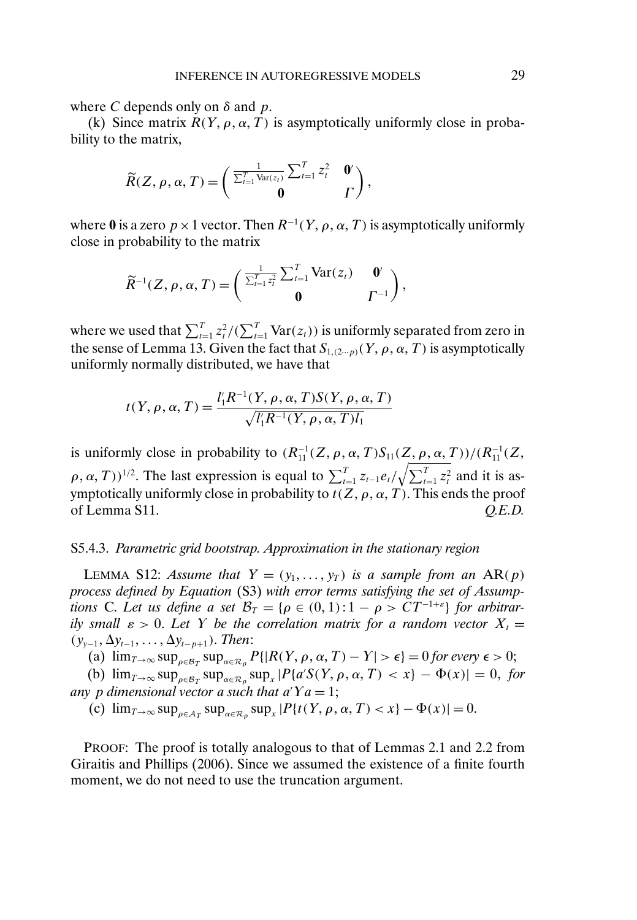where $C$ depends only on $\delta$ and $p$.

(k) Since matrix $R(Y, \rho, \alpha, T)$ is asymptotically uniformly close in probability to the matrix,

$$\widetilde{R}(Z, \rho, \alpha, T) = \begin{pmatrix} \frac{1}{\sum_{t=1}^{T} \mathrm{Var}(z_t)} \sum_{t=1}^{T} z_t^2 & \mathbf{0}' \\ \mathbf{0} & \Gamma \end{pmatrix},$$

where $\mathbf{0}$ is a zero $p \times 1$ vector. Then $R^{-1}(Y, \rho, \alpha, T)$ is asymptotically uniformly close in probability to the matrix

$$\widetilde{R}^{-1}(Z, \rho, \alpha, T) = \begin{pmatrix} \frac{1}{\sum_{t=1}^{T} z_t^2} \sum_{t=1}^{T} \mathrm{Var}(z_t) & \mathbf{0}' \\ \mathbf{0} & \Gamma^{-1} \end{pmatrix},$$

where we used that $\sum_{t=1}^{T} z_t^2 / (\sum_{t=1}^{T} \mathrm{Var}(z_t))$ is uniformly separated from zero in the sense of Lemma 13. Given the fact that $S_{1,(2\cdots p)}(Y, \rho, \alpha, T)$ is asymptotically uniformly normally distributed, we have that

$$t(Y, \rho, \alpha, T) = \frac{l_1' R^{-1}(Y, \rho, \alpha, T) S(Y, \rho, \alpha, T)}{\sqrt{l_1' R^{-1}(Y, \rho, \alpha, T) l_1}}$$

is uniformly close in probability to $(R_{11}^{-1}(Z, \rho, \alpha, T) S_{11}(Z, \rho, \alpha, T))/(R_{11}^{-1}(Z, \rho, \alpha, T))^{1/2}$. The last expression is equal to $\sum_{t=1}^{T} z_{t-1} e_t / \sqrt{\sum_{t=1}^{T} z_t^2}$ and it is asymptotically uniformly close in probability to $t(Z, \rho, \alpha, T)$. This ends the proof of Lemma S11. *Q.E.D.*

### S5.4.3. *Parametric grid bootstrap. Approximation in the stationary region*

LEMMA S12: *Assume that $Y = (y_1, \ldots, y_T)$ is a sample from an* AR($p$) *process defined by Equation* (S3) *with error terms satisfying the set of Assumptions* C. *Let us define a set $\mathcal{B}_T = \{\rho \in (0,1) : 1 - \rho > CT^{-1+\varepsilon}\}$ for arbitrarily small $\varepsilon > 0$. Let $Y$ be the correlation matrix for a random vector $X_t = (y_{y-1}, \Delta y_{t-1}, \ldots, \Delta y_{t-p+1})$. Then*:

(a) $\lim_{T\to\infty} \sup_{\rho \in \mathcal{B}_T} \sup_{\alpha \in \mathcal{R}_\rho} P\{|R(Y, \rho, \alpha, T) - Y| > \epsilon\} = 0$ *for every* $\epsilon > 0$;

(b) $\lim_{T\to\infty} \sup_{\rho \in \mathcal{B}_T} \sup_{\alpha \in \mathcal{R}_\rho} \sup_x |P\{a' S(Y, \rho, \alpha, T) < x\} - \Phi(x)| = 0$, *for any $p$ dimensional vector $a$ such that $a' Y a = 1$*;

(c) $\lim_{T\to\infty} \sup_{\rho \in \mathcal{A}_T} \sup_{\alpha \in \mathcal{R}_\rho} \sup_x |P\{t(Y, \rho, \alpha, T) < x\} - \Phi(x)| = 0$.

PROOF: The proof is totally analogous to that of Lemmas 2.1 and 2.2 from Giraitis and Phillips (2006). Since we assumed the existence of a finite fourth moment, we do not need to use the truncation argument.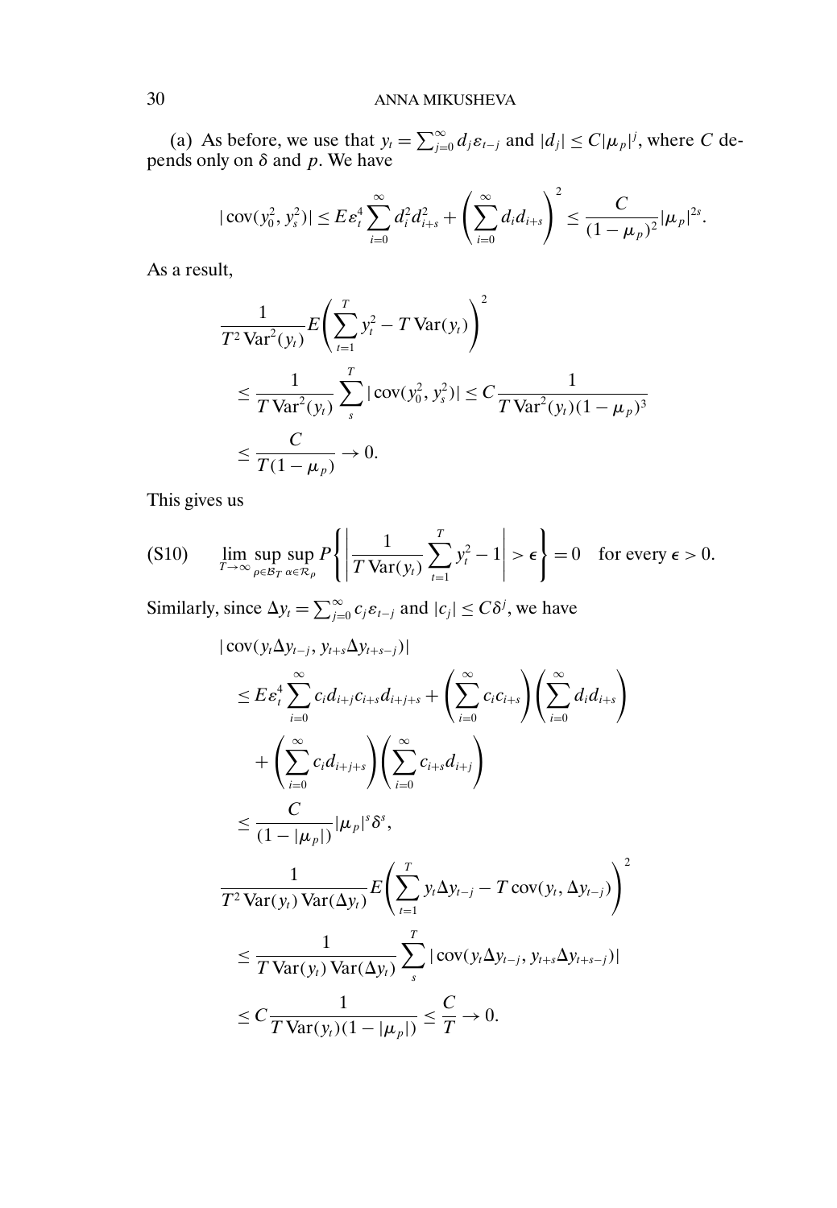(a) As before, we use that $y_t = \sum_{j=0}^{\infty} d_j \varepsilon_{t-j}$ and $|d_j| \leq C|\mu_p|^j$, where $C$ depends only on $\delta$ and $p$. We have

$$|\operatorname{cov}(y_0^2, y_s^2)| \leq E\varepsilon_t^4 \sum_{i=0}^{\infty} d_i^2 d_{i+s}^2 + \left(\sum_{i=0}^{\infty} d_i d_{i+s}\right)^2 \leq \frac{C}{(1-\mu_p)^2}|\mu_p|^{2s}.$$

As a result,

$$\begin{aligned}
&\frac{1}{T^2 \operatorname{Var}^2(y_t)} E\left(\sum_{t=1}^{T} y_t^2 - T\operatorname{Var}(y_t)\right)^2 \\
&\leq \frac{1}{T\operatorname{Var}^2(y_t)} \sum_{s}^{T} |\operatorname{cov}(y_0^2, y_s^2)| \leq C\frac{1}{T\operatorname{Var}^2(y_t)(1-\mu_p)^3} \\
&\leq \frac{C}{T(1-\mu_p)} \to 0.
\end{aligned}$$

This gives us

$$\text{(S10)} \qquad \lim_{T\to\infty} \sup_{\rho\in\mathcal{B}_T} \sup_{\alpha\in\mathcal{R}_\rho} P\left\{\left|\frac{1}{T\operatorname{Var}(y_t)}\sum_{t=1}^{T} y_t^2 - 1\right| > \epsilon\right\} = 0 \quad \text{for every } \epsilon > 0.$$

Similarly, since $\Delta y_t = \sum_{j=0}^{\infty} c_j \varepsilon_{t-j}$ and $|c_j| \leq C\delta^j$, we have

$$\begin{aligned}
&|\operatorname{cov}(y_t \Delta y_{t-j}, y_{t+s}\Delta y_{t+s-j})| \\
&\leq E\varepsilon_t^4 \sum_{i=0}^{\infty} c_i d_{i+j} c_{i+s} d_{i+j+s} + \left(\sum_{i=0}^{\infty} c_i c_{i+s}\right)\left(\sum_{i=0}^{\infty} d_i d_{i+s}\right) \\
&\quad + \left(\sum_{i=0}^{\infty} c_i d_{i+j+s}\right)\left(\sum_{i=0}^{\infty} c_{i+s} d_{i+j}\right) \\
&\leq \frac{C}{(1-|\mu_p|)}|\mu_p|^s \delta^s, \\
&\frac{1}{T^2 \operatorname{Var}(y_t)\operatorname{Var}(\Delta y_t)} E\left(\sum_{t=1}^{T} y_t \Delta y_{t-j} - T\operatorname{cov}(y_t, \Delta y_{t-j})\right)^2 \\
&\leq \frac{1}{T\operatorname{Var}(y_t)\operatorname{Var}(\Delta y_t)} \sum_{s}^{T} |\operatorname{cov}(y_t \Delta y_{t-j}, y_{t+s}\Delta y_{t+s-j})| \\
&\leq C\frac{1}{T\operatorname{Var}(y_t)(1-|\mu_p|)} \leq \frac{C}{T} \to 0.
\end{aligned}$$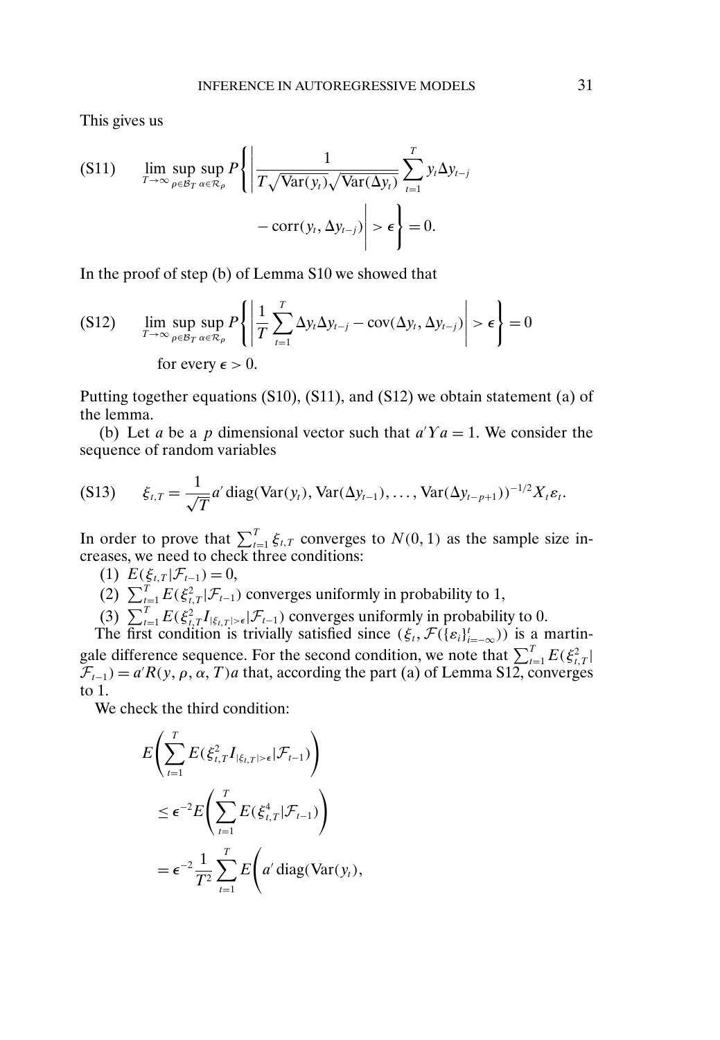This gives us

$$
\text{(S11)} \qquad \lim_{T\to\infty} \sup_{\rho\in\mathcal{B}_T} \sup_{\alpha\in\mathcal{R}_\rho} P\left\{ \left| \frac{1}{T\sqrt{\operatorname{Var}(y_t)}\sqrt{\operatorname{Var}(\Delta y_t)}} \sum_{t=1}^{T} y_t \Delta y_{t-j} - \operatorname{corr}(y_t, \Delta y_{t-j}) \right| > \epsilon \right\} = 0.
$$

In the proof of step (b) of Lemma S10 we showed that

$$
\text{(S12)} \qquad \lim_{T\to\infty} \sup_{\rho\in\mathcal{B}_T} \sup_{\alpha\in\mathcal{R}_\rho} P\left\{ \left| \frac{1}{T} \sum_{t=1}^{T} \Delta y_t \Delta y_{t-j} - \operatorname{cov}(\Delta y_t, \Delta y_{t-j}) \right| > \epsilon \right\} = 0
$$

for every $\epsilon > 0$.

Putting together equations (S10), (S11), and (S12) we obtain statement (a) of the lemma.

(b) Let $a$ be a $p$ dimensional vector such that $a'Ya = 1$. We consider the sequence of random variables

$$
\text{(S13)} \qquad \xi_{t,T} = \frac{1}{\sqrt{T}} a' \operatorname{diag}(\operatorname{Var}(y_t), \operatorname{Var}(\Delta y_{t-1}), \ldots, \operatorname{Var}(\Delta y_{t-p+1}))^{-1/2} X_t \varepsilon_t.
$$

In order to prove that $\sum_{t=1}^{T} \xi_{t,T}$ converges to $N(0,1)$ as the sample size increases, we need to check three conditions:

(1) $E(\xi_{t,T}|\mathcal{F}_{t-1}) = 0$,

(2) $\sum_{t=1}^{T} E(\xi_{t,T}^2|\mathcal{F}_{t-1})$ converges uniformly in probability to 1,

(3) $\sum_{t=1}^{T} E(\xi_{t,T}^2 I_{|\xi_{t,T}|>\epsilon}|\mathcal{F}_{t-1})$ converges uniformly in probability to 0.

The first condition is trivially satisfied since $(\xi_t, \mathcal{F}(\{\varepsilon_i\}_{i=-\infty}^{t}))$ is a martingale difference sequence. For the second condition, we note that $\sum_{t=1}^{T} E(\xi_{t,T}^2| \mathcal{F}_{t-1}) = a'R(y, \rho, \alpha, T)a$ that, according the part (a) of Lemma S12, converges to 1.

We check the third condition:

$$
\begin{aligned}
&E\left( \sum_{t=1}^{T} E(\xi_{t,T}^2 I_{|\xi_{t,T}|>\epsilon}|\mathcal{F}_{t-1}) \right) \\
&\quad \le \epsilon^{-2} E\left( \sum_{t=1}^{T} E(\xi_{t,T}^4|\mathcal{F}_{t-1}) \right) \\
&\quad = \epsilon^{-2} \frac{1}{T^2} \sum_{t=1}^{T} E\Bigg( a' \operatorname{diag}(\operatorname{Var}(y_t),
\end{aligned}
$$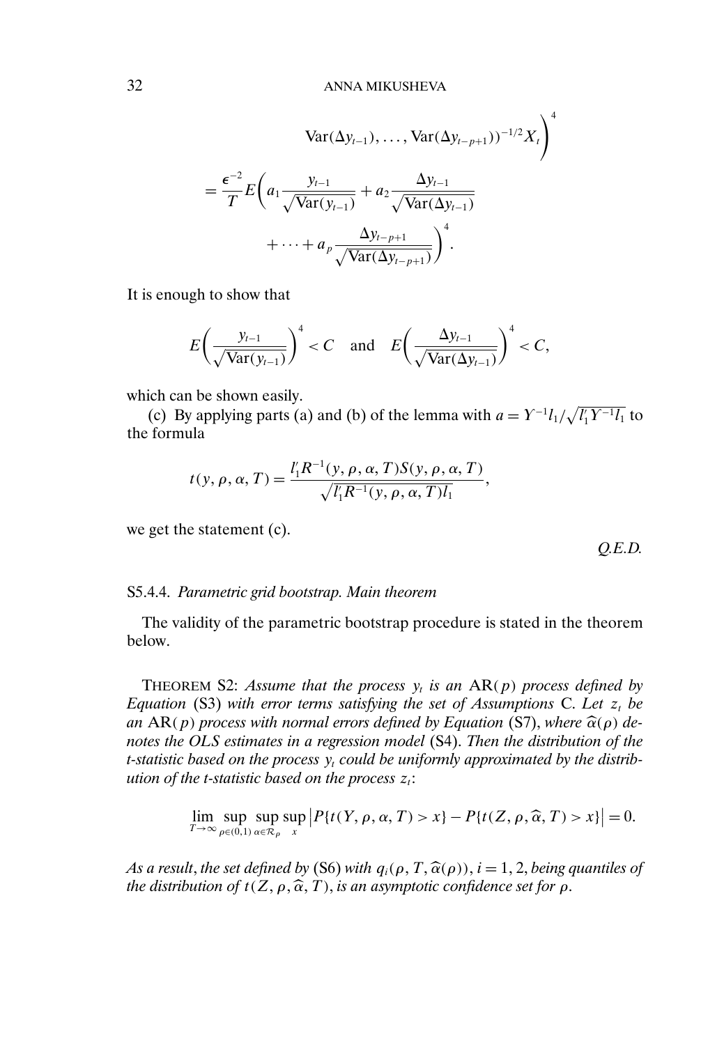$$\left. \mathrm{Var}(\Delta y_{t-1}), \ldots, \mathrm{Var}(\Delta y_{t-p+1}))^{-1/2} X_t \right)^4$$

$$= \frac{\epsilon^{-2}}{T} E\left( a_1 \frac{y_{t-1}}{\sqrt{\mathrm{Var}(y_{t-1})}} + a_2 \frac{\Delta y_{t-1}}{\sqrt{\mathrm{Var}(\Delta y_{t-1})}} + \cdots + a_p \frac{\Delta y_{t-p+1}}{\sqrt{\mathrm{Var}(\Delta y_{t-p+1})}} \right)^4.$$

It is enough to show that

$$E\left( \frac{y_{t-1}}{\sqrt{\mathrm{Var}(y_{t-1})}} \right)^4 < C \quad \text{and} \quad E\left( \frac{\Delta y_{t-1}}{\sqrt{\mathrm{Var}(\Delta y_{t-1})}} \right)^4 < C,$$

which can be shown easily.

(c) By applying parts (a) and (b) of the lemma with $a = Y^{-1} l_1 / \sqrt{l_1' Y^{-1} l_1}$ to the formula

$$t(y, \rho, \alpha, T) = \frac{l_1' R^{-1}(y, \rho, \alpha, T) S(y, \rho, \alpha, T)}{\sqrt{l_1' R^{-1}(y, \rho, \alpha, T) l_1}},$$

we get the statement (c).

*Q.E.D.*

### S5.4.4. *Parametric grid bootstrap. Main theorem*

The validity of the parametric bootstrap procedure is stated in the theorem below.

THEOREM S2: *Assume that the process $y_t$ is an* AR($p$) *process defined by Equation* (S3) *with error terms satisfying the set of Assumptions* C. *Let $z_t$ be an* AR($p$) *process with normal errors defined by Equation* (S7), *where $\widehat{\alpha}(\rho)$ denotes the OLS estimates in a regression model* (S4). *Then the distribution of the t-statistic based on the process $y_t$ could be uniformly approximated by the distribution of the t-statistic based on the process $z_t$*:

$$\lim_{T \to \infty} \sup_{\rho \in (0,1)} \sup_{\alpha \in \mathcal{R}_\rho} \sup_x \left| P\{t(Y, \rho, \alpha, T) > x\} - P\{t(Z, \rho, \widehat{\alpha}, T) > x\} \right| = 0.$$

*As a result, the set defined by* (S6) *with $q_i(\rho, T, \widehat{\alpha}(\rho))$, $i = 1, 2$, being quantiles of the distribution of $t(Z, \rho, \widehat{\alpha}, T)$, is an asymptotic confidence set for $\rho$.*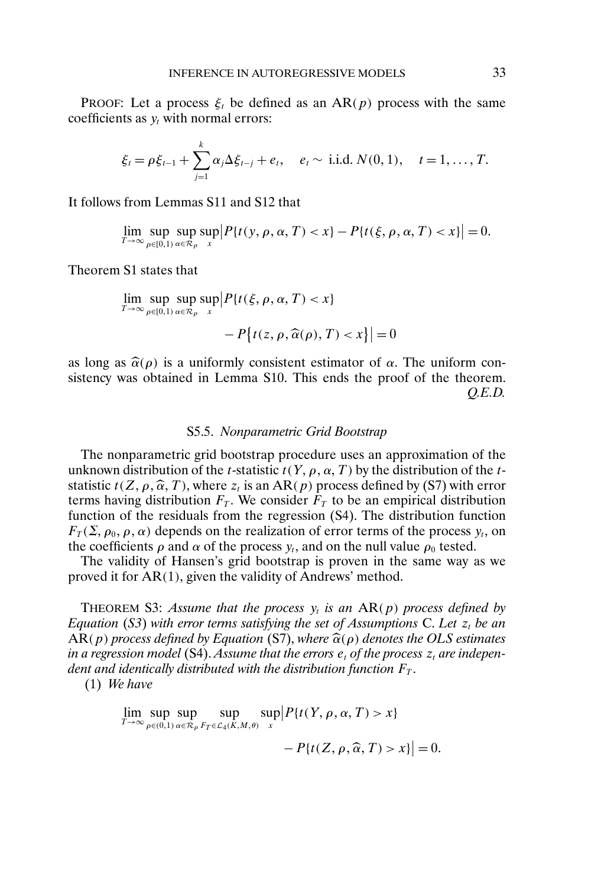**Proof**: Let a process $\xi_t$ be defined as an AR($p$) process with the same coefficients as $y_t$ with normal errors:

$$\xi_t = \rho\xi_{t-1} + \sum_{j=1}^{k} \alpha_j \Delta\xi_{t-j} + e_t, \quad e_t \sim \text{ i.i.d. } N(0, 1), \quad t = 1, \ldots, T.$$

It follows from Lemmas S11 and S12 that

$$\lim_{T\to\infty} \sup_{\rho\in[0,1)} \sup_{\alpha\in\mathcal{R}_\rho} \sup_x \big|P\{t(y, \rho, \alpha, T) < x\} - P\{t(\xi, \rho, \alpha, T) < x\}\big| = 0.$$

Theorem S1 states that

$$\lim_{T\to\infty} \sup_{\rho\in[0,1)} \sup_{\alpha\in\mathcal{R}_\rho} \sup_x \big|P\{t(\xi, \rho, \alpha, T) < x\} - P\big\{t(z, \rho, \widehat{\alpha}(\rho), T) < x\big\}\big| = 0$$

as long as $\widehat{\alpha}(\rho)$ is a uniformly consistent estimator of $\alpha$. The uniform consistency was obtained in Lemma S10. This ends the proof of the theorem. *Q.E.D.*

### S5.5. *Nonparametric Grid Bootstrap*

The nonparametric grid bootstrap procedure uses an approximation of the unknown distribution of the $t$-statistic $t(Y, \rho, \alpha, T)$ by the distribution of the $t$-statistic $t(Z, \rho, \widehat{\alpha}, T)$, where $z_t$ is an AR($p$) process defined by (S7) with error terms having distribution $F_T$. We consider $F_T$ to be an empirical distribution function of the residuals from the regression (S4). The distribution function $F_T(\Sigma, \rho_0, \rho, \alpha)$ depends on the realization of error terms of the process $y_t$, on the coefficients $\rho$ and $\alpha$ of the process $y_t$, and on the null value $\rho_0$ tested.

The validity of Hansen's grid bootstrap is proven in the same way as we proved it for AR(1), given the validity of Andrews' method.

**Theorem S3**: *Assume that the process $y_t$ is an* AR($p$) *process defined by Equation* (*S3*) *with error terms satisfying the set of Assumptions* C. *Let $z_t$ be an* AR($p$) *process defined by Equation* (S7), *where $\widehat{\alpha}(\rho)$ denotes the OLS estimates in a regression model* (S4). *Assume that the errors $e_t$ of the process $z_t$ are independent and identically distributed with the distribution function $F_T$.*

(1) *We have*

$$\lim_{T\to\infty} \sup_{\rho\in(0,1)} \sup_{\alpha\in\mathcal{R}_\rho} \sup_{F_T\in\mathcal{L}_4(K,M,\theta)} \sup_x \big|P\{t(Y, \rho, \alpha, T) > x\} - P\{t(Z, \rho, \widehat{\alpha}, T) > x\}\big| = 0.$$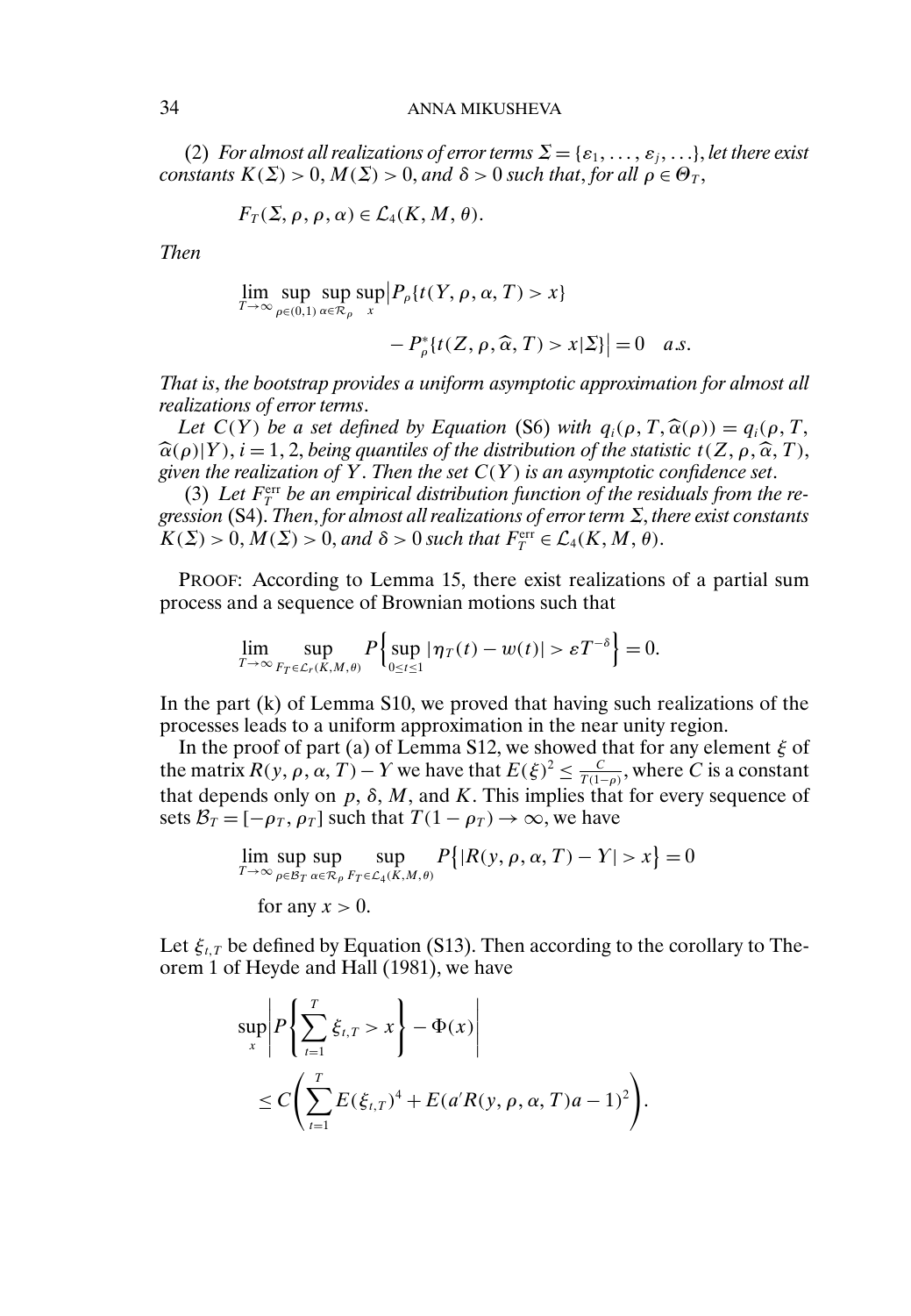(2) *For almost all realizations of error terms $\Sigma = \{\varepsilon_1, \ldots, \varepsilon_j, \ldots\}$, let there exist constants $K(\Sigma) > 0$, $M(\Sigma) > 0$, and $\delta > 0$ such that, for all $\rho \in \Theta_T$,*

$$F_T(\Sigma, \rho, \rho, \alpha) \in \mathcal{L}_4(K, M, \theta).$$

*Then*

$$\lim_{T\to\infty} \sup_{\rho\in(0,1)} \sup_{\alpha\in\mathcal{R}_\rho} \sup_x \big| P_\rho\{t(Y, \rho, \alpha, T) > x\} - P^*_\rho\{t(Z, \rho, \widehat{\alpha}, T) > x | \Sigma\}\big| = 0 \quad a.s.$$

*That is, the bootstrap provides a uniform asymptotic approximation for almost all realizations of error terms.*

*Let $C(Y)$ be a set defined by Equation* (S6) *with $q_i(\rho, T, \widehat{\alpha}(\rho)) = q_i(\rho, T, \widehat{\alpha}(\rho)|Y)$, $i = 1, 2$, being quantiles of the distribution of the statistic $t(Z, \rho, \widehat{\alpha}, T)$, given the realization of $Y$. Then the set $C(Y)$ is an asymptotic confidence set.*

(3) *Let $F^{\text{err}}_T$ be an empirical distribution function of the residuals from the regression* (S4). *Then, for almost all realizations of error term $\Sigma$, there exist constants $K(\Sigma) > 0$, $M(\Sigma) > 0$, and $\delta > 0$ such that $F^{\text{err}}_T \in \mathcal{L}_4(K, M, \theta)$.*

PROOF: According to Lemma 15, there exist realizations of a partial sum process and a sequence of Brownian motions such that

$$\lim_{T\to\infty} \sup_{F_T\in\mathcal{L}_r(K,M,\theta)} P\Big\{\sup_{0\le t\le 1} |\eta_T(t) - w(t)| > \varepsilon T^{-\delta}\Big\} = 0.$$

In the part (k) of Lemma S10, we proved that having such realizations of the processes leads to a uniform approximation in the near unity region.

In the proof of part (a) of Lemma S12, we showed that for any element $\xi$ of the matrix $R(y, \rho, \alpha, T) - Y$ we have that $E(\xi)^2 \le \frac{C}{T(1-\rho)}$, where $C$ is a constant that depends only on $p$, $\delta$, $M$, and $K$. This implies that for every sequence of sets $\mathcal{B}_T = [-\rho_T, \rho_T]$ such that $T(1-\rho_T) \to \infty$, we have

$$\lim_{T\to\infty} \sup_{\rho\in\mathcal{B}_T} \sup_{\alpha\in\mathcal{R}_\rho} \sup_{F_T\in\mathcal{L}_4(K,M,\theta)} P\big\{|R(y, \rho, \alpha, T) - Y| > x\big\} = 0$$

for any $x > 0$.

Let $\xi_{t,T}$ be defined by Equation (S13). Then according to the corollary to Theorem 1 of Heyde and Hall (1981), we have

$$\sup_x \left| P\left\{\sum_{t=1}^{T} \xi_{t,T} > x\right\} - \Phi(x)\right| \le C\left(\sum_{t=1}^{T} E(\xi_{t,T})^4 + E(a' R(y, \rho, \alpha, T) a - 1)^2\right).$$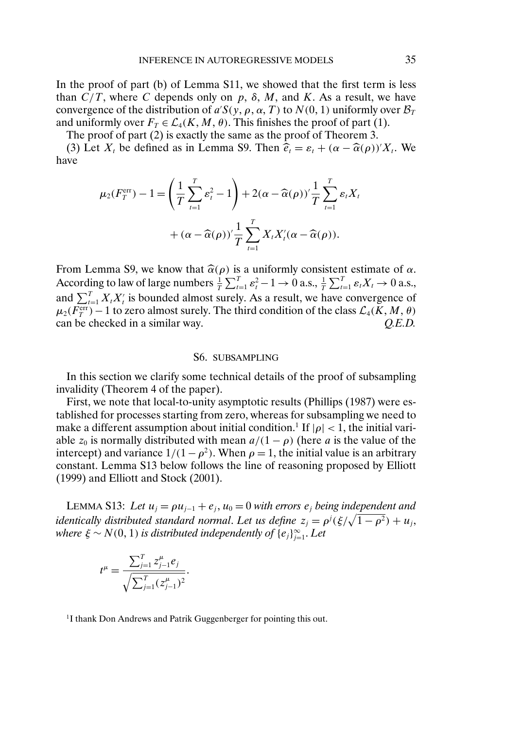In the proof of part (b) of Lemma S11, we showed that the first term is less than $C/T$, where $C$ depends only on $p$, $\delta$, $M$, and $K$. As a result, we have convergence of the distribution of $a'S(y, \rho, \alpha, T)$ to $N(0, 1)$ uniformly over $\mathcal{B}_T$ and uniformly over $F_T \in \mathcal{L}_4(K, M, \theta)$. This finishes the proof of part (1).

The proof of part (2) is exactly the same as the proof of Theorem 3.

(3) Let $X_t$ be defined as in Lemma S9. Then $\widehat{e}_t = \varepsilon_t + (\alpha - \widehat{\alpha}(\rho))'X_t$. We have

$$\mu_2(F_T^{\text{err}}) - 1 = \left(\frac{1}{T}\sum_{t=1}^{T}\varepsilon_t^2 - 1\right) + 2(\alpha - \widehat{\alpha}(\rho))'\frac{1}{T}\sum_{t=1}^{T}\varepsilon_t X_t$$
$$+ (\alpha - \widehat{\alpha}(\rho))'\frac{1}{T}\sum_{t=1}^{T}X_t X_t'(\alpha - \widehat{\alpha}(\rho)).$$

From Lemma S9, we know that $\widehat{\alpha}(\rho)$ is a uniformly consistent estimate of $\alpha$. According to law of large numbers $\frac{1}{T}\sum_{t=1}^{T}\varepsilon_t^2 - 1 \to 0$ a.s., $\frac{1}{T}\sum_{t=1}^{T}\varepsilon_t X_t \to 0$ a.s., and $\sum_{t=1}^{T} X_t X_t'$ is bounded almost surely. As a result, we have convergence of $\mu_2(F_T^{\text{err}}) - 1$ to zero almost surely. The third condition of the class $\mathcal{L}_4(K, M, \theta)$ can be checked in a similar way. *Q.E.D.*

## S6. SUBSAMPLING

In this section we clarify some technical details of the proof of subsampling invalidity (Theorem 4 of the paper).

First, we note that local-to-unity asymptotic results (Phillips (1987) were established for processes starting from zero, whereas for subsampling we need to make a different assumption about initial condition.[1] If $|\rho| < 1$, the initial variable $z_0$ is normally distributed with mean $a/(1 - \rho)$ (here $a$ is the value of the intercept) and variance $1/(1 - \rho^2)$. When $\rho = 1$, the initial value is an arbitrary constant. Lemma S13 below follows the line of reasoning proposed by Elliott (1999) and Elliott and Stock (2001).

LEMMA S13: *Let $u_j = \rho u_{j-1} + e_j$, $u_0 = 0$ with errors $e_j$ being independent and identically distributed standard normal. Let us define $z_j = \rho^j(\xi/\sqrt{1 - \rho^2}) + u_j$, where $\xi \sim N(0, 1)$ is distributed independently of $\{e_j\}_{j=1}^{\infty}$. Let*

$$t^{\mu} = \frac{\sum_{j=1}^{T} z_{j-1}^{\mu} e_j}{\sqrt{\sum_{j=1}^{T}(z_{j-1}^{\mu})^2}}.$$

[1] I thank Don Andrews and Patrik Guggenberger for pointing this out.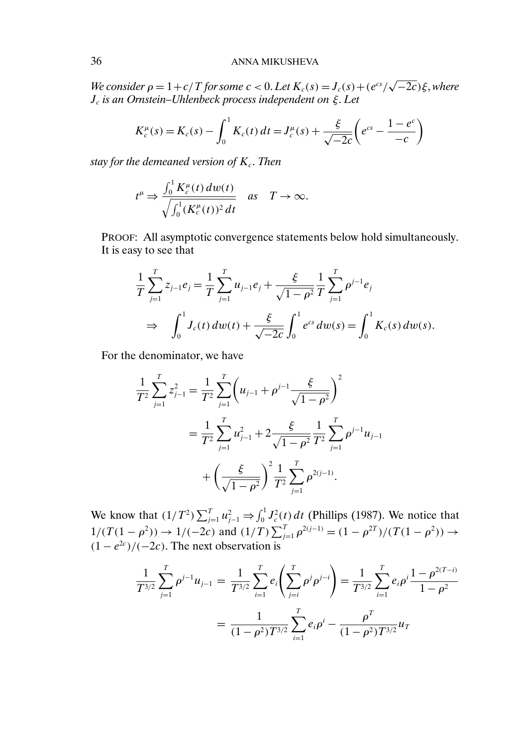*We consider $\rho = 1 + c/T$ for some $c < 0$. Let $K_c(s) = J_c(s) + (e^{cs}/\sqrt{-2c})\xi$, where $J_c$ is an Ornstein–Uhlenbeck process independent on $\xi$. Let*

$$K_c^\mu(s) = K_c(s) - \int_0^1 K_c(t)\,dt = J_c^\mu(s) + \frac{\xi}{\sqrt{-2c}}\left(e^{cs} - \frac{1-e^c}{-c}\right)$$

*stay for the demeaned version of $K_c$. Then*

$$t^\mu \Rightarrow \frac{\int_0^1 K_c^\mu(t)\,dw(t)}{\sqrt{\int_0^1 (K_c^\mu(t))^2\,dt}} \quad as \quad T \to \infty.$$

PROOF: All asymptotic convergence statements below hold simultaneously. It is easy to see that

$$\begin{aligned}
&\frac{1}{T}\sum_{j=1}^T z_{j-1}e_j = \frac{1}{T}\sum_{j=1}^T u_{j-1}e_j + \frac{\xi}{\sqrt{1-\rho^2}}\frac{1}{T}\sum_{j=1}^T \rho^{j-1}e_j \\
&\quad \Rightarrow \quad \int_0^1 J_c(t)\,dw(t) + \frac{\xi}{\sqrt{-2c}}\int_0^1 e^{cs}\,dw(s) = \int_0^1 K_c(s)\,dw(s).
\end{aligned}$$

For the denominator, we have

$$\begin{aligned}
\frac{1}{T^2}\sum_{j=1}^T z_{j-1}^2 &= \frac{1}{T^2}\sum_{j=1}^T\left(u_{j-1} + \rho^{j-1}\frac{\xi}{\sqrt{1-\rho^2}}\right)^2 \\
&= \frac{1}{T^2}\sum_{j=1}^T u_{j-1}^2 + 2\frac{\xi}{\sqrt{1-\rho^2}}\frac{1}{T^2}\sum_{j=1}^T \rho^{j-1}u_{j-1} \\
&\quad + \left(\frac{\xi}{\sqrt{1-\rho^2}}\right)^2 \frac{1}{T^2}\sum_{j=1}^T \rho^{2(j-1)}.
\end{aligned}$$

We know that $(1/T^2)\sum_{j=1}^T u_{j-1}^2 \Rightarrow \int_0^1 J_c^2(t)\,dt$ (Phillips (1987). We notice that $1/(T(1-\rho^2)) \to 1/(-2c)$ and $(1/T)\sum_{j=1}^T \rho^{2(j-1)} = (1-\rho^{2T})/(T(1-\rho^2)) \to (1-e^{2c})/(-2c)$. The next observation is

$$\begin{aligned}
\frac{1}{T^{3/2}}\sum_{j=1}^T \rho^{j-1}u_{j-1} &= \frac{1}{T^{3/2}}\sum_{i=1}^T e_i\left(\sum_{j=i}^T \rho^j\rho^{j-i}\right) = \frac{1}{T^{3/2}}\sum_{i=1}^T e_i\rho^i\frac{1-\rho^{2(T-i)}}{1-\rho^2} \\
&= \frac{1}{(1-\rho^2)T^{3/2}}\sum_{i=1}^T e_i\rho^i - \frac{\rho^T}{(1-\rho^2)T^{3/2}}u_T
\end{aligned}$$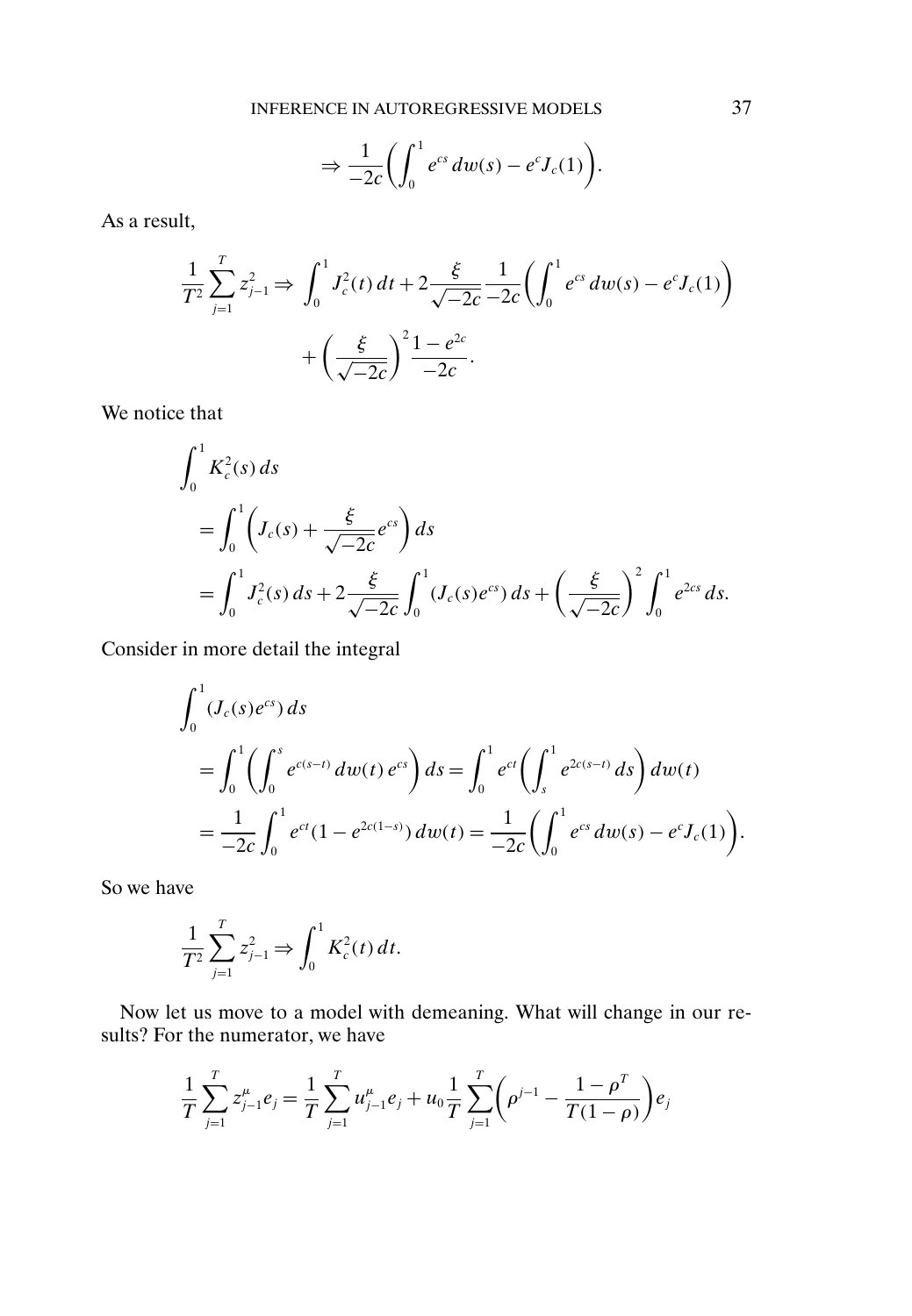$$\Rightarrow \frac{1}{-2c}\left(\int_0^1 e^{cs}\,dw(s) - e^c J_c(1)\right).$$

As a result,

$$\frac{1}{T^2}\sum_{j=1}^{T} z_{j-1}^2 \Rightarrow \int_0^1 J_c^2(t)\,dt + 2\frac{\xi}{\sqrt{-2c}}\frac{1}{-2c}\left(\int_0^1 e^{cs}\,dw(s) - e^c J_c(1)\right) + \left(\frac{\xi}{\sqrt{-2c}}\right)^2 \frac{1-e^{2c}}{-2c}.$$

We notice that

$$\begin{aligned}
&\int_0^1 K_c^2(s)\,ds \\
&\quad = \int_0^1 \left(J_c(s) + \frac{\xi}{\sqrt{-2c}} e^{cs}\right) ds \\
&\quad = \int_0^1 J_c^2(s)\,ds + 2\frac{\xi}{\sqrt{-2c}}\int_0^1 (J_c(s)e^{cs})\,ds + \left(\frac{\xi}{\sqrt{-2c}}\right)^2 \int_0^1 e^{2cs}\,ds.
\end{aligned}$$

Consider in more detail the integral

$$\begin{aligned}
&\int_0^1 (J_c(s)e^{cs})\,ds \\
&\quad = \int_0^1 \left(\int_0^s e^{c(s-t)}\,dw(t)\,e^{cs}\right) ds = \int_0^1 e^{ct}\left(\int_s^1 e^{2c(s-t)}\,ds\right) dw(t) \\
&\quad = \frac{1}{-2c}\int_0^1 e^{ct}(1-e^{2c(1-s)})\,dw(t) = \frac{1}{-2c}\left(\int_0^1 e^{cs}\,dw(s) - e^c J_c(1)\right).
\end{aligned}$$

So we have

$$\frac{1}{T^2}\sum_{j=1}^{T} z_{j-1}^2 \Rightarrow \int_0^1 K_c^2(t)\,dt.$$

Now let us move to a model with demeaning. What will change in our results? For the numerator, we have

$$\frac{1}{T}\sum_{j=1}^{T} z_{j-1}^{\mu} e_j = \frac{1}{T}\sum_{j=1}^{T} u_{j-1}^{\mu} e_j + u_0 \frac{1}{T}\sum_{j=1}^{T}\left(\rho^{j-1} - \frac{1-\rho^T}{T(1-\rho)}\right) e_j$$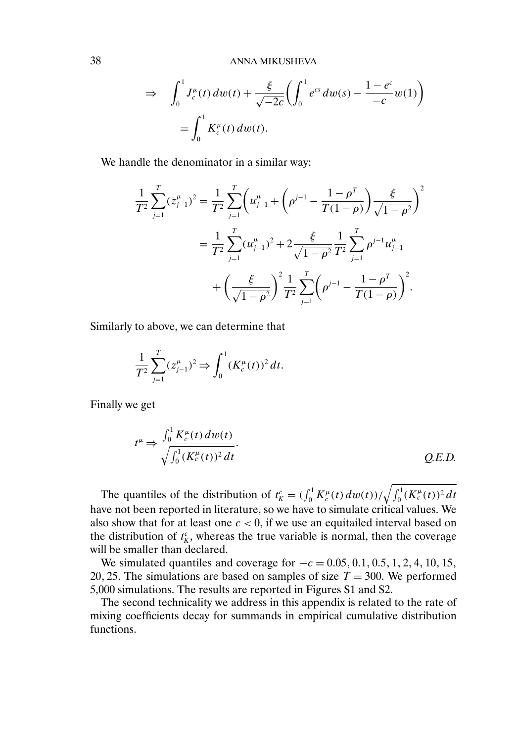$$\Rightarrow \quad \int_0^1 J_c^\mu(t)\,dw(t) + \frac{\xi}{\sqrt{-2c}}\left(\int_0^1 e^{cs}\,dw(s) - \frac{1-e^c}{-c}w(1)\right)$$
$$= \int_0^1 K_c^\mu(t)\,dw(t).$$

We handle the denominator in a similar way:

$$\frac{1}{T^2}\sum_{j=1}^T (z_{j-1}^\mu)^2 = \frac{1}{T^2}\sum_{j=1}^T \left(u_{j-1}^\mu + \left(\rho^{j-1} - \frac{1-\rho^T}{T(1-\rho)}\right)\frac{\xi}{\sqrt{1-\rho^2}}\right)^2$$
$$= \frac{1}{T^2}\sum_{j=1}^T (u_{j-1}^\mu)^2 + 2\frac{\xi}{\sqrt{1-\rho^2}}\frac{1}{T^2}\sum_{j=1}^T \rho^{j-1}u_{j-1}^\mu$$
$$+ \left(\frac{\xi}{\sqrt{1-\rho^2}}\right)^2 \frac{1}{T^2}\sum_{j=1}^T \left(\rho^{j-1} - \frac{1-\rho^T}{T(1-\rho)}\right)^2.$$

Similarly to above, we can determine that

$$\frac{1}{T^2}\sum_{j=1}^T (z_{j-1}^\mu)^2 \Rightarrow \int_0^1 (K_c^\mu(t))^2\,dt.$$

Finally we get

$$t^\mu \Rightarrow \frac{\int_0^1 K_c^\mu(t)\,dw(t)}{\sqrt{\int_0^1 (K_c^\mu(t))^2\,dt}}. \qquad \textit{Q.E.D.}$$

The quantiles of the distribution of $t_K^c = (\int_0^1 K_c^\mu(t)\,dw(t))/\sqrt{\int_0^1 (K_c^\mu(t))^2\,dt}$ have not been reported in literature, so we have to simulate critical values. We also show that for at least one $c < 0$, if we use an equitailed interval based on the distribution of $t_K^c$, whereas the true variable is normal, then the coverage will be smaller than declared.

We simulated quantiles and coverage for $-c = 0.05, 0.1, 0.5, 1, 2, 4, 10, 15, 20, 25$. The simulations are based on samples of size $T = 300$. We performed 5,000 simulations. The results are reported in Figures S1 and S2.

The second technicality we address in this appendix is related to the rate of mixing coefficients decay for summands in empirical cumulative distribution functions.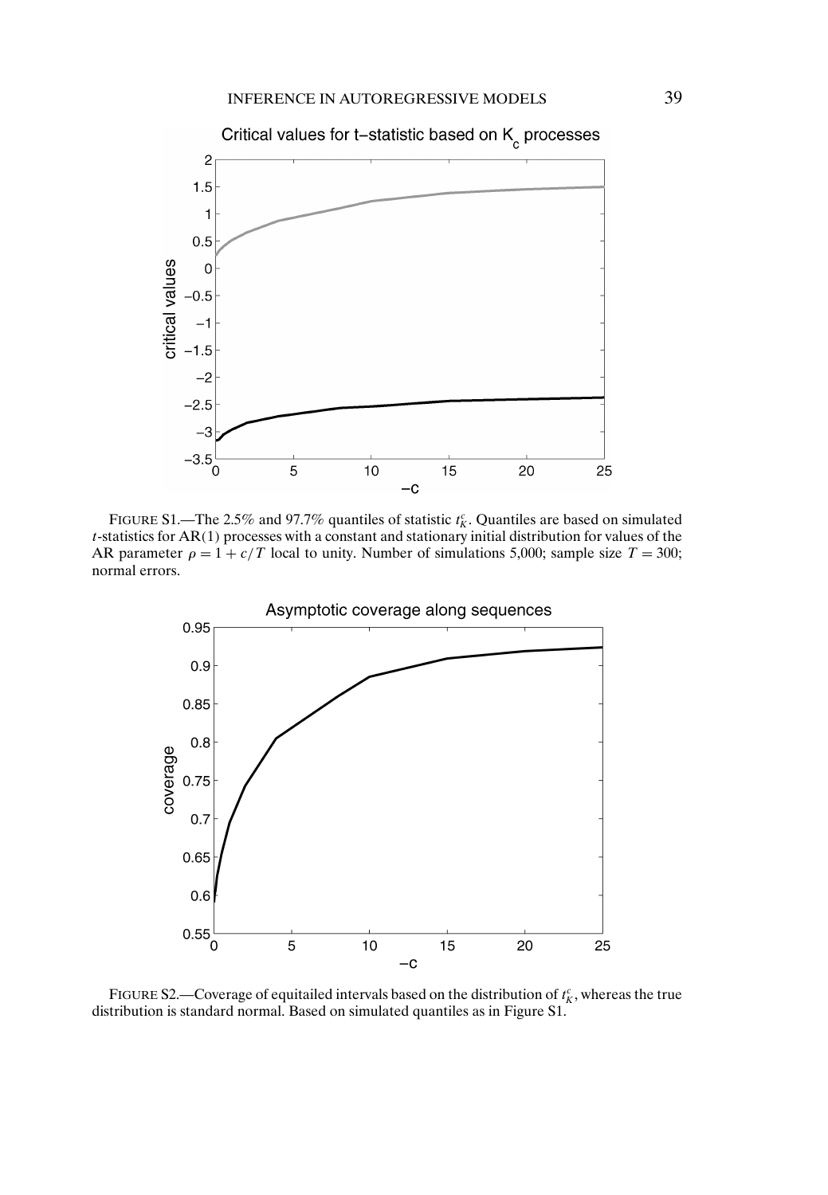FIGURE S1.—The 2.5% and 97.7% quantiles of statistic $t_K^c$. Quantiles are based on simulated $t$-statistics for AR(1) processes with a constant and stationary initial distribution for values of the AR parameter $\rho = 1 + c/T$ local to unity. Number of simulations 5,000; sample size $T = 300$; normal errors.

FIGURE S2.—Coverage of equitailed intervals based on the distribution of $t_K^c$, whereas the true distribution is standard normal. Based on simulated quantiles as in Figure S1.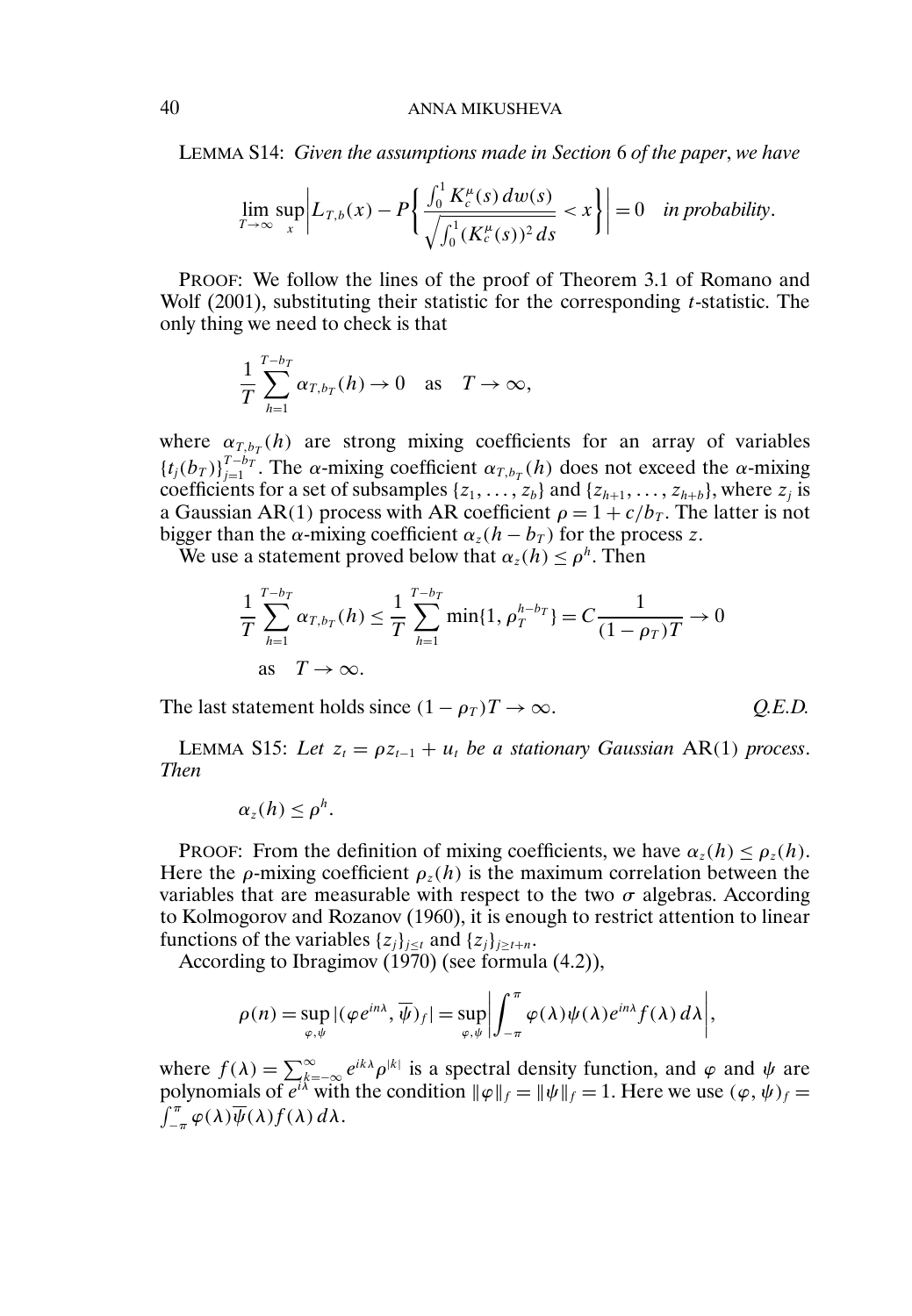LEMMA S14: *Given the assumptions made in Section* 6 *of the paper*, *we have*

$$\lim_{T\to\infty} \sup_x \left| L_{T,b}(x) - P\left\{ \frac{\int_0^1 K_c^\mu(s)\, dw(s)}{\sqrt{\int_0^1 (K_c^\mu(s))^2\, ds}} < x \right\} \right| = 0 \quad \textit{in probability}.$$

PROOF: We follow the lines of the proof of Theorem 3.1 of Romano and Wolf (2001), substituting their statistic for the corresponding $t$-statistic. The only thing we need to check is that

$$\frac{1}{T}\sum_{h=1}^{T-b_T} \alpha_{T,b_T}(h) \to 0 \quad \text{as} \quad T\to\infty,$$

where $\alpha_{T,b_T}(h)$ are strong mixing coefficients for an array of variables $\{t_j(b_T)\}_{j=1}^{T-b_T}$. The $\alpha$-mixing coefficient $\alpha_{T,b_T}(h)$ does not exceed the $\alpha$-mixing coefficients for a set of subsamples $\{z_1, \dots, z_b\}$ and $\{z_{h+1}, \dots, z_{h+b}\}$, where $z_j$ is a Gaussian AR(1) process with AR coefficient $\rho = 1 + c/b_T$. The latter is not bigger than the $\alpha$-mixing coefficient $\alpha_z(h - b_T)$ for the process $z$.

We use a statement proved below that $\alpha_z(h) \le \rho^h$. Then

$$\frac{1}{T}\sum_{h=1}^{T-b_T} \alpha_{T,b_T}(h) \le \frac{1}{T}\sum_{h=1}^{T-b_T} \min\{1, \rho_T^{h-b_T}\} = C\frac{1}{(1-\rho_T)T} \to 0$$

as $\quad T\to\infty$.

The last statement holds since $(1-\rho_T)T \to \infty$. *Q.E.D.*

LEMMA S15: *Let $z_t = \rho z_{t-1} + u_t$ be a stationary Gaussian* AR(1) *process*. *Then*

$$\alpha_z(h) \le \rho^h.$$

PROOF: From the definition of mixing coefficients, we have $\alpha_z(h) \le \rho_z(h)$. Here the $\rho$-mixing coefficient $\rho_z(h)$ is the maximum correlation between the variables that are measurable with respect to the two $\sigma$ algebras. According to Kolmogorov and Rozanov (1960), it is enough to restrict attention to linear functions of the variables $\{z_j\}_{j\le t}$ and $\{z_j\}_{j\ge t+n}$.

According to Ibragimov (1970) (see formula (4.2)),

$$\rho(n) = \sup_{\varphi,\psi} |(\varphi e^{in\lambda}, \overline{\psi})_f| = \sup_{\varphi,\psi}\left| \int_{-\pi}^{\pi} \varphi(\lambda)\psi(\lambda)e^{in\lambda} f(\lambda)\, d\lambda \right|,$$

where $f(\lambda) = \sum_{k=-\infty}^{\infty} e^{ik\lambda}\rho^{|k|}$ is a spectral density function, and $\varphi$ and $\psi$ are polynomials of $e^{i\lambda}$ with the condition $\|\varphi\|_f = \|\psi\|_f = 1$. Here we use $(\varphi, \psi)_f = \int_{-\pi}^{\pi} \varphi(\lambda)\overline{\psi}(\lambda) f(\lambda)\, d\lambda$.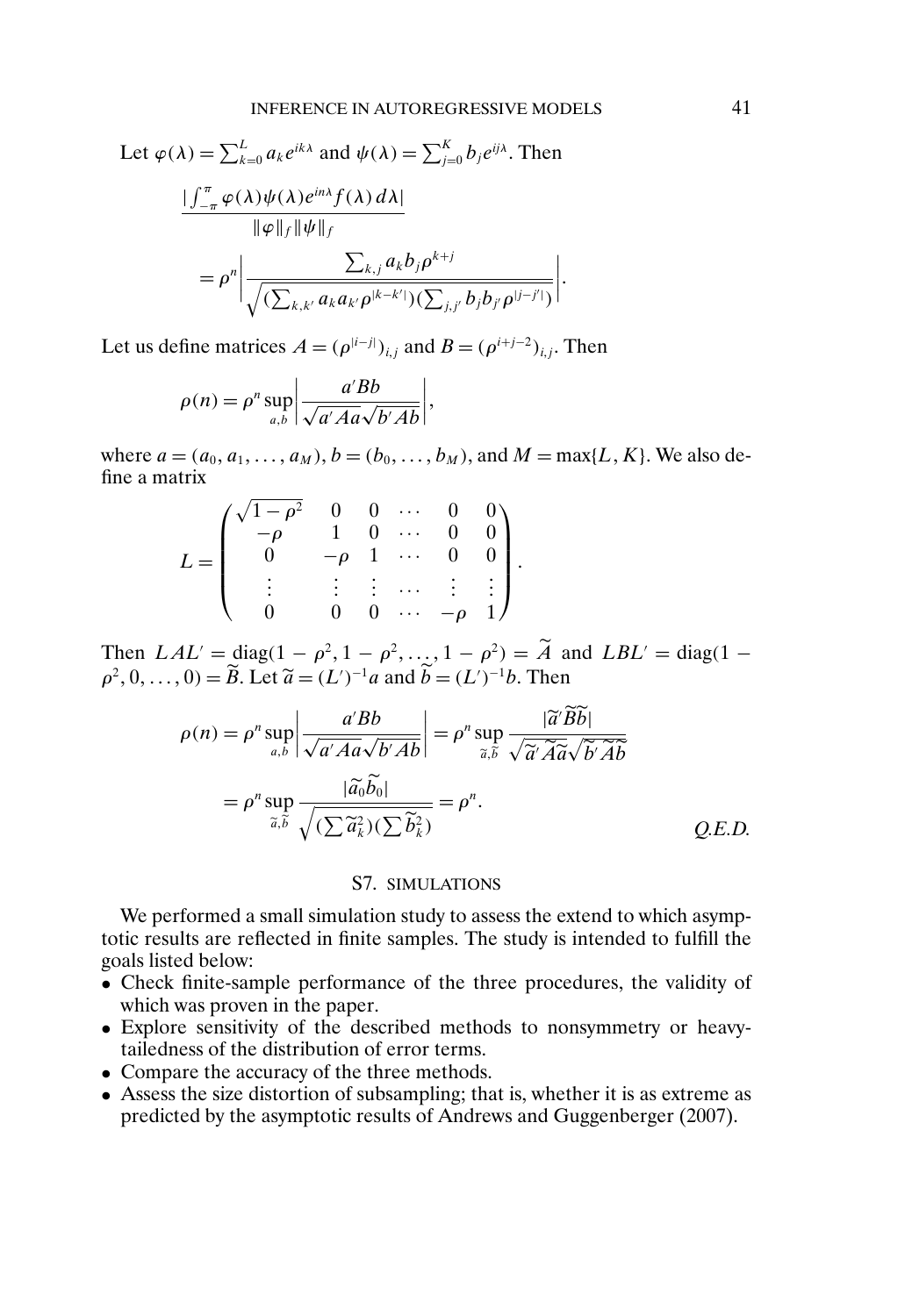Let $\varphi(\lambda) = \sum_{k=0}^{L} a_k e^{ik\lambda}$ and $\psi(\lambda) = \sum_{j=0}^{K} b_j e^{ij\lambda}$. Then

$$\frac{|\int_{-\pi}^{\pi} \varphi(\lambda)\psi(\lambda)e^{in\lambda} f(\lambda)\,d\lambda|}{\|\varphi\|_f \|\psi\|_f}$$

$$= \rho^n \left| \frac{\sum_{k,j} a_k b_j \rho^{k+j}}{\sqrt{(\sum_{k,k'} a_k a_{k'} \rho^{|k-k'|})(\sum_{j,j'} b_j b_{j'} \rho^{|j-j'|})}} \right|.$$

Let us define matrices $A = (\rho^{|i-j|})_{i,j}$ and $B = (\rho^{i+j-2})_{i,j}$. Then

$$\rho(n) = \rho^n \sup_{a,b} \left| \frac{a'Bb}{\sqrt{a'Aa}\sqrt{b'Ab}} \right|,$$

where $a = (a_0, a_1, \dots, a_M)$, $b = (b_0, \dots, b_M)$, and $M = \max\{L, K\}$. We also define a matrix

$$L = \begin{pmatrix} \sqrt{1-\rho^2} & 0 & 0 & \cdots & 0 & 0 \\ -\rho & 1 & 0 & \cdots & 0 & 0 \\ 0 & -\rho & 1 & \cdots & 0 & 0 \\ \vdots & \vdots & \vdots & \cdots & \vdots & \vdots \\ 0 & 0 & 0 & \cdots & -\rho & 1 \end{pmatrix}.$$

Then $LAL' = \operatorname{diag}(1-\rho^2, 1-\rho^2, \dots, 1-\rho^2) = \widetilde{A}$ and $LBL' = \operatorname{diag}(1-\rho^2, 0, \dots, 0) = \widetilde{B}$. Let $\widetilde{a} = (L')^{-1}a$ and $\widetilde{b} = (L')^{-1}b$. Then

$$\rho(n) = \rho^n \sup_{a,b} \left| \frac{a'Bb}{\sqrt{a'Aa}\sqrt{b'Ab}} \right| = \rho^n \sup_{\widetilde{a},\widetilde{b}} \frac{|\widetilde{a}'\widetilde{B}\widetilde{b}|}{\sqrt{\widetilde{a}'\widetilde{A}\widetilde{a}}\sqrt{\widetilde{b}'\widetilde{A}\widetilde{b}}}$$

$$= \rho^n \sup_{\widetilde{a},\widetilde{b}} \frac{|\widetilde{a}_0\widetilde{b}_0|}{\sqrt{(\sum \widetilde{a}_k^2)(\sum \widetilde{b}_k^2)}} = \rho^n. \qquad \textit{Q.E.D.}$$

## S7. SIMULATIONS

We performed a small simulation study to assess the extend to which asymptotic results are reflected in finite samples. The study is intended to fulfill the goals listed below:

- Check finite-sample performance of the three procedures, the validity of which was proven in the paper.
- Explore sensitivity of the described methods to nonsymmetry or heavy-tailedness of the distribution of error terms.
- Compare the accuracy of the three methods.
- Assess the size distortion of subsampling; that is, whether it is as extreme as predicted by the asymptotic results of Andrews and Guggenberger (2007).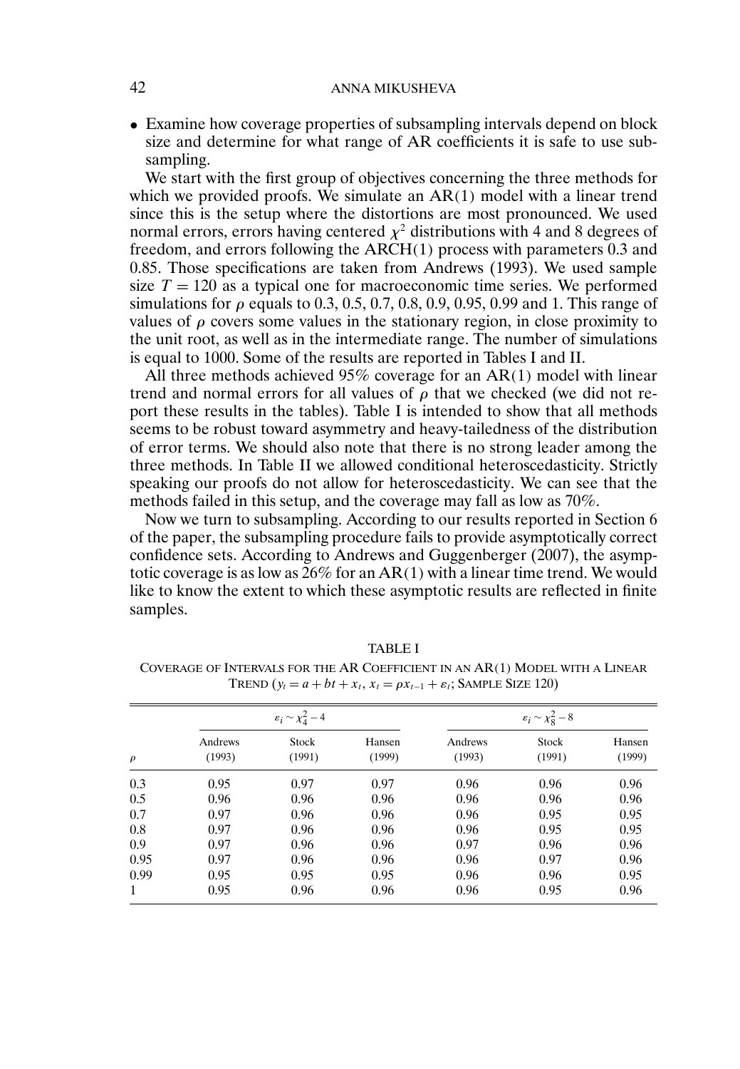- Examine how coverage properties of subsampling intervals depend on block size and determine for what range of AR coefficients it is safe to use subsampling.

We start with the first group of objectives concerning the three methods for which we provided proofs. We simulate an AR(1) model with a linear trend since this is the setup where the distortions are most pronounced. We used normal errors, errors having centered $\chi^2$ distributions with 4 and 8 degrees of freedom, and errors following the ARCH(1) process with parameters 0.3 and 0.85. Those specifications are taken from Andrews (1993). We used sample size $T = 120$ as a typical one for macroeconomic time series. We performed simulations for $\rho$ equals to 0.3, 0.5, 0.7, 0.8, 0.9, 0.95, 0.99 and 1. This range of values of $\rho$ covers some values in the stationary region, in close proximity to the unit root, as well as in the intermediate range. The number of simulations is equal to 1000. Some of the results are reported in Tables I and II.

All three methods achieved 95% coverage for an AR(1) model with linear trend and normal errors for all values of $\rho$ that we checked (we did not report these results in the tables). Table I is intended to show that all methods seems to be robust toward asymmetry and heavy-tailedness of the distribution of error terms. We should also note that there is no strong leader among the three methods. In Table II we allowed conditional heteroscedasticity. Strictly speaking our proofs do not allow for heteroscedasticity. We can see that the methods failed in this setup, and the coverage may fall as low as 70%.

Now we turn to subsampling. According to our results reported in Section 6 of the paper, the subsampling procedure fails to provide asymptotically correct confidence sets. According to Andrews and Guggenberger (2007), the asymptotic coverage is as low as 26% for an AR(1) with a linear time trend. We would like to know the extent to which these asymptotic results are reflected in finite samples.

TABLE I

COVERAGE OF INTERVALS FOR THE AR COEFFICIENT IN AN AR(1) MODEL WITH A LINEAR TREND ($y_t = a + bt + x_t$, $x_t = \rho x_{t-1} + \varepsilon_t$; SAMPLE SIZE 120)

| | $\varepsilon_i \sim \chi_4^2 - 4$ | | | $\varepsilon_i \sim \chi_8^2 - 8$ | | |
|---|---|---|---|---|---|---|
| $\rho$ | Andrews (1993) | Stock (1991) | Hansen (1999) | Andrews (1993) | Stock (1991) | Hansen (1999) |
| 0.3 | 0.95 | 0.97 | 0.97 | 0.96 | 0.96 | 0.96 |
| 0.5 | 0.96 | 0.96 | 0.96 | 0.96 | 0.96 | 0.96 |
| 0.7 | 0.97 | 0.96 | 0.96 | 0.96 | 0.95 | 0.95 |
| 0.8 | 0.97 | 0.96 | 0.96 | 0.96 | 0.95 | 0.95 |
| 0.9 | 0.97 | 0.96 | 0.96 | 0.97 | 0.96 | 0.96 |
| 0.95 | 0.97 | 0.96 | 0.96 | 0.96 | 0.97 | 0.96 |
| 0.99 | 0.95 | 0.95 | 0.95 | 0.96 | 0.96 | 0.95 |
| 1 | 0.95 | 0.96 | 0.96 | 0.96 | 0.95 | 0.96 |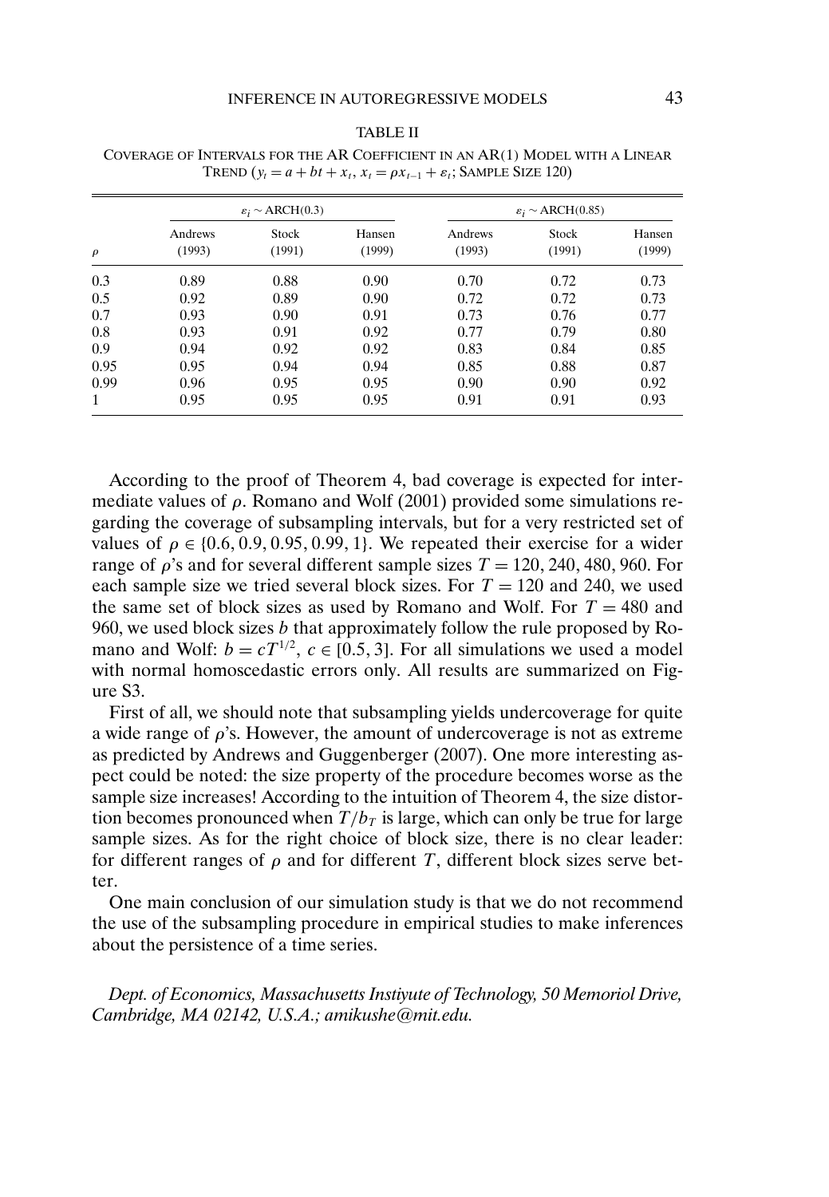TABLE II

COVERAGE OF INTERVALS FOR THE AR COEFFICIENT IN AN AR(1) MODEL WITH A LINEAR TREND ($y_t = a + bt + x_t$, $x_t = \rho x_{t-1} + \varepsilon_t$; SAMPLE SIZE 120)

| | $\varepsilon_i \sim$ ARCH(0.3) | | | $\varepsilon_i \sim$ ARCH(0.85) | | |
|---|---|---|---|---|---|---|
| $\rho$ | Andrews (1993) | Stock (1991) | Hansen (1999) | Andrews (1993) | Stock (1991) | Hansen (1999) |
| 0.3 | 0.89 | 0.88 | 0.90 | 0.70 | 0.72 | 0.73 |
| 0.5 | 0.92 | 0.89 | 0.90 | 0.72 | 0.72 | 0.73 |
| 0.7 | 0.93 | 0.90 | 0.91 | 0.73 | 0.76 | 0.77 |
| 0.8 | 0.93 | 0.91 | 0.92 | 0.77 | 0.79 | 0.80 |
| 0.9 | 0.94 | 0.92 | 0.92 | 0.83 | 0.84 | 0.85 |
| 0.95 | 0.95 | 0.94 | 0.94 | 0.85 | 0.88 | 0.87 |
| 0.99 | 0.96 | 0.95 | 0.95 | 0.90 | 0.90 | 0.92 |
| 1 | 0.95 | 0.95 | 0.95 | 0.91 | 0.91 | 0.93 |

According to the proof of Theorem 4, bad coverage is expected for intermediate values of $\rho$. Romano and Wolf (2001) provided some simulations regarding the coverage of subsampling intervals, but for a very restricted set of values of $\rho \in \{0.6, 0.9, 0.95, 0.99, 1\}$. We repeated their exercise for a wider range of $\rho$'s and for several different sample sizes $T = 120, 240, 480, 960$. For each sample size we tried several block sizes. For $T = 120$ and 240, we used the same set of block sizes as used by Romano and Wolf. For $T = 480$ and 960, we used block sizes $b$ that approximately follow the rule proposed by Romano and Wolf: $b = cT^{1/2}$, $c \in [0.5, 3]$. For all simulations we used a model with normal homoscedastic errors only. All results are summarized on Figure S3.

First of all, we should note that subsampling yields undercoverage for quite a wide range of $\rho$'s. However, the amount of undercoverage is not as extreme as predicted by Andrews and Guggenberger (2007). One more interesting aspect could be noted: the size property of the procedure becomes worse as the sample size increases! According to the intuition of Theorem 4, the size distortion becomes pronounced when $T/b_T$ is large, which can only be true for large sample sizes. As for the right choice of block size, there is no clear leader: for different ranges of $\rho$ and for different $T$, different block sizes serve better.

One main conclusion of our simulation study is that we do not recommend the use of the subsampling procedure in empirical studies to make inferences about the persistence of a time series.

*Dept. of Economics, Massachusetts Instiyute of Technology, 50 Memoriol Drive, Cambridge, MA 02142, U.S.A.; amikushe@mit.edu.*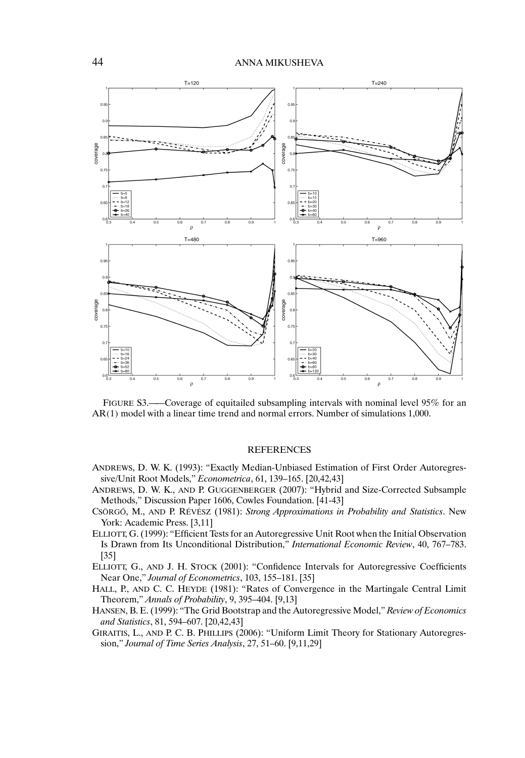FIGURE S3.—Coverage of equitailed subsampling intervals with nominal level 95% for an AR(1) model with a linear time trend and normal errors. Number of simulations 1,000.

## REFERENCES

ANDREWS, D. W. K. (1993): "Exactly Median-Unbiased Estimation of First Order Autoregressive/Unit Root Models," *Econometrica*, 61, 139–165. [20,42,43]

ANDREWS, D. W. K., AND P. GUGGENBERGER (2007): "Hybrid and Size-Corrected Subsample Methods," Discussion Paper 1606, Cowles Foundation. [41-43]

CSÖRGŐ, M., AND P. RÉVÉSZ (1981): *Strong Approximations in Probability and Statistics*. New York: Academic Press. [3,11]

ELLIOTT, G. (1999): "Efficient Tests for an Autoregressive Unit Root when the Initial Observation Is Drawn from Its Unconditional Distribution," *International Economic Review*, 40, 767–783. [35]

ELLIOTT, G., AND J. H. STOCK (2001): "Confidence Intervals for Autoregressive Coefficients Near One," *Journal of Econometrics*, 103, 155–181. [35]

HALL, P., AND C. C. HEYDE (1981): "Rates of Convergence in the Martingale Central Limit Theorem," *Annals of Probability*, 9, 395–404. [9,13]

HANSEN, B. E. (1999): "The Grid Bootstrap and the Autoregressive Model," *Review of Economics and Statistics*, 81, 594–607. [20,42,43]

GIRAITIS, L., AND P. C. B. PHILLIPS (2006): "Uniform Limit Theory for Stationary Autoregression," *Journal of Time Series Analysis*, 27, 51–60. [9,11,29]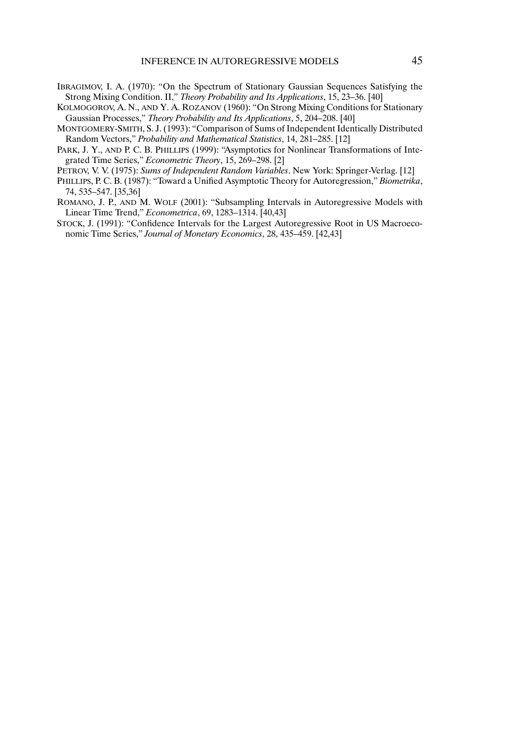IBRAGIMOV, I. A. (1970): "On the Spectrum of Stationary Gaussian Sequences Satisfying the Strong Mixing Condition. II," *Theory Probability and Its Applications*, 15, 23–36. [40]

KOLMOGOROV, A. N., AND Y. A. ROZANOV (1960): "On Strong Mixing Conditions for Stationary Gaussian Processes," *Theory Probability and Its Applications*, 5, 204–208. [40]

MONTGOMERY-SMITH, S. J. (1993): "Comparison of Sums of Independent Identically Distributed Random Vectors," *Probability and Mathematical Statistics*, 14, 281–285. [12]

PARK, J. Y., AND P. C. B. PHILLIPS (1999): "Asymptotics for Nonlinear Transformations of Integrated Time Series," *Econometric Theory*, 15, 269–298. [2]

PETROV, V. V. (1975): *Sums of Independent Random Variables*. New York: Springer-Verlag. [12]

PHILLIPS, P. C. B. (1987): "Toward a Unified Asymptotic Theory for Autoregression," *Biometrika*, 74, 535–547. [35,36]

ROMANO, J. P., AND M. WOLF (2001): "Subsampling Intervals in Autoregressive Models with Linear Time Trend," *Econometrica*, 69, 1283–1314. [40,43]

STOCK, J. (1991): "Confidence Intervals for the Largest Autoregressive Root in US Macroeconomic Time Series," *Journal of Monetary Economics*, 28, 435–459. [42,43]